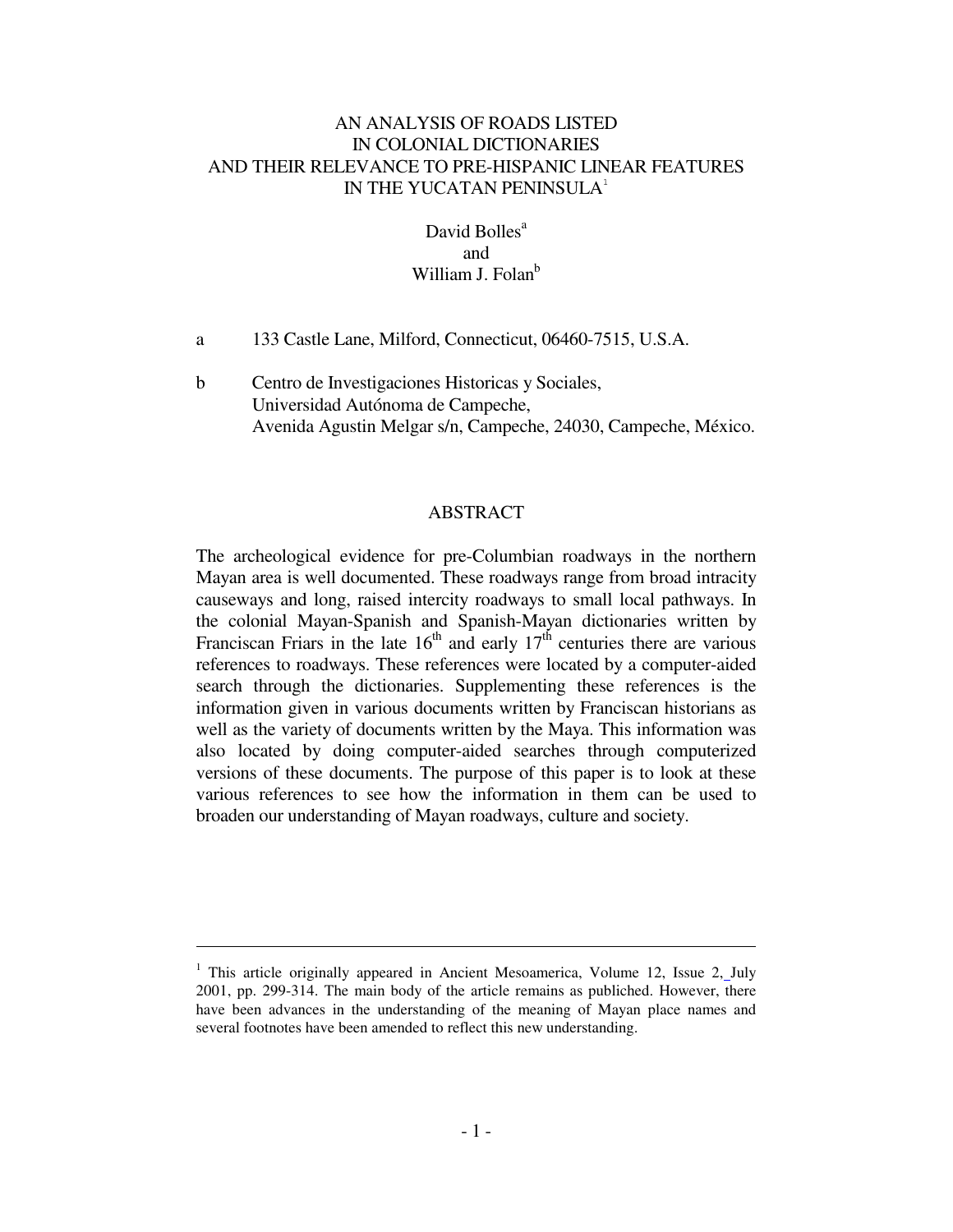# AN ANALYSIS OF ROADS LISTED IN COLONIAL DICTIONARIES AND THEIR RELEVANCE TO PRE-HISPANIC LINEAR FEATURES IN THE YUCATAN PENINSULA[1]

David Bolles[a]
and
William J. Folan[b]

a 133 Castle Lane, Milford, Connecticut, 06460-7515, U.S.A.

b Centro de Investigaciones Historicas y Sociales,
Universidad Autónoma de Campeche,
Avenida Agustin Melgar s/n, Campeche, 24030, Campeche, México.

## ABSTRACT

The archeological evidence for pre-Columbian roadways in the northern Mayan area is well documented. These roadways range from broad intracity causeways and long, raised intercity roadways to small local pathways. In the colonial Mayan-Spanish and Spanish-Mayan dictionaries written by Franciscan Friars in the late 16th and early 17th centuries there are various references to roadways. These references were located by a computer-aided search through the dictionaries. Supplementing these references is the information given in various documents written by Franciscan historians as well as the variety of documents written by the Maya. This information was also located by doing computer-aided searches through computerized versions of these documents. The purpose of this paper is to look at these various references to see how the information in them can be used to broaden our understanding of Mayan roadways, culture and society.

---

[1] This article originally appeared in Ancient Mesoamerica, Volume 12, Issue 2, July 2001, pp. 299-314. The main body of the article remains as publiched. However, there have been advances in the understanding of the meaning of Mayan place names and several footnotes have been amended to reflect this new understanding.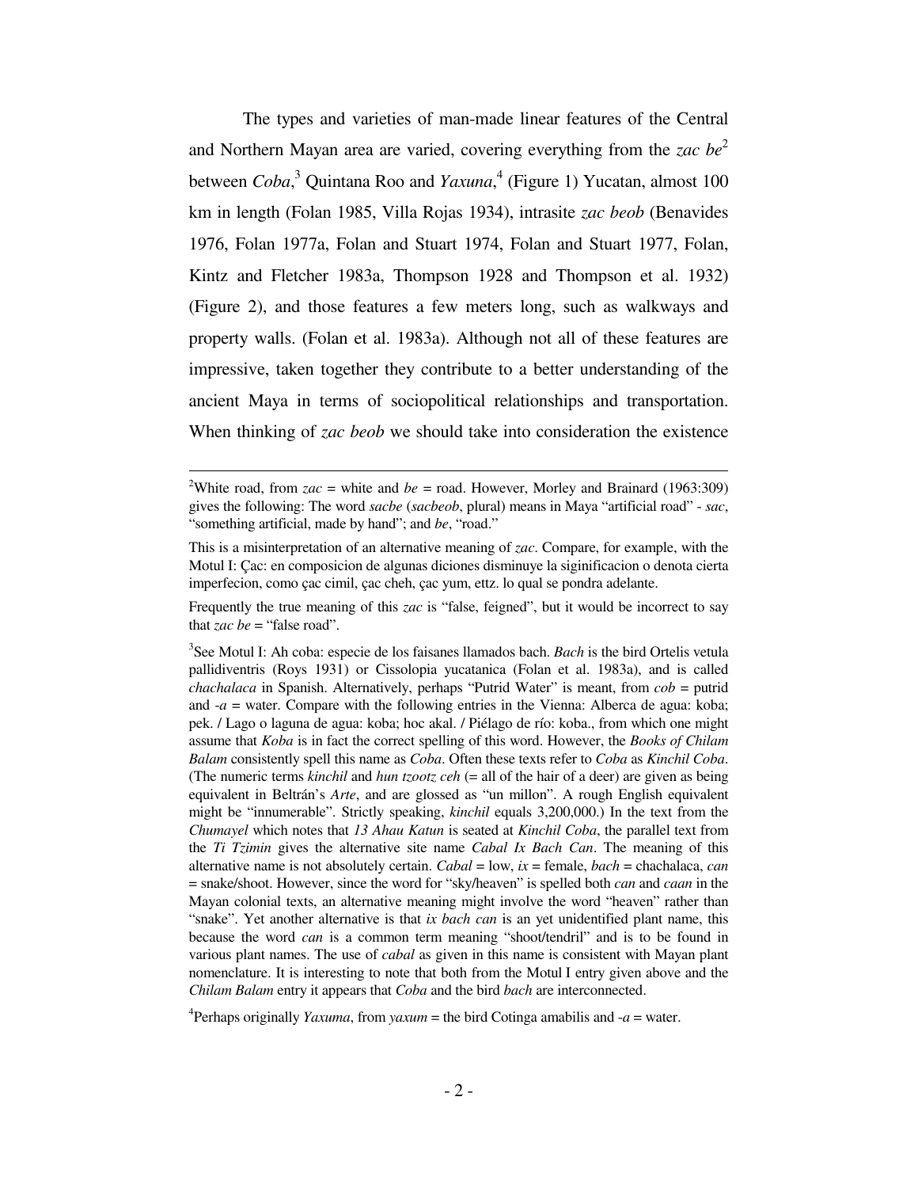The types and varieties of man-made linear features of the Central and Northern Mayan area are varied, covering everything from the *zac be*[2] between *Coba*,[3] Quintana Roo and *Yaxuna*,[4] (Figure 1) Yucatan, almost 100 km in length (Folan 1985, Villa Rojas 1934), intrasite *zac beob* (Benavides 1976, Folan 1977a, Folan and Stuart 1974, Folan and Stuart 1977, Folan, Kintz and Fletcher 1983a, Thompson 1928 and Thompson et al. 1932) (Figure 2), and those features a few meters long, such as walkways and property walls. (Folan et al. 1983a). Although not all of these features are impressive, taken together they contribute to a better understanding of the ancient Maya in terms of sociopolitical relationships and transportation. When thinking of *zac beob* we should take into consideration the existence

---

[2]White road, from *zac* = white and *be* = road. However, Morley and Brainard (1963:309) gives the following: The word *sacbe* (*sacbeob*, plural) means in Maya "artificial road" - *sac*, "something artificial, made by hand"; and *be*, "road."

This is a misinterpretation of an alternative meaning of *zac*. Compare, for example, with the Motul I: Çac: en composicion de algunas diciones disminuye la siginificacion o denota cierta imperfecion, como çac cimil, çac cheh, çac yum, ettz. lo qual se pondra adelante.

Frequently the true meaning of this *zac* is "false, feigned", but it would be incorrect to say that *zac be* = "false road".

[3]See Motul I: Ah coba: especie de los faisanes llamados bach. *Bach* is the bird Ortelis vetula pallidiventris (Roys 1931) or Cissolopia yucatanica (Folan et al. 1983a), and is called *chachalaca* in Spanish. Alternatively, perhaps "Putrid Water" is meant, from *cob* = putrid and *-a* = water. Compare with the following entries in the Vienna: Alberca de agua: koba; pek. / Lago o laguna de agua: koba; hoc akal. / Piélago de río: koba., from which one might assume that *Koba* is in fact the correct spelling of this word. However, the *Books of Chilam Balam* consistently spell this name as *Coba*. Often these texts refer to *Coba* as *Kinchil Coba*. (The numeric terms *kinchil* and *hun tzootz ceh* (= all of the hair of a deer) are given as being equivalent in Beltrán's *Arte*, and are glossed as "un millon". A rough English equivalent might be "innumerable". Strictly speaking, *kinchil* equals 3,200,000.) In the text from the *Chumayel* which notes that *13 Ahau Katun* is seated at *Kinchil Coba*, the parallel text from the *Ti Tzimin* gives the alternative site name *Cabal Ix Bach Can*. The meaning of this alternative name is not absolutely certain. *Cabal* = low, *ix* = female, *bach* = chachalaca, *can* = snake/shoot. However, since the word for "sky/heaven" is spelled both *can* and *caan* in the Mayan colonial texts, an alternative meaning might involve the word "heaven" rather than "snake". Yet another alternative is that *ix bach can* is an yet unidentified plant name, this because the word *can* is a common term meaning "shoot/tendril" and is to be found in various plant names. The use of *cabal* as given in this name is consistent with Mayan plant nomenclature. It is interesting to note that both from the Motul I entry given above and the *Chilam Balam* entry it appears that *Coba* and the bird *bach* are interconnected.

[4]Perhaps originally *Yaxuma*, from *yaxum* = the bird Cotinga amabilis and *-a* = water.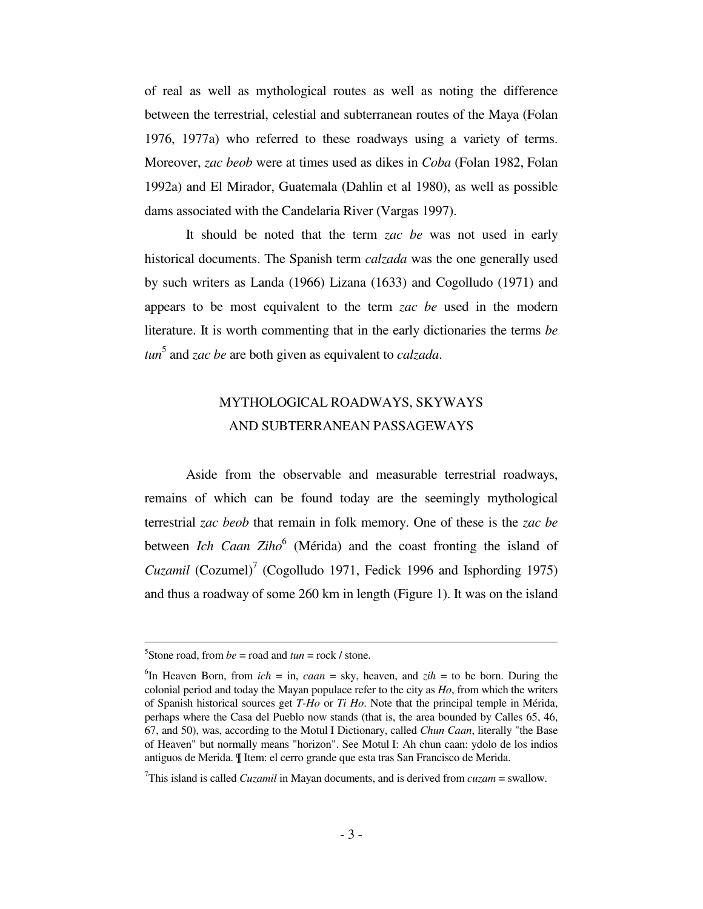of real as well as mythological routes as well as noting the difference between the terrestrial, celestial and subterranean routes of the Maya (Folan 1976, 1977a) who referred to these roadways using a variety of terms. Moreover, *zac beob* were at times used as dikes in *Coba* (Folan 1982, Folan 1992a) and El Mirador, Guatemala (Dahlin et al 1980), as well as possible dams associated with the Candelaria River (Vargas 1997).

It should be noted that the term *zac be* was not used in early historical documents. The Spanish term *calzada* was the one generally used by such writers as Landa (1966) Lizana (1633) and Cogolludo (1971) and appears to be most equivalent to the term *zac be* used in the modern literature. It is worth commenting that in the early dictionaries the terms *be tun*[5] and *zac be* are both given as equivalent to *calzada*.

## MYTHOLOGICAL ROADWAYS, SKYWAYS AND SUBTERRANEAN PASSAGEWAYS

Aside from the observable and measurable terrestrial roadways, remains of which can be found today are the seemingly mythological terrestrial *zac beob* that remain in folk memory. One of these is the *zac be* between *Ich Caan Ziho*[6] (Mérida) and the coast fronting the island of *Cuzamil* (Cozumel)[7] (Cogolludo 1971, Fedick 1996 and Isphording 1975) and thus a roadway of some 260 km in length (Figure 1). It was on the island

---

[5]Stone road, from *be* = road and *tun* = rock / stone.

[6]In Heaven Born, from *ich* = in, *caan* = sky, heaven, and *zih* = to be born. During the colonial period and today the Mayan populace refer to the city as *Ho*, from which the writers of Spanish historical sources get *T-Ho* or *Ti Ho*. Note that the principal temple in Mérida, perhaps where the Casa del Pueblo now stands (that is, the area bounded by Calles 65, 46, 67, and 50), was, according to the Motul I Dictionary, called *Chun Caan*, literally "the Base of Heaven" but normally means "horizon". See Motul I: Ah chun caan: ydolo de los indios antiguos de Merida. ¶ Item: el cerro grande que esta tras San Francisco de Merida.

[7]This island is called *Cuzamil* in Mayan documents, and is derived from *cuzam* = swallow.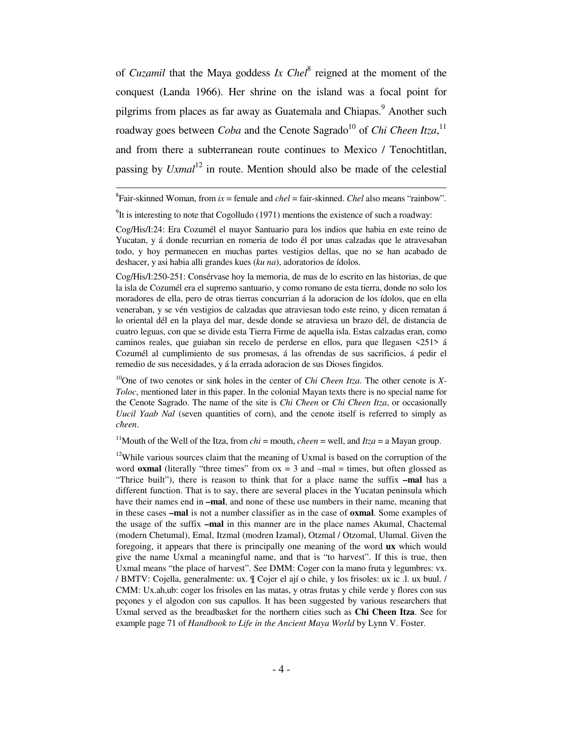of *Cuzamil* that the Maya goddess *Ix Chel*[8] reigned at the moment of the conquest (Landa 1966). Her shrine on the island was a focal point for pilgrims from places as far away as Guatemala and Chiapas.[9] Another such roadway goes between *Coba* and the Cenote Sagrado[10] of *Chi Cħeen Itza*,[11] and from there a subterranean route continues to Mexico / Tenochtitlan, passing by *Uxmal*[12] in route. Mention should also be made of the celestial

---

[8]Fair-skinned Woman, from *ix* = female and *chel* = fair-skinned. *Chel* also means "rainbow".

[9]It is interesting to note that Cogolludo (1971) mentions the existence of such a roadway:

Cog/His/I:24: Era Cozumél el mayor Santuario para los indios que habia en este reino de Yucatan, y á donde recurrian en romeria de todo él por unas calzadas que le atravesaban todo, y hoy permanecen en muchas partes vestigios dellas, que no se han acabado de deshacer, y asi habia alli grandes kues (*ku na*), adoratorios de ídolos.

Cog/His/I:250-251: Consérvase hoy la memoria, de mas de lo escrito en las historias, de que la isla de Cozumél era el supremo santuario, y como romano de esta tierra, donde no solo los moradores de ella, pero de otras tierras concurrian á la adoracion de los ídolos, que en ella veneraban, y se vén vestigios de calzadas que atraviesan todo este reino, y dicen rematan á lo oriental dél en la playa del mar, desde donde se atraviesa un brazo dél, de distancia de cuatro leguas, con que se divide esta Tierra Firme de aquella isla. Estas calzadas eran, como caminos reales, que guiaban sin recelo de perderse en ellos, para que llegasen <251> á Cozumél al cumplimiento de sus promesas, á las ofrendas de sus sacrificios, á pedir el remedio de sus necesidades, y á la errada adoracion de sus Dioses fingidos.

[10]One of two cenotes or sink holes in the center of *Chi Cħeen Itza*. The other cenote is *X-Toloc*, mentioned later in this paper. In the colonial Mayan texts there is no special name for the Cenote Sagrado. The name of the site is *Chi Cħeen* or *Chi Cħeen Itza*, or occasionally *Uucil Yaab Nal* (seven quantities of corn), and the cenote itself is referred to simply as *cħeen*.

[11]Mouth of the Well of the Itza, from *chi* = mouth, *cħeen* = well, and *Itza* = a Mayan group.

[12]While various sources claim that the meaning of Uxmal is based on the corruption of the word **oxmal** (literally "three times" from ox = 3 and –mal = times, but often glossed as "Thrice built"), there is reason to think that for a place name the suffix **–mal** has a different function. That is to say, there are several places in the Yucatan peninsula which have their names end in **–mal**, and none of these use numbers in their name, meaning that in these cases **–mal** is not a number classifier as in the case of **oxmal**. Some examples of the usage of the suffix **–mal** in this manner are in the place names Akumal, Chactemal (modern Chetumal), Emal, Itzmal (modren Izamal), Otzmal / Otzomal, Ulumal. Given the foregoing, it appears that there is principally one meaning of the word **ux** which would give the name Uxmal a meaningful name, and that is "to harvest". If this is true, then Uxmal means "the place of harvest". See DMM: Coger con la mano fruta y legumbres: vx. / BMTV: Cojella, generalmente: ux. ¶ Cojer el ají o chile, y los frisoles: ux ic .l. ux buul. / CMM: Ux.ah,ub: coger los frisoles en las matas, y otras frutas y chile verde y flores con sus peçones y el algodon con sus capullos. It has been suggested by various researchers that Uxmal served as the breadbasket for the northern cities such as **Chi Cħeen Itza**. See for example page 71 of *Handbook to Life in the Ancient Maya World* by Lynn V. Foster.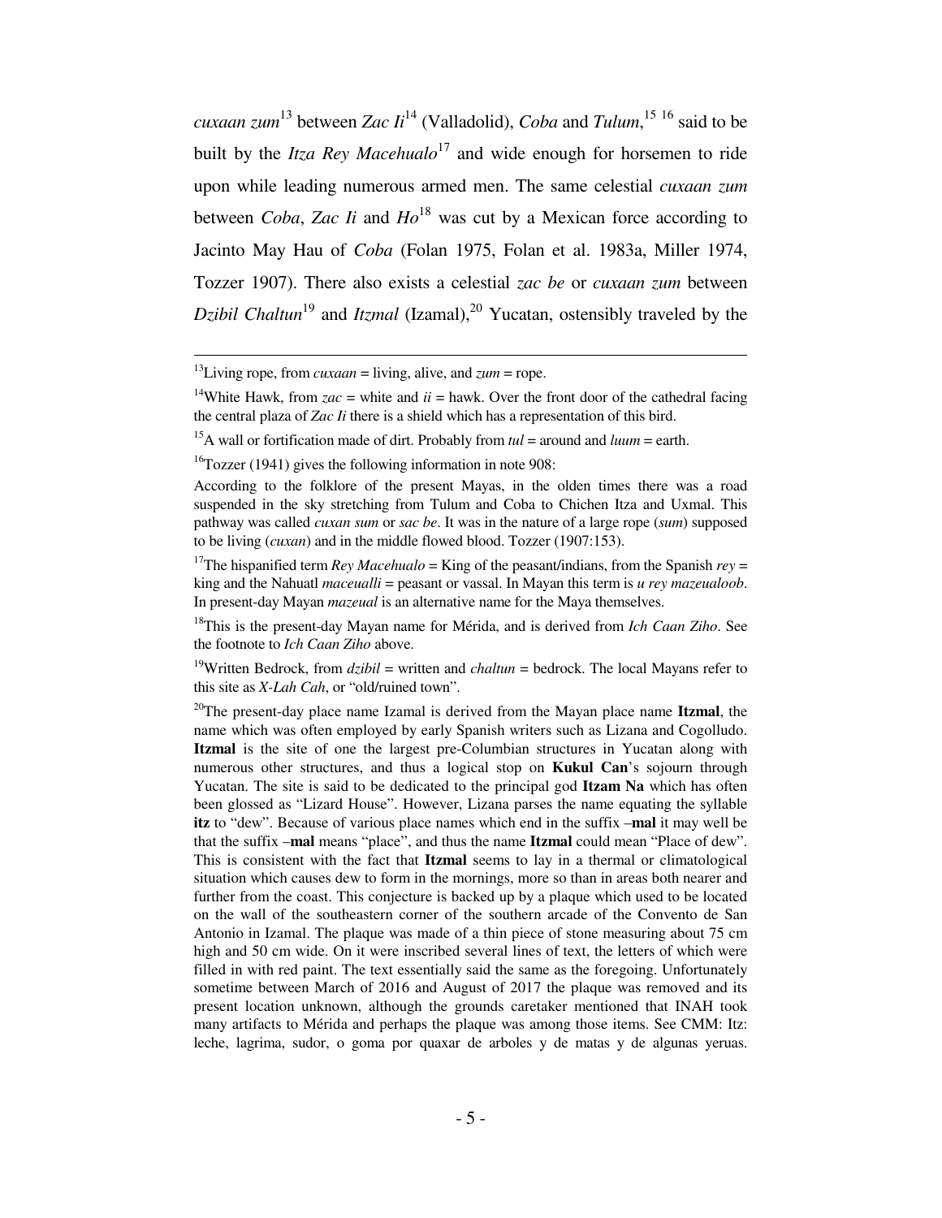*cuxaan zum*[13] between *Zac Ii*[14] (Valladolid), *Coba* and *Tulum*,[15] [16] said to be built by the *Itza Rey Macehualo*[17] and wide enough for horsemen to ride upon while leading numerous armed men. The same celestial *cuxaan zum* between *Coba*, *Zac Ii* and *Ho*[18] was cut by a Mexican force according to Jacinto May Hau of *Coba* (Folan 1975, Folan et al. 1983a, Miller 1974, Tozzer 1907). There also exists a celestial *zac be* or *cuxaan zum* between *Dzibil Chaltun*[19] and *Itzmal* (Izamal),[20] Yucatan, ostensibly traveled by the

---

[13]Living rope, from *cuxaan* = living, alive, and *zum* = rope.

[14]White Hawk, from *zac* = white and *ii* = hawk. Over the front door of the cathedral facing the central plaza of *Zac Ii* there is a shield which has a representation of this bird.

[15]A wall or fortification made of dirt. Probably from *tul* = around and *luum* = earth.

[16]Tozzer (1941) gives the following information in note 908:

According to the folklore of the present Mayas, in the olden times there was a road suspended in the sky stretching from Tulum and Coba to Chichen Itza and Uxmal. This pathway was called *cuxan sum* or *sac be*. It was in the nature of a large rope (*sum*) supposed to be living (*cuxan*) and in the middle flowed blood. Tozzer (1907:153).

[17]The hispanified term *Rey Macehualo* = King of the peasant/indians, from the Spanish *rey* = king and the Nahuatl *maceualli* = peasant or vassal. In Mayan this term is *u rey mazeualoob*. In present-day Mayan *mazeual* is an alternative name for the Maya themselves.

[18]This is the present-day Mayan name for Mérida, and is derived from *Ich Caan Ziho*. See the footnote to *Ich Caan Ziho* above.

[19]Written Bedrock, from *dzibil* = written and *chaltun* = bedrock. The local Mayans refer to this site as *X-Lah Cah*, or "old/ruined town".

[20]The present-day place name Izamal is derived from the Mayan place name **Itzmal**, the name which was often employed by early Spanish writers such as Lizana and Cogolludo. **Itzmal** is the site of one the largest pre-Columbian structures in Yucatan along with numerous other structures, and thus a logical stop on **Kukul Can**'s sojourn through Yucatan. The site is said to be dedicated to the principal god **Itzam Na** which has often been glossed as "Lizard House". However, Lizana parses the name equating the syllable **itz** to "dew". Because of various place names which end in the suffix –**mal** it may well be that the suffix –**mal** means "place", and thus the name **Itzmal** could mean "Place of dew". This is consistent with the fact that **Itzmal** seems to lay in a thermal or climatological situation which causes dew to form in the mornings, more so than in areas both nearer and further from the coast. This conjecture is backed up by a plaque which used to be located on the wall of the southeastern corner of the southern arcade of the Convento de San Antonio in Izamal. The plaque was made of a thin piece of stone measuring about 75 cm high and 50 cm wide. On it were inscribed several lines of text, the letters of which were filled in with red paint. The text essentially said the same as the foregoing. Unfortunately sometime between March of 2016 and August of 2017 the plaque was removed and its present location unknown, although the grounds caretaker mentioned that INAH took many artifacts to Mérida and perhaps the plaque was among those items. See CMM: Itz: leche, lagrima, sudor, o goma por quaxar de arboles y de matas y de algunas yeruas.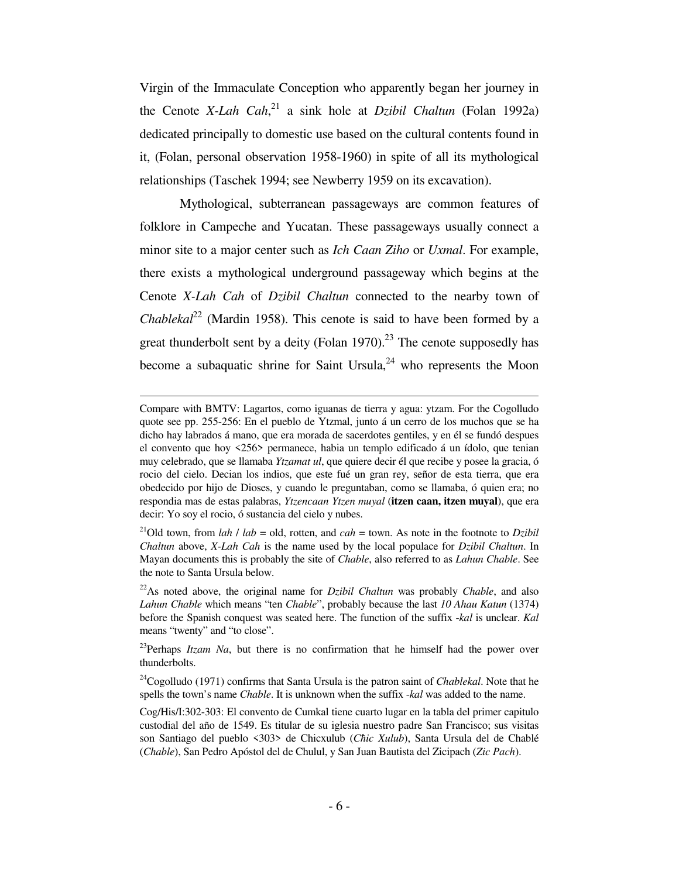Virgin of the Immaculate Conception who apparently began her journey in the Cenote *X-Lah Cah*,[21] a sink hole at *Dzibil Chaltun* (Folan 1992a) dedicated principally to domestic use based on the cultural contents found in it, (Folan, personal observation 1958-1960) in spite of all its mythological relationships (Taschek 1994; see Newberry 1959 on its excavation).

Mythological, subterranean passageways are common features of folklore in Campeche and Yucatan. These passageways usually connect a minor site to a major center such as *Ich Caan Ziho* or *Uxmal*. For example, there exists a mythological underground passageway which begins at the Cenote *X-Lah Cah* of *Dzibil Chaltun* connected to the nearby town of *Chablekal*[22] (Mardin 1958). This cenote is said to have been formed by a great thunderbolt sent by a deity (Folan 1970).[23] The cenote supposedly has become a subaquatic shrine for Saint Ursula,[24] who represents the Moon

---

Compare with BMTV: Lagartos, como iguanas de tierra y agua: ytzam. For the Cogolludo quote see pp. 255-256: En el pueblo de Ytzmal, junto á un cerro de los muchos que se ha dicho hay labrados á mano, que era morada de sacerdotes gentiles, y en él se fundó despues el convento que hoy <256> permanece, habia un templo edificado á un ídolo, que tenian muy celebrado, que se llamaba *Ytzamat ul*, que quiere decir él que recibe y posee la gracia, ó rocio del cielo. Decian los indios, que este fué un gran rey, señor de esta tierra, que era obedecido por hijo de Dioses, y cuando le preguntaban, como se llamaba, ó quien era; no respondia mas de estas palabras, *Ytzencaan Ytzen muyal* (**itzen caan, itzen muyal**), que era decir: Yo soy el rocio, ó sustancia del cielo y nubes.

[21]Old town, from *lah* / *lab* = old, rotten, and *cah* = town. As note in the footnote to *Dzibil Chaltun* above, *X-Lah Cah* is the name used by the local populace for *Dzibil Chaltun*. In Mayan documents this is probably the site of *Chable*, also referred to as *Lahun Chable*. See the note to Santa Ursula below.

[22]As noted above, the original name for *Dzibil Chaltun* was probably *Chable*, and also *Lahun Chable* which means "ten *Chable*", probably because the last *10 Ahau Katun* (1374) before the Spanish conquest was seated here. The function of the suffix *-kal* is unclear. *Kal* means "twenty" and "to close".

[23]Perhaps *Itzam Na*, but there is no confirmation that he himself had the power over thunderbolts.

[24]Cogolludo (1971) confirms that Santa Ursula is the patron saint of *Chablekal*. Note that he spells the town's name *Chable*. It is unknown when the suffix *-kal* was added to the name.

Cog/His/I:302-303: El convento de Cumkal tiene cuarto lugar en la tabla del primer capitulo custodial del año de 1549. Es titular de su iglesia nuestro padre San Francisco; sus visitas son Santiago del pueblo <303> de Chicxulub (*Ch̄ic Xulub*), Santa Ursula del de Chablé (*Chable*), San Pedro Apóstol del de Chulul, y San Juan Bautista del Zicipach (*Zic Pach*).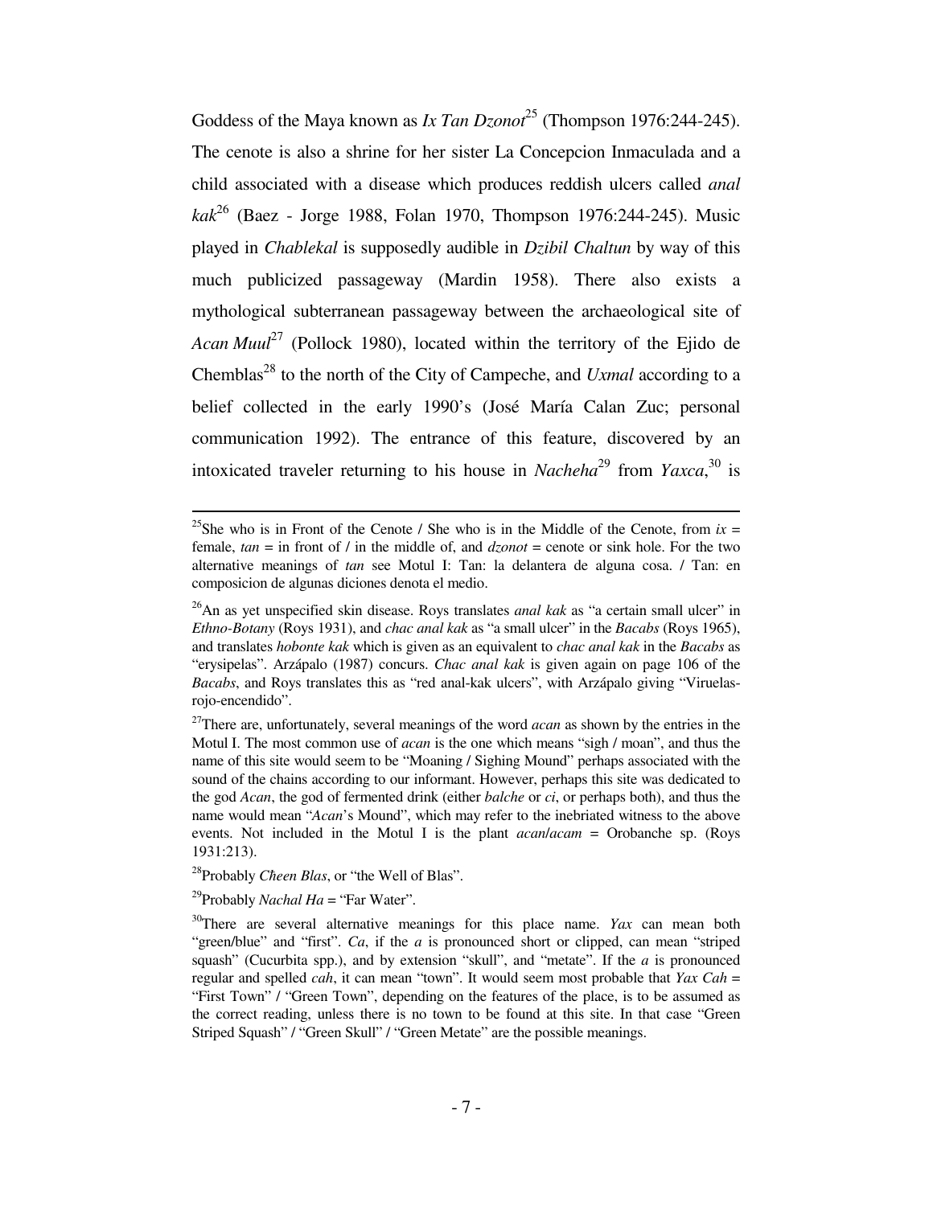Goddess of the Maya known as *Ix Tan Dzonot*[25] (Thompson 1976:244-245). The cenote is also a shrine for her sister La Concepcion Inmaculada and a child associated with a disease which produces reddish ulcers called *anal kak*[26] (Baez - Jorge 1988, Folan 1970, Thompson 1976:244-245). Music played in *Chablekal* is supposedly audible in *Dzibil Chaltun* by way of this much publicized passageway (Mardin 1958). There also exists a mythological subterranean passageway between the archaeological site of *Acan Muul*[27] (Pollock 1980), located within the territory of the Ejido de Chemblas[28] to the north of the City of Campeche, and *Uxmal* according to a belief collected in the early 1990's (José María Calan Zuc; personal communication 1992). The entrance of this feature, discovered by an intoxicated traveler returning to his house in *Nacheha*[29] from *Yaxca*,[30] is

---

[25]She who is in Front of the Cenote / She who is in the Middle of the Cenote, from *ix* = female, *tan* = in front of / in the middle of, and *dzonot* = cenote or sink hole. For the two alternative meanings of *tan* see Motul I: Tan: la delantera de alguna cosa. / Tan: en composicion de algunas diciones denota el medio.

[26]An as yet unspecified skin disease. Roys translates *anal kak* as "a certain small ulcer" in *Ethno-Botany* (Roys 1931), and *chac anal kak* as "a small ulcer" in the *Bacabs* (Roys 1965), and translates *hobonte kak* which is given as an equivalent to *chac anal kak* in the *Bacabs* as "erysipelas". Arzápalo (1987) concurs. *Chac anal kak* is given again on page 106 of the *Bacabs*, and Roys translates this as "red anal-kak ulcers", with Arzápalo giving "Viruelas-rojo-encendido".

[27]There are, unfortunately, several meanings of the word *acan* as shown by the entries in the Motul I. The most common use of *acan* is the one which means "sigh / moan", and thus the name of this site would seem to be "Moaning / Sighing Mound" perhaps associated with the sound of the chains according to our informant. However, perhaps this site was dedicated to the god *Acan*, the god of fermented drink (either *balche* or *ci*, or perhaps both), and thus the name would mean "*Acan*'s Mound", which may refer to the inebriated witness to the above events. Not included in the Motul I is the plant *acan*/*acam* = Orobanche sp. (Roys 1931:213).

[28]Probably *Cħeen Blas*, or "the Well of Blas".

[29]Probably *Nachal Ha* = "Far Water".

[30]There are several alternative meanings for this place name. *Yax* can mean both "green/blue" and "first". *Ca*, if the *a* is pronounced short or clipped, can mean "striped squash" (Cucurbita spp.), and by extension "skull", and "metate". If the *a* is pronounced regular and spelled *cah*, it can mean "town". It would seem most probable that *Yax Cah* = "First Town" / "Green Town", depending on the features of the place, is to be assumed as the correct reading, unless there is no town to be found at this site. In that case "Green Striped Squash" / "Green Skull" / "Green Metate" are the possible meanings.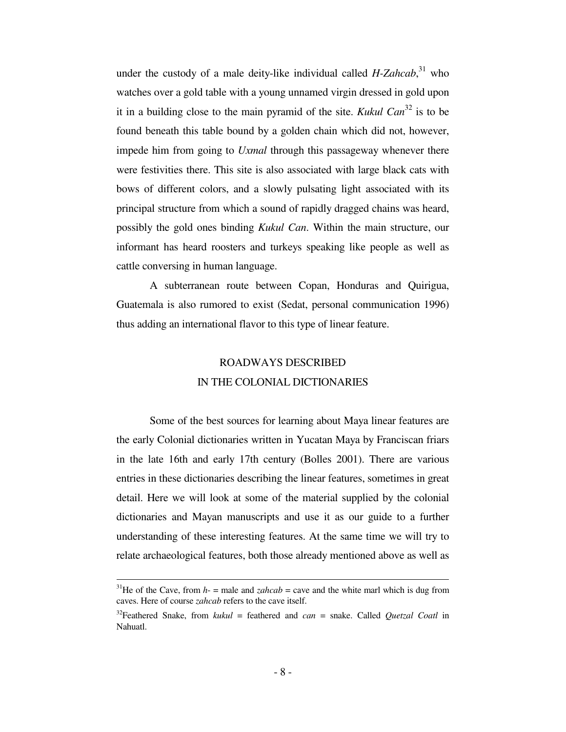under the custody of a male deity-like individual called *H-Zahcab*,[31] who watches over a gold table with a young unnamed virgin dressed in gold upon it in a building close to the main pyramid of the site. *Kukul Can*[32] is to be found beneath this table bound by a golden chain which did not, however, impede him from going to *Uxmal* through this passageway whenever there were festivities there. This site is also associated with large black cats with bows of different colors, and a slowly pulsating light associated with its principal structure from which a sound of rapidly dragged chains was heard, possibly the gold ones binding *Kukul Can*. Within the main structure, our informant has heard roosters and turkeys speaking like people as well as cattle conversing in human language.

A subterranean route between Copan, Honduras and Quirigua, Guatemala is also rumored to exist (Sedat, personal communication 1996) thus adding an international flavor to this type of linear feature.

## ROADWAYS DESCRIBED IN THE COLONIAL DICTIONARIES

Some of the best sources for learning about Maya linear features are the early Colonial dictionaries written in Yucatan Maya by Franciscan friars in the late 16th and early 17th century (Bolles 2001). There are various entries in these dictionaries describing the linear features, sometimes in great detail. Here we will look at some of the material supplied by the colonial dictionaries and Mayan manuscripts and use it as our guide to a further understanding of these interesting features. At the same time we will try to relate archaeological features, both those already mentioned above as well as

---

[31]He of the Cave, from *h-* = male and *zahcab* = cave and the white marl which is dug from caves. Here of course *zahcab* refers to the cave itself.

[32]Feathered Snake, from *kukul* = feathered and *can* = snake. Called *Quetzal Coatl* in Nahuatl.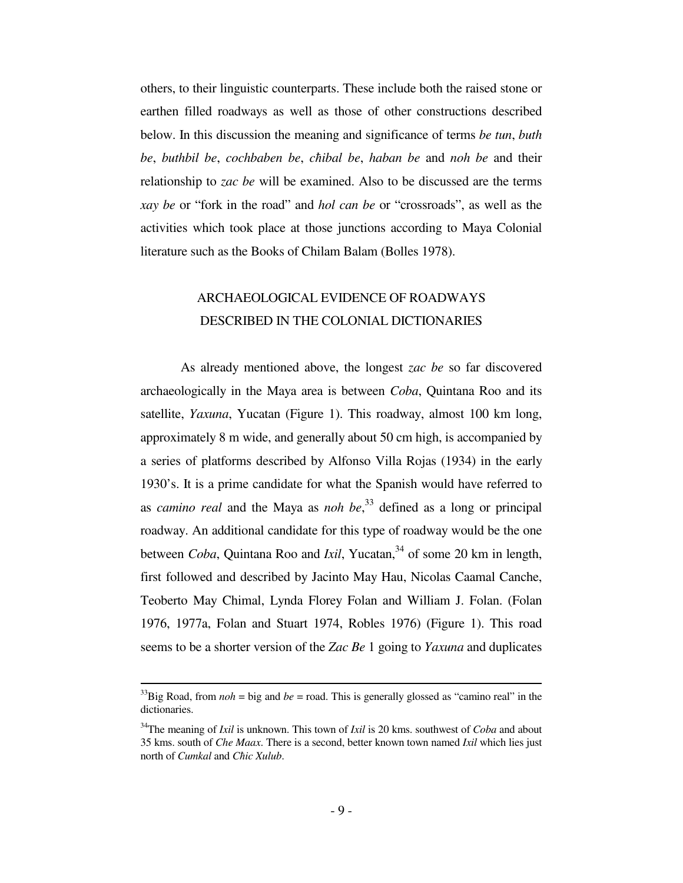others, to their linguistic counterparts. These include both the raised stone or earthen filled roadways as well as those of other constructions described below. In this discussion the meaning and significance of terms *be tun*, *buth be*, *buthbil be*, *cochbaben be*, *c̄hibal be*, *haban be* and *noh be* and their relationship to *zac be* will be examined. Also to be discussed are the terms *xay be* or "fork in the road" and *hol can be* or "crossroads", as well as the activities which took place at those junctions according to Maya Colonial literature such as the Books of Chilam Balam (Bolles 1978).

## ARCHAEOLOGICAL EVIDENCE OF ROADWAYS DESCRIBED IN THE COLONIAL DICTIONARIES

As already mentioned above, the longest *zac be* so far discovered archaeologically in the Maya area is between *Coba*, Quintana Roo and its satellite, *Yaxuna*, Yucatan (Figure 1). This roadway, almost 100 km long, approximately 8 m wide, and generally about 50 cm high, is accompanied by a series of platforms described by Alfonso Villa Rojas (1934) in the early 1930's. It is a prime candidate for what the Spanish would have referred to as *camino real* and the Maya as *noh be*,[33] defined as a long or principal roadway. An additional candidate for this type of roadway would be the one between *Coba*, Quintana Roo and *Ixil*, Yucatan,[34] of some 20 km in length, first followed and described by Jacinto May Hau, Nicolas Caamal Canche, Teoberto May Chimal, Lynda Florey Folan and William J. Folan. (Folan 1976, 1977a, Folan and Stuart 1974, Robles 1976) (Figure 1). This road seems to be a shorter version of the *Zac Be* 1 going to *Yaxuna* and duplicates

---

[33]Big Road, from *noh* = big and *be* = road. This is generally glossed as "camino real" in the dictionaries.

[34]The meaning of *Ixil* is unknown. This town of *Ixil* is 20 kms. southwest of *Coba* and about 35 kms. south of *Che Maax*. There is a second, better known town named *Ixil* which lies just north of *Cumkal* and *C̄hic Xulub*.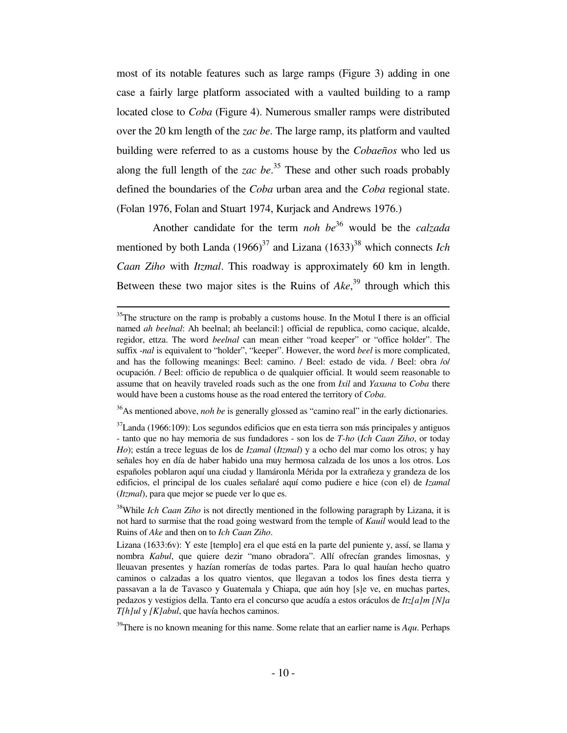most of its notable features such as large ramps (Figure 3) adding in one case a fairly large platform associated with a vaulted building to a ramp located close to *Coba* (Figure 4). Numerous smaller ramps were distributed over the 20 km length of the *zac be*. The large ramp, its platform and vaulted building were referred to as a customs house by the *Cobaeños* who led us along the full length of the *zac be*.[35] These and other such roads probably defined the boundaries of the *Coba* urban area and the *Coba* regional state. (Folan 1976, Folan and Stuart 1974, Kurjack and Andrews 1976.)

Another candidate for the term *noh be*[36] would be the *calzada* mentioned by both Landa (1966)[37] and Lizana (1633)[38] which connects *Ich Caan Ziho* with *Itzmal*. This roadway is approximately 60 km in length. Between these two major sites is the Ruins of *Ake*,[39] through which this

---

[35]The structure on the ramp is probably a customs house. In the Motul I there is an official named *ah beelnal*: Ah beelnal; ah beelancil:} official de republica, como cacique, alcalde, regidor, ettza. The word *beelnal* can mean either "road keeper" or "office holder". The suffix *-nal* is equivalent to "holder", "keeper". However, the word *beel* is more complicated, and has the following meanings: Beel: camino. / Beel: estado de vida. / Beel: obra /o/ ocupación. / Beel: officio de republica o de qualquier official. It would seem reasonable to assume that on heavily traveled roads such as the one from *Ixil* and *Yaxuna* to *Coba* there would have been a customs house as the road entered the territory of *Coba*.

[36]As mentioned above, *noh be* is generally glossed as "camino real" in the early dictionaries.

[37]Landa (1966:109): Los segundos edificios que en esta tierra son más principales y antiguos - tanto que no hay memoria de sus fundadores - son los de *T-ho* (*Ich Caan Ziho*, or today *Ho*); están a trece leguas de los de *Izamal* (*Itzmal*) y a ocho del mar como los otros; y hay señales hoy en día de haber habido una muy hermosa calzada de los unos a los otros. Los españoles poblaron aquí una ciudad y llamáronla Mérida por la extrañeza y grandeza de los edificios, el principal de los cuales señalaré aquí como pudiere e hice (con el) de *Izamal* (*Itzmal*), para que mejor se puede ver lo que es.

[38]While *Ich Caan Ziho* is not directly mentioned in the following paragraph by Lizana, it is not hard to surmise that the road going westward from the temple of *Kauil* would lead to the Ruins of *Ake* and then on to *Ich Caan Ziho*.

Lizana (1633:6v): Y este [templo] era el que está en la parte del puniente y, assí, se llama y nombra *Kabul*, que quiere dezir "mano obradora". Allí ofrecían grandes limosnas, y lleuavan presentes y hazían romerías de todas partes. Para lo qual hauían hecho quatro caminos o calzadas a los quatro vientos, que llegavan a todos los fines desta tierra y passavan a la de Tavasco y Guatemala y Chiapa, que aún hoy [s]e ve, en muchas partes, pedazos y vestigios della. Tanto era el concurso que acudía a estos oráculos de *Itz[a]m [N]a T[h]ul* y *[K]abul*, que havía hechos caminos.

[39]There is no known meaning for this name. Some relate that an earlier name is *Aqu*. Perhaps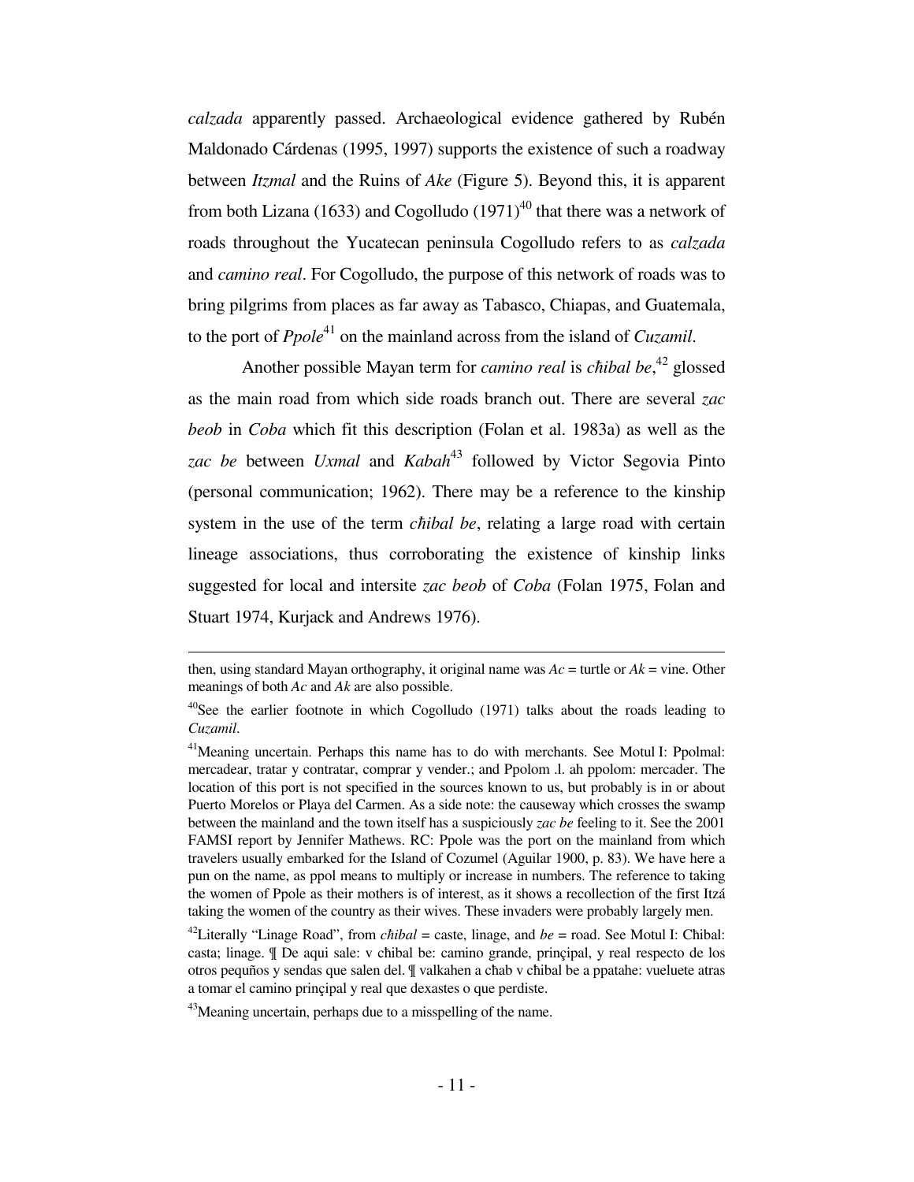*calzada* apparently passed. Archaeological evidence gathered by Rubén Maldonado Cárdenas (1995, 1997) supports the existence of such a roadway between *Itzmal* and the Ruins of *Ake* (Figure 5). Beyond this, it is apparent from both Lizana (1633) and Cogolludo (1971)[40] that there was a network of roads throughout the Yucatecan peninsula Cogolludo refers to as *calzada* and *camino real*. For Cogolludo, the purpose of this network of roads was to bring pilgrims from places as far away as Tabasco, Chiapas, and Guatemala, to the port of *Ppole*[41] on the mainland across from the island of *Cuzamil*.

Another possible Mayan term for *camino real* is *c̄hibal be*,[42] glossed as the main road from which side roads branch out. There are several *zac beob* in *Coba* which fit this description (Folan et al. 1983a) as well as the *zac be* between *Uxmal* and *Kabah*[43] followed by Victor Segovia Pinto (personal communication; 1962). There may be a reference to the kinship system in the use of the term *c̄hibal be*, relating a large road with certain lineage associations, thus corroborating the existence of kinship links suggested for local and intersite *zac beob* of *Coba* (Folan 1975, Folan and Stuart 1974, Kurjack and Andrews 1976).

---

then, using standard Mayan orthography, it original name was *Ac* = turtle or *Ak* = vine. Other meanings of both *Ac* and *Ak* are also possible.

[40]See the earlier footnote in which Cogolludo (1971) talks about the roads leading to *Cuzamil*.

[41]Meaning uncertain. Perhaps this name has to do with merchants. See Motul I: Ppolmal: mercadear, tratar y contratar, comprar y vender.; and Ppolom .l. ah ppolom: mercader. The location of this port is not specified in the sources known to us, but probably is in or about Puerto Morelos or Playa del Carmen. As a side note: the causeway which crosses the swamp between the mainland and the town itself has a suspiciously *zac be* feeling to it. See the 2001 FAMSI report by Jennifer Mathews. RC: Ppole was the port on the mainland from which travelers usually embarked for the Island of Cozumel (Aguilar 1900, p. 83). We have here a pun on the name, as ppol means to multiply or increase in numbers. The reference to taking the women of Ppole as their mothers is of interest, as it shows a recollection of the first Itzá taking the women of the country as their wives. These invaders were probably largely men.

[42]Literally "Linage Road", from *c̄hibal* = caste, linage, and *be* = road. See Motul I: C̄hibal: casta; linage. ¶ De aqui sale: v c̄hibal be: camino grande, prinçipal, y real respecto de los otros pequños y sendas que salen del. ¶ valkahen a c̄hab v c̄hibal be a ppatahe: vueluete atras a tomar el camino prinçipal y real que dexastes o que perdiste.

[43]Meaning uncertain, perhaps due to a misspelling of the name.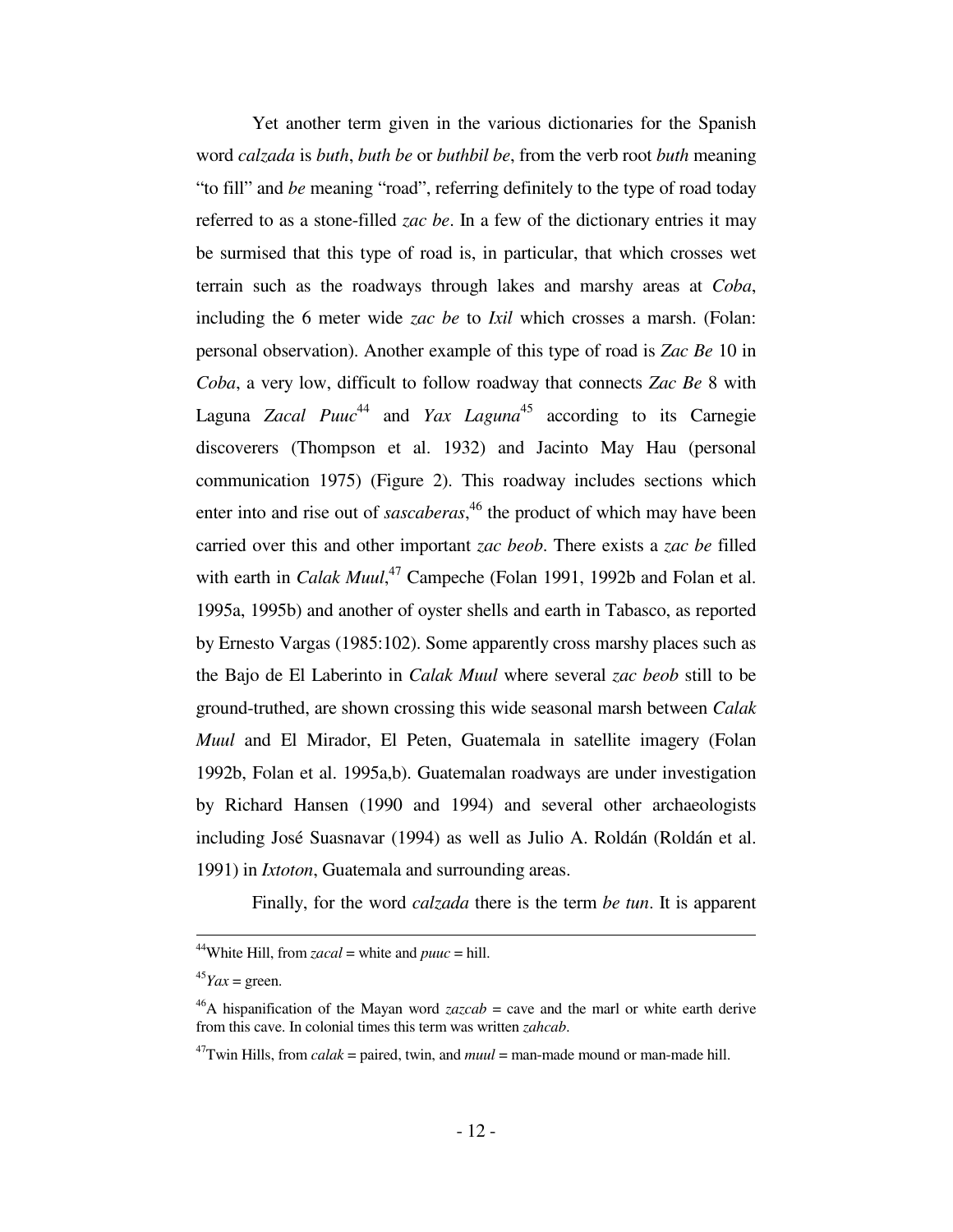Yet another term given in the various dictionaries for the Spanish word *calzada* is *buth*, *buth be* or *buthbil be*, from the verb root *buth* meaning "to fill" and *be* meaning "road", referring definitely to the type of road today referred to as a stone-filled *zac be*. In a few of the dictionary entries it may be surmised that this type of road is, in particular, that which crosses wet terrain such as the roadways through lakes and marshy areas at *Coba*, including the 6 meter wide *zac be* to *Ixil* which crosses a marsh. (Folan: personal observation). Another example of this type of road is *Zac Be* 10 in *Coba*, a very low, difficult to follow roadway that connects *Zac Be* 8 with Laguna *Zacal Puuc*[44] and *Yax Laguna*[45] according to its Carnegie discoverers (Thompson et al. 1932) and Jacinto May Hau (personal communication 1975) (Figure 2). This roadway includes sections which enter into and rise out of *sascaberas*,[46] the product of which may have been carried over this and other important *zac beob*. There exists a *zac be* filled with earth in *Calak Muul*,[47] Campeche (Folan 1991, 1992b and Folan et al. 1995a, 1995b) and another of oyster shells and earth in Tabasco, as reported by Ernesto Vargas (1985:102). Some apparently cross marshy places such as the Bajo de El Laberinto in *Calak Muul* where several *zac beob* still to be ground-truthed, are shown crossing this wide seasonal marsh between *Calak Muul* and El Mirador, El Peten, Guatemala in satellite imagery (Folan 1992b, Folan et al. 1995a,b). Guatemalan roadways are under investigation by Richard Hansen (1990 and 1994) and several other archaeologists including José Suasnavar (1994) as well as Julio A. Roldán (Roldán et al. 1991) in *Ixtoton*, Guatemala and surrounding areas.

Finally, for the word *calzada* there is the term *be tun*. It is apparent

---

[44]White Hill, from *zacal* = white and *puuc* = hill.

[45]*Yax* = green.

[46]A hispanification of the Mayan word *zazcab* = cave and the marl or white earth derive from this cave. In colonial times this term was written *zahcab*.

[47]Twin Hills, from *calak* = paired, twin, and *muul* = man-made mound or man-made hill.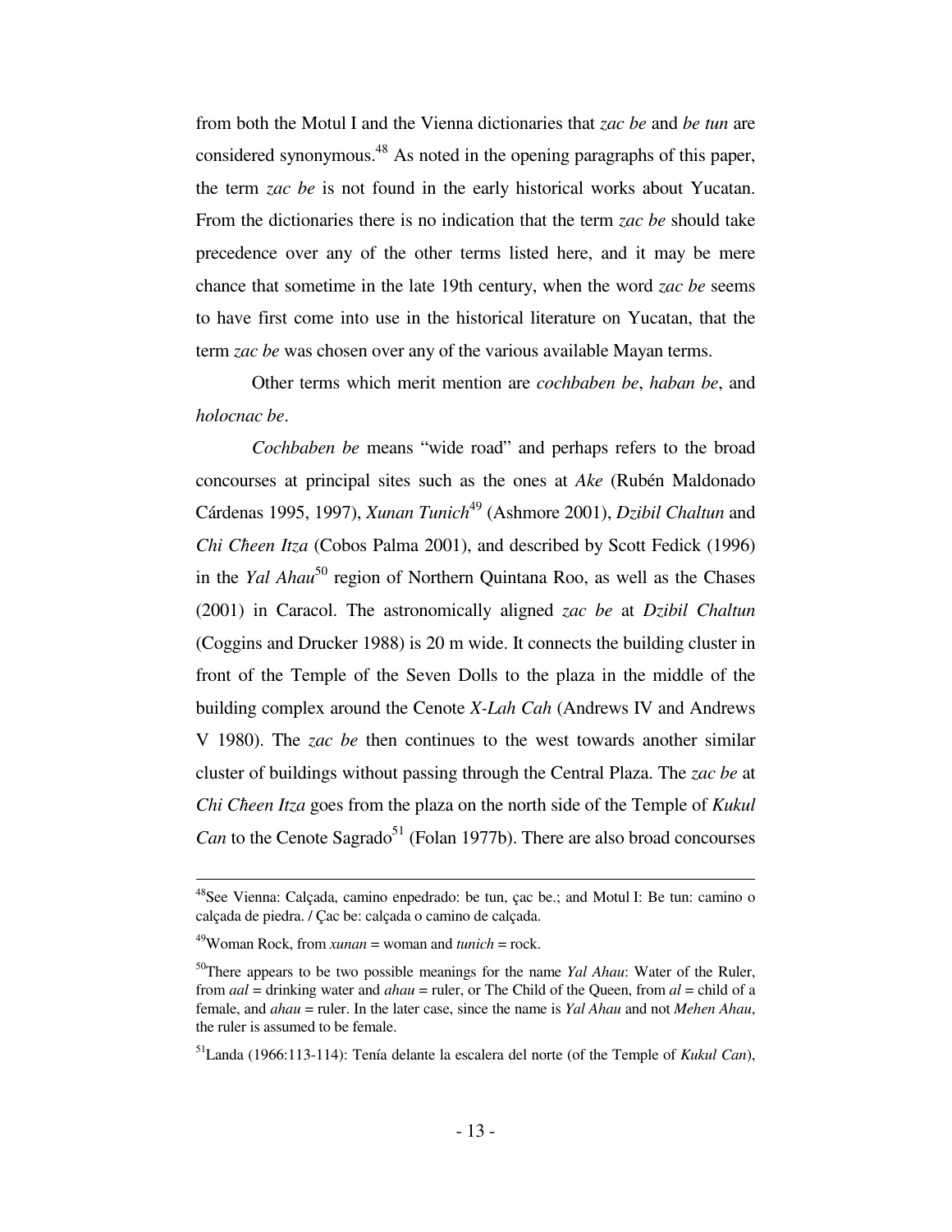from both the Motul I and the Vienna dictionaries that *zac be* and *be tun* are considered synonymous.[48] As noted in the opening paragraphs of this paper, the term *zac be* is not found in the early historical works about Yucatan. From the dictionaries there is no indication that the term *zac be* should take precedence over any of the other terms listed here, and it may be mere chance that sometime in the late 19th century, when the word *zac be* seems to have first come into use in the historical literature on Yucatan, that the term *zac be* was chosen over any of the various available Mayan terms.

Other terms which merit mention are *cochbaben be*, *haban be*, and *holocnac be*.

*Cochbaben be* means "wide road" and perhaps refers to the broad concourses at principal sites such as the ones at *Ake* (Rubén Maldonado Cárdenas 1995, 1997), *Xunan Tunich*[49] (Ashmore 2001), *Dzibil Chaltun* and *Chi Cħeen Itza* (Cobos Palma 2001), and described by Scott Fedick (1996) in the *Yal Ahau*[50] region of Northern Quintana Roo, as well as the Chases (2001) in Caracol. The astronomically aligned *zac be* at *Dzibil Chaltun* (Coggins and Drucker 1988) is 20 m wide. It connects the building cluster in front of the Temple of the Seven Dolls to the plaza in the middle of the building complex around the Cenote *X-Lah Cah* (Andrews IV and Andrews V 1980). The *zac be* then continues to the west towards another similar cluster of buildings without passing through the Central Plaza. The *zac be* at *Chi Cħeen Itza* goes from the plaza on the north side of the Temple of *Kukul Can* to the Cenote Sagrado[51] (Folan 1977b). There are also broad concourses

---

[48]See Vienna: Calçada, camino enpedrado: be tun, çac be.; and Motul I: Be tun: camino o calçada de piedra. / Çac be: calçada o camino de calçada.

[49]Woman Rock, from *xunan* = woman and *tunich* = rock.

[50]There appears to be two possible meanings for the name *Yal Ahau*: Water of the Ruler, from *aal* = drinking water and *ahau* = ruler, or The Child of the Queen, from *al* = child of a female, and *ahau* = ruler. In the later case, since the name is *Yal Ahau* and not *Mehen Ahau*, the ruler is assumed to be female.

[51]Landa (1966:113-114): Tenía delante la escalera del norte (of the Temple of *Kukul Can*),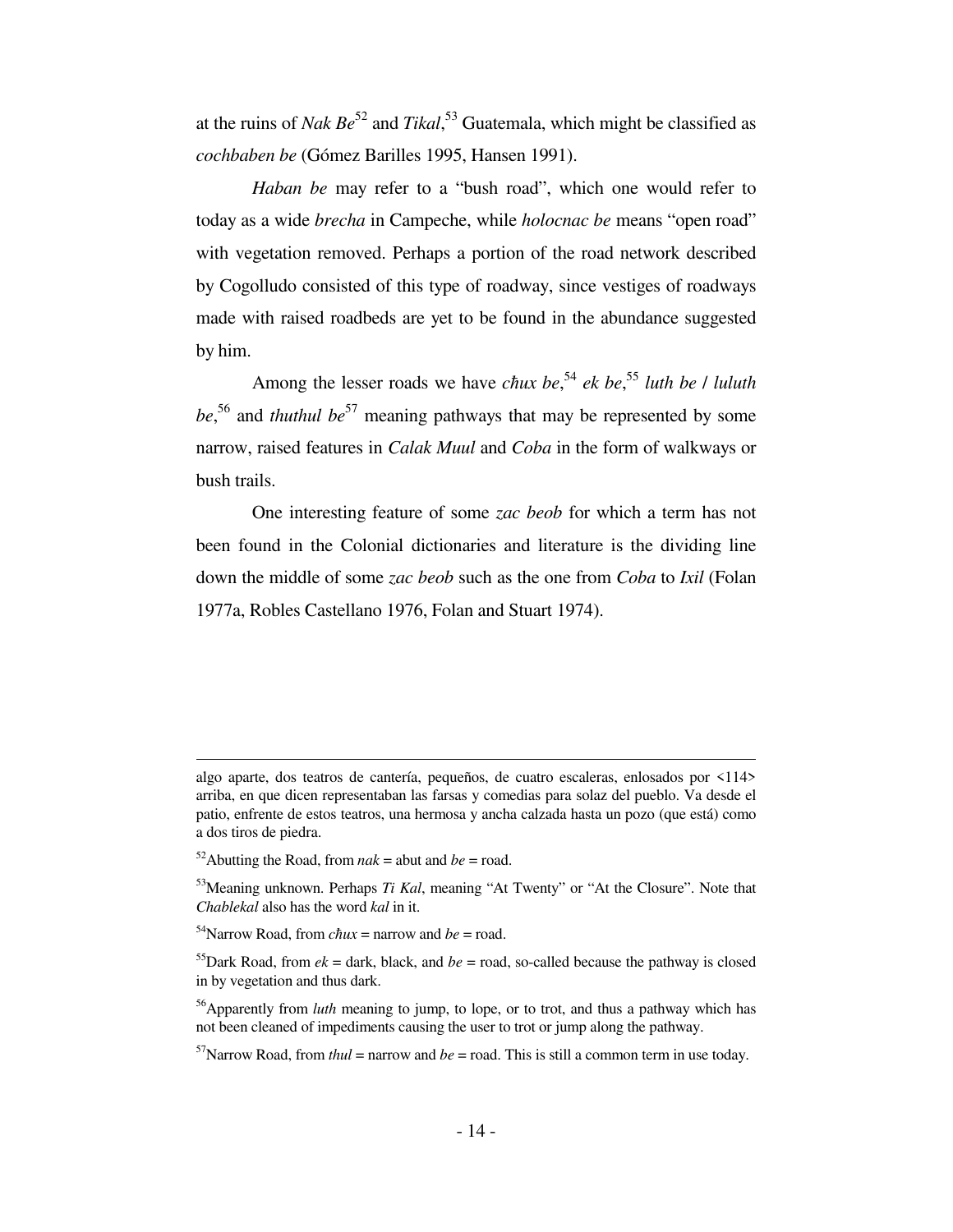at the ruins of *Nak Be*[52] and *Tikal*,[53] Guatemala, which might be classified as *cochbaben be* (Gómez Barilles 1995, Hansen 1991).

*Haban be* may refer to a "bush road", which one would refer to today as a wide *brecha* in Campeche, while *holocnac be* means "open road" with vegetation removed. Perhaps a portion of the road network described by Cogolludo consisted of this type of roadway, since vestiges of roadways made with raised roadbeds are yet to be found in the abundance suggested by him.

Among the lesser roads we have *c̄hux be*,[54] *ek be*,[55] *luth be* / *luluth be*,[56] and *thuthul be*[57] meaning pathways that may be represented by some narrow, raised features in *Calak Muul* and *Coba* in the form of walkways or bush trails.

One interesting feature of some *zac beob* for which a term has not been found in the Colonial dictionaries and literature is the dividing line down the middle of some *zac beob* such as the one from *Coba* to *Ixil* (Folan 1977a, Robles Castellano 1976, Folan and Stuart 1974).

---

algo aparte, dos teatros de cantería, pequeños, de cuatro escaleras, enlosados por <114> arriba, en que dicen representaban las farsas y comedias para solaz del pueblo. Va desde el patio, enfrente de estos teatros, una hermosa y ancha calzada hasta un pozo (que está) como a dos tiros de piedra.

[52] Abutting the Road, from *nak* = abut and *be* = road.

[53] Meaning unknown. Perhaps *Ti Kal*, meaning "At Twenty" or "At the Closure". Note that *Chablekal* also has the word *kal* in it.

[54] Narrow Road, from *c̄hux* = narrow and *be* = road.

[55] Dark Road, from *ek* = dark, black, and *be* = road, so-called because the pathway is closed in by vegetation and thus dark.

[56] Apparently from *luth* meaning to jump, to lope, or to trot, and thus a pathway which has not been cleaned of impediments causing the user to trot or jump along the pathway.

[57] Narrow Road, from *thul* = narrow and *be* = road. This is still a common term in use today.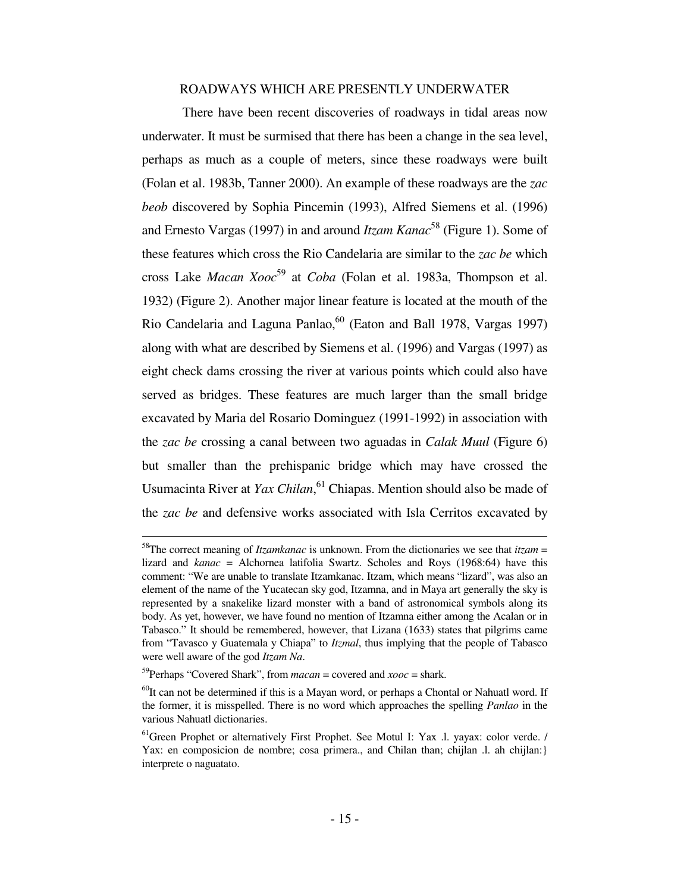## ROADWAYS WHICH ARE PRESENTLY UNDERWATER

There have been recent discoveries of roadways in tidal areas now underwater. It must be surmised that there has been a change in the sea level, perhaps as much as a couple of meters, since these roadways were built (Folan et al. 1983b, Tanner 2000). An example of these roadways are the *zac beob* discovered by Sophia Pincemin (1993), Alfred Siemens et al. (1996) and Ernesto Vargas (1997) in and around *Itzam Kanac*[58] (Figure 1). Some of these features which cross the Rio Candelaria are similar to the *zac be* which cross Lake *Macan Xooc*[59] at *Coba* (Folan et al. 1983a, Thompson et al. 1932) (Figure 2). Another major linear feature is located at the mouth of the Rio Candelaria and Laguna Panlao,[60] (Eaton and Ball 1978, Vargas 1997) along with what are described by Siemens et al. (1996) and Vargas (1997) as eight check dams crossing the river at various points which could also have served as bridges. These features are much larger than the small bridge excavated by Maria del Rosario Dominguez (1991-1992) in association with the *zac be* crossing a canal between two aguadas in *Calak Muul* (Figure 6) but smaller than the prehispanic bridge which may have crossed the Usumacinta River at *Yax Chilan*,[61] Chiapas. Mention should also be made of the *zac be* and defensive works associated with Isla Cerritos excavated by

---

[58]The correct meaning of *Itzamkanac* is unknown. From the dictionaries we see that *itzam* = lizard and *kanac* = Alchornea latifolia Swartz. Scholes and Roys (1968:64) have this comment: "We are unable to translate Itzamkanac. Itzam, which means "lizard", was also an element of the name of the Yucatecan sky god, Itzamna, and in Maya art generally the sky is represented by a snakelike lizard monster with a band of astronomical symbols along its body. As yet, however, we have found no mention of Itzamna either among the Acalan or in Tabasco." It should be remembered, however, that Lizana (1633) states that pilgrims came from "Tavasco y Guatemala y Chiapa" to *Itzmal*, thus implying that the people of Tabasco were well aware of the god *Itzam Na*.

[59]Perhaps "Covered Shark", from *macan* = covered and *xooc* = shark.

[60]It can not be determined if this is a Mayan word, or perhaps a Chontal or Nahuatl word. If the former, it is misspelled. There is no word which approaches the spelling *Panlao* in the various Nahuatl dictionaries.

[61]Green Prophet or alternatively First Prophet. See Motul I: Yax .l. yayax: color verde. / Yax: en composicion de nombre; cosa primera., and Chilan than; chijlan .l. ah chijlan:} interprete o naguatato.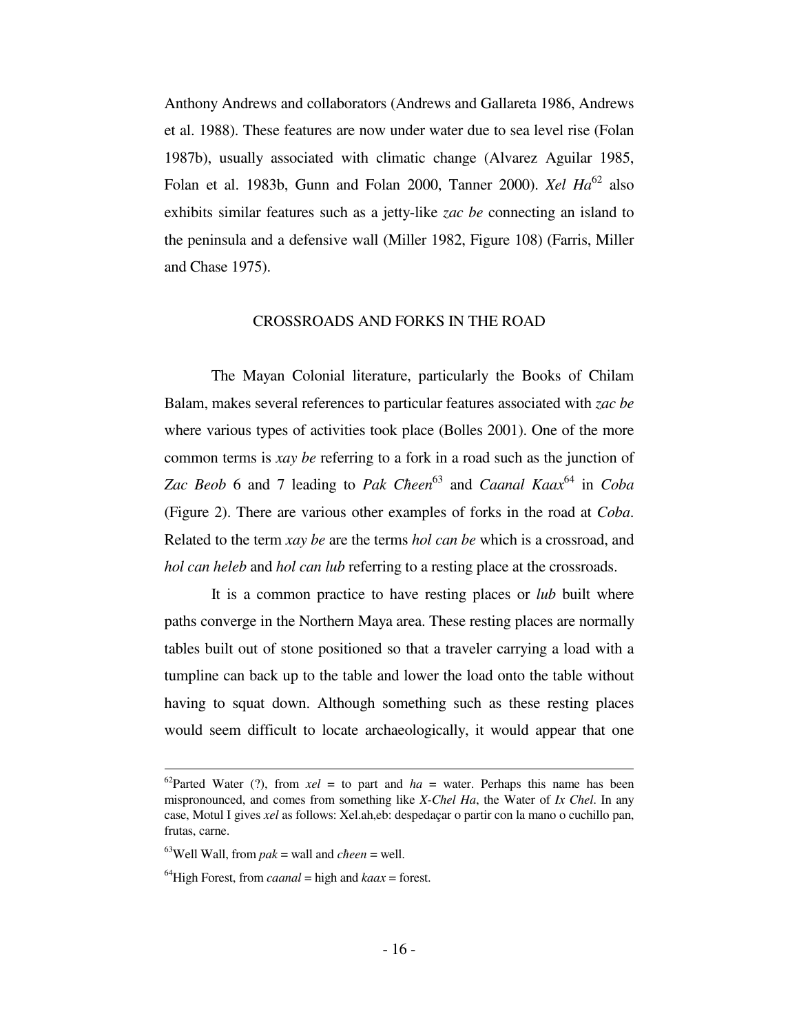Anthony Andrews and collaborators (Andrews and Gallareta 1986, Andrews et al. 1988). These features are now under water due to sea level rise (Folan 1987b), usually associated with climatic change (Alvarez Aguilar 1985, Folan et al. 1983b, Gunn and Folan 2000, Tanner 2000). *Xel Ha*[62] also exhibits similar features such as a jetty-like *zac be* connecting an island to the peninsula and a defensive wall (Miller 1982, Figure 108) (Farris, Miller and Chase 1975).

## CROSSROADS AND FORKS IN THE ROAD

The Mayan Colonial literature, particularly the Books of Chilam Balam, makes several references to particular features associated with *zac be* where various types of activities took place (Bolles 2001). One of the more common terms is *xay be* referring to a fork in a road such as the junction of *Zac Beob* 6 and 7 leading to *Pak Cħeen*[63] and *Caanal Kaax*[64] in *Coba* (Figure 2). There are various other examples of forks in the road at *Coba*. Related to the term *xay be* are the terms *hol can be* which is a crossroad, and *hol can heleb* and *hol can lub* referring to a resting place at the crossroads.

It is a common practice to have resting places or *lub* built where paths converge in the Northern Maya area. These resting places are normally tables built out of stone positioned so that a traveler carrying a load with a tumpline can back up to the table and lower the load onto the table without having to squat down. Although something such as these resting places would seem difficult to locate archaeologically, it would appear that one

---

[62] Parted Water (?), from *xel* = to part and *ha* = water. Perhaps this name has been mispronounced, and comes from something like *X-Chel Ha*, the Water of *Ix Chel*. In any case, Motul I gives *xel* as follows: Xel.ah,eb: despedaçar o partir con la mano o cuchillo pan, frutas, carne.

[63] Well Wall, from *pak* = wall and *cħeen* = well.

[64] High Forest, from *caanal* = high and *kaax* = forest.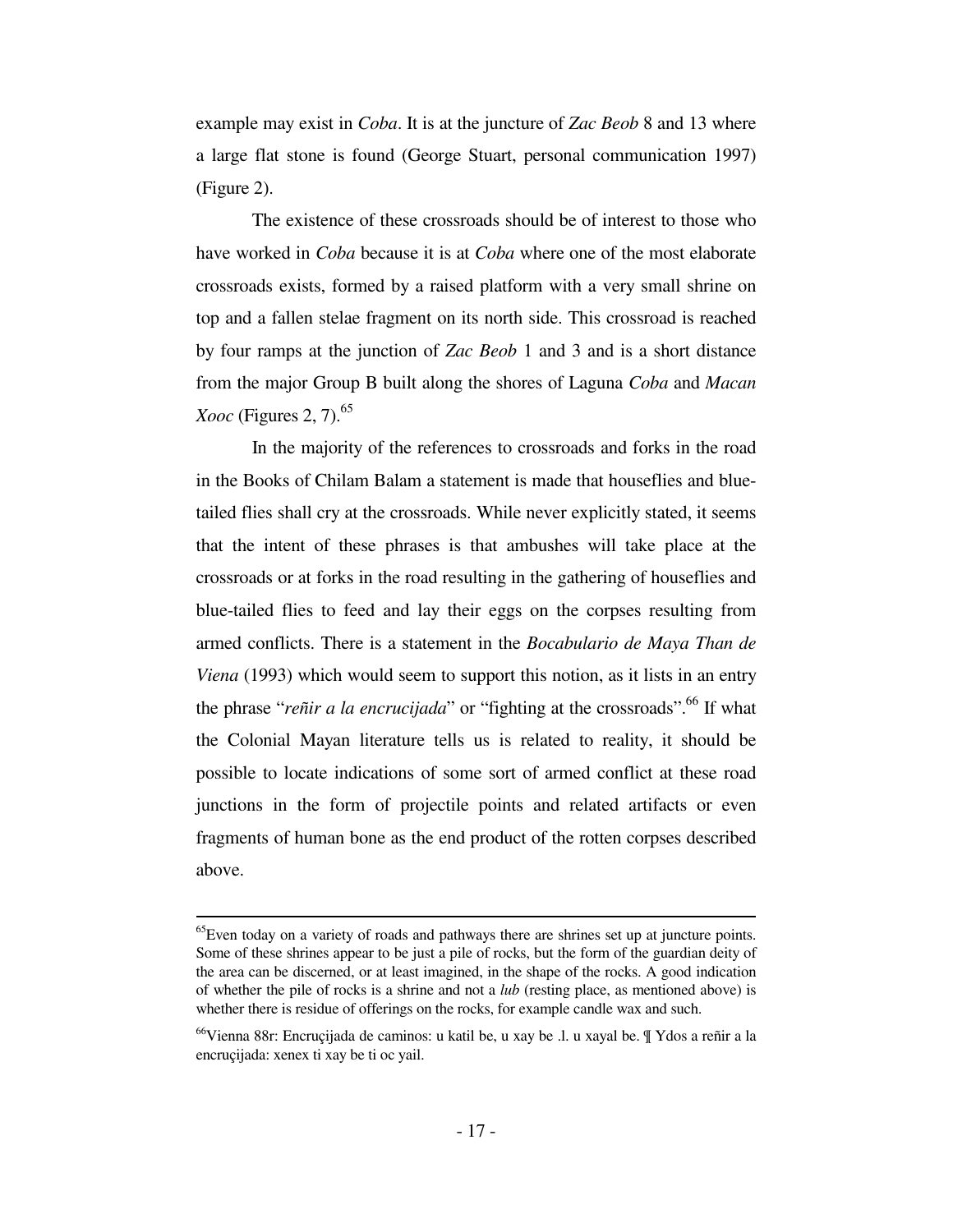example may exist in *Coba*. It is at the juncture of *Zac Beob* 8 and 13 where a large flat stone is found (George Stuart, personal communication 1997) (Figure 2).

The existence of these crossroads should be of interest to those who have worked in *Coba* because it is at *Coba* where one of the most elaborate crossroads exists, formed by a raised platform with a very small shrine on top and a fallen stelae fragment on its north side. This crossroad is reached by four ramps at the junction of *Zac Beob* 1 and 3 and is a short distance from the major Group B built along the shores of Laguna *Coba* and *Macan Xooc* (Figures 2, 7).[65]

In the majority of the references to crossroads and forks in the road in the Books of Chilam Balam a statement is made that houseflies and blue-tailed flies shall cry at the crossroads. While never explicitly stated, it seems that the intent of these phrases is that ambushes will take place at the crossroads or at forks in the road resulting in the gathering of houseflies and blue-tailed flies to feed and lay their eggs on the corpses resulting from armed conflicts. There is a statement in the *Bocabulario de Maya Than de Viena* (1993) which would seem to support this notion, as it lists in an entry the phrase "*reñir a la encrucijada*" or "fighting at the crossroads".[66] If what the Colonial Mayan literature tells us is related to reality, it should be possible to locate indications of some sort of armed conflict at these road junctions in the form of projectile points and related artifacts or even fragments of human bone as the end product of the rotten corpses described above.

---

[65]Even today on a variety of roads and pathways there are shrines set up at juncture points. Some of these shrines appear to be just a pile of rocks, but the form of the guardian deity of the area can be discerned, or at least imagined, in the shape of the rocks. A good indication of whether the pile of rocks is a shrine and not a *lub* (resting place, as mentioned above) is whether there is residue of offerings on the rocks, for example candle wax and such.

[66]Vienna 88r: Encruçijada de caminos: u katil be, u xay be .l. u xayal be. ¶ Ydos a reñir a la encruçijada: xenex ti xay be ti oc yail.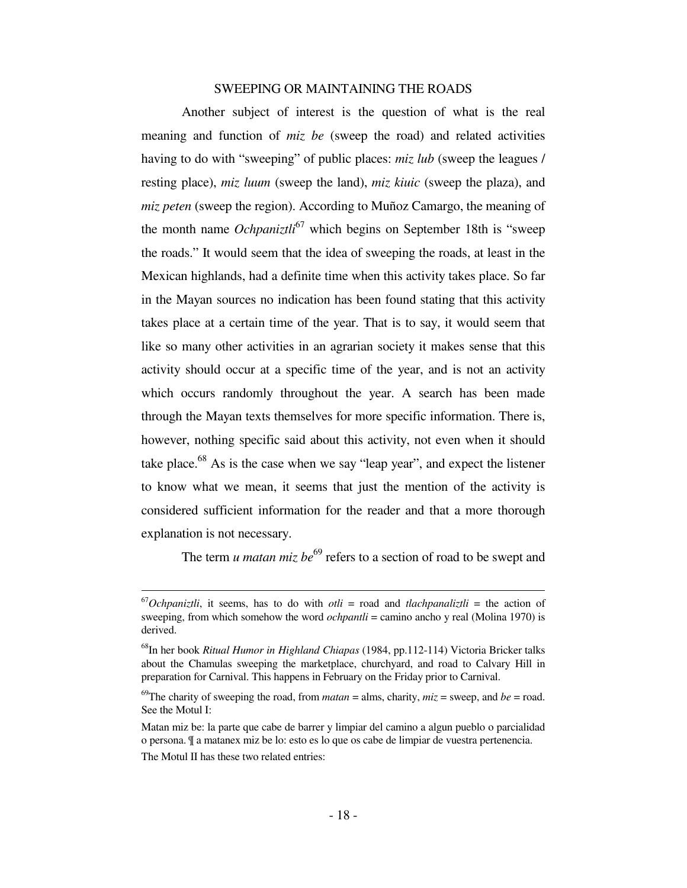## SWEEPING OR MAINTAINING THE ROADS

Another subject of interest is the question of what is the real meaning and function of *miz be* (sweep the road) and related activities having to do with "sweeping" of public places: *miz lub* (sweep the leagues / resting place), *miz luum* (sweep the land), *miz kiuic* (sweep the plaza), and *miz peten* (sweep the region). According to Muñoz Camargo, the meaning of the month name *Ochpaniztli*[67] which begins on September 18th is "sweep the roads." It would seem that the idea of sweeping the roads, at least in the Mexican highlands, had a definite time when this activity takes place. So far in the Mayan sources no indication has been found stating that this activity takes place at a certain time of the year. That is to say, it would seem that like so many other activities in an agrarian society it makes sense that this activity should occur at a specific time of the year, and is not an activity which occurs randomly throughout the year. A search has been made through the Mayan texts themselves for more specific information. There is, however, nothing specific said about this activity, not even when it should take place.[68] As is the case when we say "leap year", and expect the listener to know what we mean, it seems that just the mention of the activity is considered sufficient information for the reader and that a more thorough explanation is not necessary.

The term *u matan miz be*[69] refers to a section of road to be swept and

---

[67] *Ochpaniztli*, it seems, has to do with *otli* = road and *tlachpanaliztli* = the action of sweeping, from which somehow the word *ochpantli* = camino ancho y real (Molina 1970) is derived.

[68] In her book *Ritual Humor in Highland Chiapas* (1984, pp.112-114) Victoria Bricker talks about the Chamulas sweeping the marketplace, churchyard, and road to Calvary Hill in preparation for Carnival. This happens in February on the Friday prior to Carnival.

[69] The charity of sweeping the road, from *matan* = alms, charity, *miz* = sweep, and *be* = road. See the Motul I:

Matan miz be: la parte que cabe de barrer y limpiar del camino a algun pueblo o parcialidad o persona. ¶ a matanex miz be lo: esto es lo que os cabe de limpiar de vuestra pertenencia.

The Motul II has these two related entries: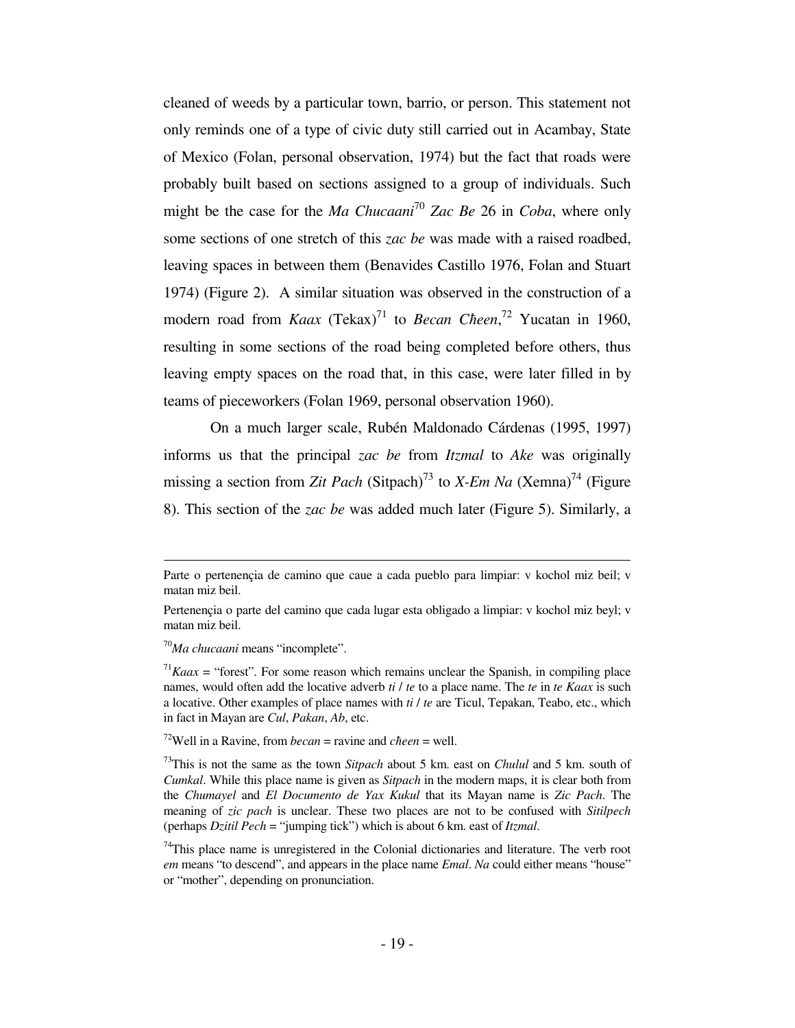cleaned of weeds by a particular town, barrio, or person. This statement not only reminds one of a type of civic duty still carried out in Acambay, State of Mexico (Folan, personal observation, 1974) but the fact that roads were probably built based on sections assigned to a group of individuals. Such might be the case for the *Ma Chucaani*[70] *Zac Be* 26 in *Coba*, where only some sections of one stretch of this *zac be* was made with a raised roadbed, leaving spaces in between them (Benavides Castillo 1976, Folan and Stuart 1974) (Figure 2). A similar situation was observed in the construction of a modern road from *Kaax* (Tekax)[71] to *Becan Cħeen*,[72] Yucatan in 1960, resulting in some sections of the road being completed before others, thus leaving empty spaces on the road that, in this case, were later filled in by teams of pieceworkers (Folan 1969, personal observation 1960).

On a much larger scale, Rubén Maldonado Cárdenas (1995, 1997) informs us that the principal *zac be* from *Itzmal* to *Ake* was originally missing a section from *Zit Pach* (Sitpach)[73] to *X-Em Na* (Xemna)[74] (Figure 8). This section of the *zac be* was added much later (Figure 5). Similarly, a

---

Parte o pertenençia de camino que caue a cada pueblo para limpiar: v kochol miz beil; v matan miz beil.

Pertenençia o parte del camino que cada lugar esta obligado a limpiar: v kochol miz beyl; v matan miz beil.

[70]*Ma chucaani* means "incomplete".

[71]*Kaax* = "forest". For some reason which remains unclear the Spanish, in compiling place names, would often add the locative adverb *ti* / *te* to a place name. The *te* in *te Kaax* is such a locative. Other examples of place names with *ti* / *te* are Ticul, Tepakan, Teabo, etc., which in fact in Mayan are *Cul*, *Pakan*, *Ab*, etc.

[72]Well in a Ravine, from *becan* = ravine and *cħeen* = well.

[73]This is not the same as the town *Sitpach* about 5 km. east on *Chulul* and 5 km. south of *Cumkal*. While this place name is given as *Sitpach* in the modern maps, it is clear both from the *Chumayel* and *El Documento de Yax Kukul* that its Mayan name is *Zic Pach*. The meaning of *zic pach* is unclear. These two places are not to be confused with *Sitilpech* (perhaps *Dzitil Pech* = "jumping tick") which is about 6 km. east of *Itzmal*.

[74]This place name is unregistered in the Colonial dictionaries and literature. The verb root *em* means "to descend", and appears in the place name *Emal*. *Na* could either means "house" or "mother", depending on pronunciation.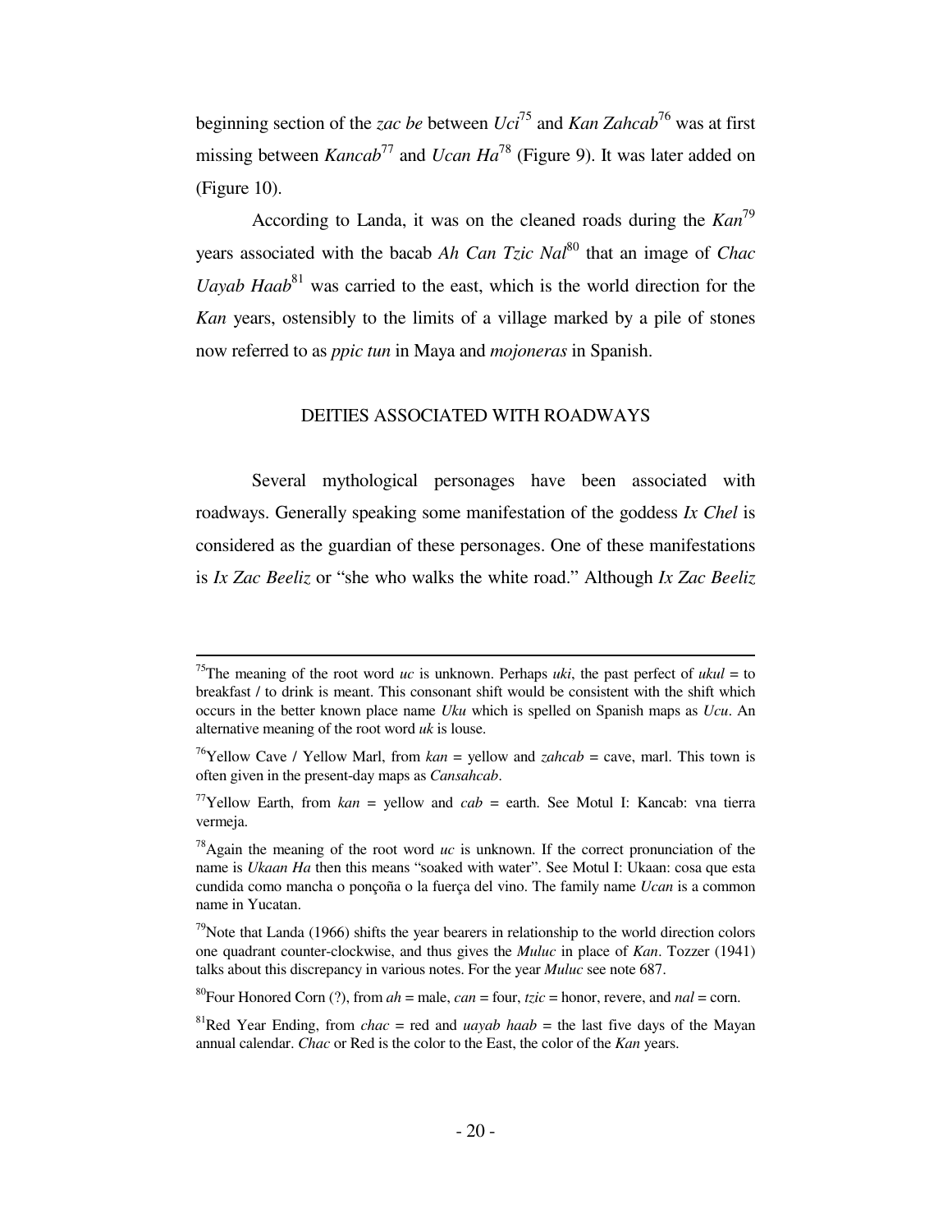beginning section of the *zac be* between *Uci*[75] and *Kan Zahcab*[76] was at first missing between *Kancab*[77] and *Ucan Ha*[78] (Figure 9). It was later added on (Figure 10).

According to Landa, it was on the cleaned roads during the *Kan*[79] years associated with the bacab *Ah Can Tzic Nal*[80] that an image of *Chac Uayab Haab*[81] was carried to the east, which is the world direction for the *Kan* years, ostensibly to the limits of a village marked by a pile of stones now referred to as *ppic tun* in Maya and *mojoneras* in Spanish.

## DEITIES ASSOCIATED WITH ROADWAYS

Several mythological personages have been associated with roadways. Generally speaking some manifestation of the goddess *Ix Chel* is considered as the guardian of these personages. One of these manifestations is *Ix Zac Beeliz* or "she who walks the white road." Although *Ix Zac Beeliz*

---

[75]The meaning of the root word *uc* is unknown. Perhaps *uki*, the past perfect of *ukul* = to breakfast / to drink is meant. This consonant shift would be consistent with the shift which occurs in the better known place name *Uku* which is spelled on Spanish maps as *Ucu*. An alternative meaning of the root word *uk* is louse.

[76]Yellow Cave / Yellow Marl, from *kan* = yellow and *zahcab* = cave, marl. This town is often given in the present-day maps as *Cansahcab*.

[77]Yellow Earth, from *kan* = yellow and *cab* = earth. See Motul I: Kancab: vna tierra vermeja.

[78]Again the meaning of the root word *uc* is unknown. If the correct pronunciation of the name is *Ukaan Ha* then this means "soaked with water". See Motul I: Ukaan: cosa que esta cundida como mancha o ponçoña o la fuerça del vino. The family name *Ucan* is a common name in Yucatan.

[79]Note that Landa (1966) shifts the year bearers in relationship to the world direction colors one quadrant counter-clockwise, and thus gives the *Muluc* in place of *Kan*. Tozzer (1941) talks about this discrepancy in various notes. For the year *Muluc* see note 687.

[80]Four Honored Corn (?), from *ah* = male, *can* = four, *tzic* = honor, revere, and *nal* = corn.

[81]Red Year Ending, from *chac* = red and *uayab haab* = the last five days of the Mayan annual calendar. *Chac* or Red is the color to the East, the color of the *Kan* years.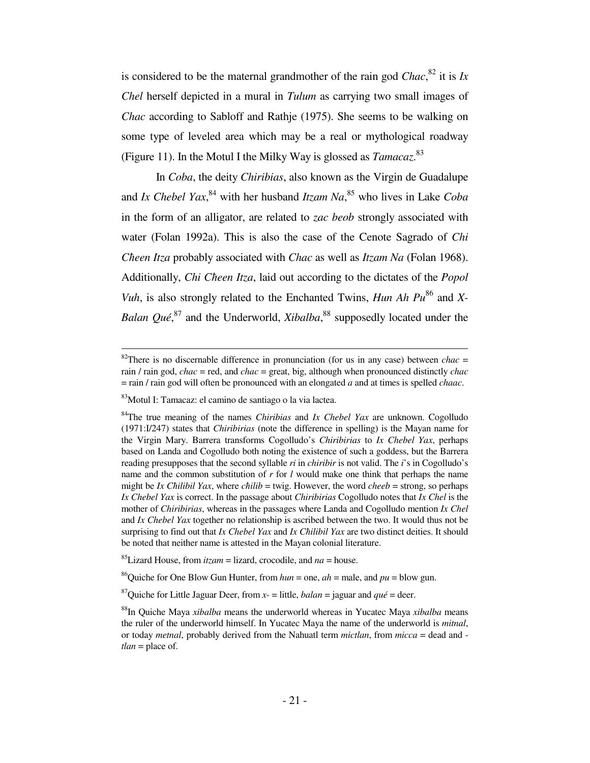is considered to be the maternal grandmother of the rain god *Chac*,[82] it is *Ix Chel* herself depicted in a mural in *Tulum* as carrying two small images of *Chac* according to Sabloff and Rathje (1975). She seems to be walking on some type of leveled area which may be a real or mythological roadway (Figure 11). In the Motul I the Milky Way is glossed as *Tamacaz*.[83]

In *Coba*, the deity *Chiribias*, also known as the Virgin de Guadalupe and *Ix Chebel Yax*,[84] with her husband *Itzam Na*,[85] who lives in Lake *Coba* in the form of an alligator, are related to *zac beob* strongly associated with water (Folan 1992a). This is also the case of the Cenote Sagrado of *Chi Cħeen Itza* probably associated with *Chac* as well as *Itzam Na* (Folan 1968). Additionally, *Chi Cħeen Itza*, laid out according to the dictates of the *Popol Vuh*, is also strongly related to the Enchanted Twins, *Hun Ah Pu*[86] and *X-Balan Qué*,[87] and the Underworld, *Xibalba*,[88] supposedly located under the

---

[82]There is no discernable difference in pronunciation (for us in any case) between *chac* = rain / rain god, *chac* = red, and *chac* = great, big, although when pronounced distinctly *chac* = rain / rain god will often be pronounced with an elongated *a* and at times is spelled *chaac*.

[83]Motul I: Tamacaz: el camino de santiago o la via lactea.

[84]The true meaning of the names *Chiribias* and *Ix Chebel Yax* are unknown. Cogolludo (1971:I/247) states that *Chiribirias* (note the difference in spelling) is the Mayan name for the Virgin Mary. Barrera transforms Cogolludo's *Chiribirias* to *Ix Chebel Yax*, perhaps based on Landa and Cogolludo both noting the existence of such a goddess, but the Barrera reading presupposes that the second syllable *ri* in *chiribir* is not valid. The *i*'s in Cogolludo's name and the common substitution of *r* for *l* would make one think that perhaps the name might be *Ix Cħilibil Yax*, where *cħilib* = twig. However, the word *cheeb* = strong, so perhaps *Ix Chebel Yax* is correct. In the passage about *Chiribirias* Cogolludo notes that *Ix Chel* is the mother of *Chiribirias*, whereas in the passages where Landa and Cogolludo mention *Ix Chel* and *Ix Chebel Yax* together no relationship is ascribed between the two. It would thus not be surprising to find out that *Ix Chebel Yax* and *Ix Cħilibil Yax* are two distinct deities. It should be noted that neither name is attested in the Mayan colonial literature.

[85]Lizard House, from *itzam* = lizard, crocodile, and *na* = house.

[86]Quiche for One Blow Gun Hunter, from *hun* = one, *ah* = male, and *pu* = blow gun.

[87]Quiche for Little Jaguar Deer, from *x-* = little, *balan* = jaguar and *qué* = deer.

[88]In Quiche Maya *xibalba* means the underworld whereas in Yucatec Maya *xibalba* means the ruler of the underworld himself. In Yucatec Maya the name of the underworld is *mitnal*, or today *metnal*, probably derived from the Nahuatl term *mictlan*, from *micca* = dead and *-tlan* = place of.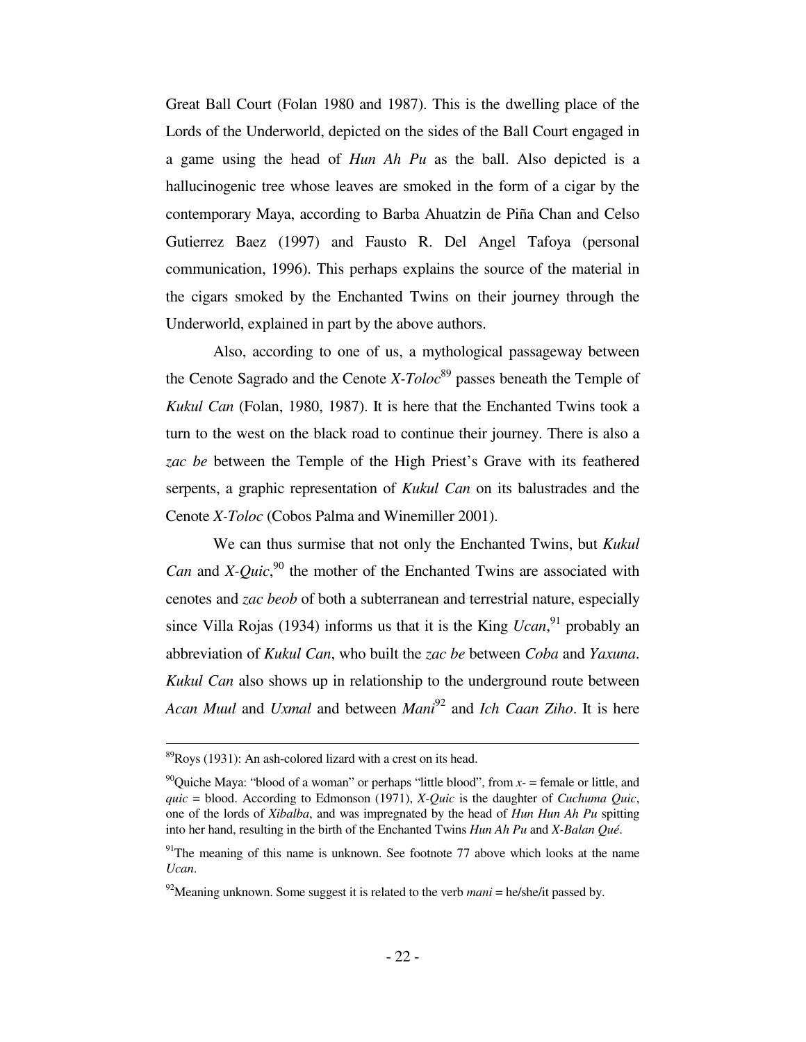Great Ball Court (Folan 1980 and 1987). This is the dwelling place of the Lords of the Underworld, depicted on the sides of the Ball Court engaged in a game using the head of *Hun Ah Pu* as the ball. Also depicted is a hallucinogenic tree whose leaves are smoked in the form of a cigar by the contemporary Maya, according to Barba Ahuatzin de Piña Chan and Celso Gutierrez Baez (1997) and Fausto R. Del Angel Tafoya (personal communication, 1996). This perhaps explains the source of the material in the cigars smoked by the Enchanted Twins on their journey through the Underworld, explained in part by the above authors.

Also, according to one of us, a mythological passageway between the Cenote Sagrado and the Cenote *X-Toloc*[89] passes beneath the Temple of *Kukul Can* (Folan, 1980, 1987). It is here that the Enchanted Twins took a turn to the west on the black road to continue their journey. There is also a *zac be* between the Temple of the High Priest's Grave with its feathered serpents, a graphic representation of *Kukul Can* on its balustrades and the Cenote *X-Toloc* (Cobos Palma and Winemiller 2001).

We can thus surmise that not only the Enchanted Twins, but *Kukul Can* and *X-Quic*,[90] the mother of the Enchanted Twins are associated with cenotes and *zac beob* of both a subterranean and terrestrial nature, especially since Villa Rojas (1934) informs us that it is the King *Ucan*,[91] probably an abbreviation of *Kukul Can*, who built the *zac be* between *Coba* and *Yaxuna*. *Kukul Can* also shows up in relationship to the underground route between *Acan Muul* and *Uxmal* and between *Mani*[92] and *Ich Caan Ziho*. It is here

---

[89] Roys (1931): An ash-colored lizard with a crest on its head.

[90] Quiche Maya: "blood of a woman" or perhaps "little blood", from *x-* = female or little, and *quic* = blood. According to Edmonson (1971), *X-Quic* is the daughter of *Cuchuma Quic*, one of the lords of *Xibalba*, and was impregnated by the head of *Hun Hun Ah Pu* spitting into her hand, resulting in the birth of the Enchanted Twins *Hun Ah Pu* and *X-Balan Qué*.

[91] The meaning of this name is unknown. See footnote 77 above which looks at the name *Ucan*.

[92] Meaning unknown. Some suggest it is related to the verb *mani* = he/she/it passed by.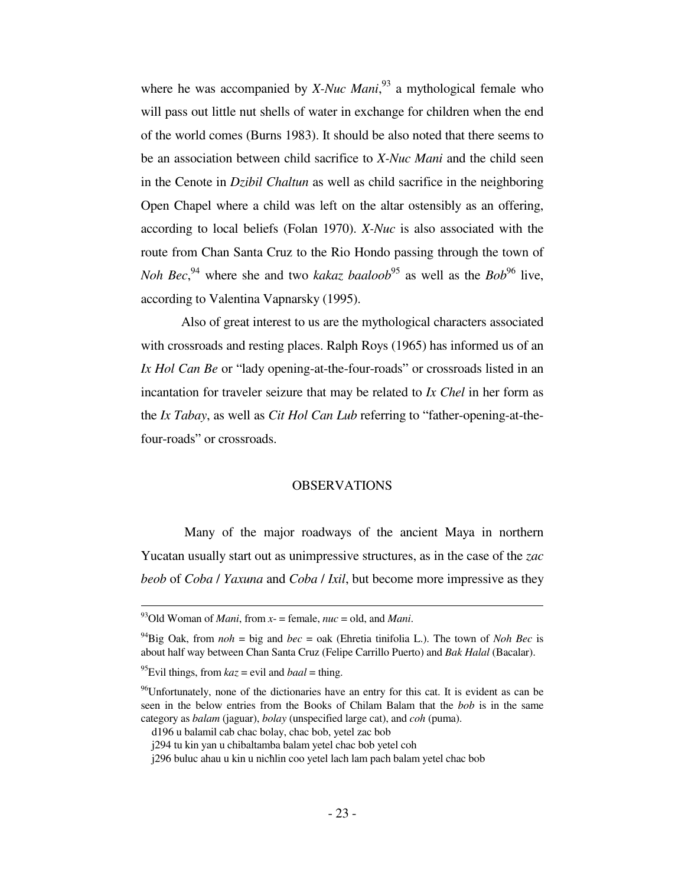where he was accompanied by *X-Nuc Mani*,[93] a mythological female who will pass out little nut shells of water in exchange for children when the end of the world comes (Burns 1983). It should be also noted that there seems to be an association between child sacrifice to *X-Nuc Mani* and the child seen in the Cenote in *Dzibil Chaltun* as well as child sacrifice in the neighboring Open Chapel where a child was left on the altar ostensibly as an offering, according to local beliefs (Folan 1970). *X-Nuc* is also associated with the route from Chan Santa Cruz to the Rio Hondo passing through the town of *Noh Bec*,[94] where she and two *kakaz baaloob*[95] as well as the *Bob*[96] live, according to Valentina Vapnarsky (1995).

Also of great interest to us are the mythological characters associated with crossroads and resting places. Ralph Roys (1965) has informed us of an *Ix Hol Can Be* or "lady opening-at-the-four-roads" or crossroads listed in an incantation for traveler seizure that may be related to *Ix Chel* in her form as the *Ix Tabay*, as well as *Cit Hol Can Lub* referring to "father-opening-at-the-four-roads" or crossroads.

## OBSERVATIONS

Many of the major roadways of the ancient Maya in northern Yucatan usually start out as unimpressive structures, as in the case of the *zac beob* of *Coba* / *Yaxuna* and *Coba* / *Ixil*, but become more impressive as they

---

[93]Old Woman of *Mani*, from *x-* = female, *nuc* = old, and *Mani*.

[94]Big Oak, from *noh* = big and *bec* = oak (Ehretia tinifolia L.). The town of *Noh Bec* is about half way between Chan Santa Cruz (Felipe Carrillo Puerto) and *Bak Halal* (Bacalar).

[95]Evil things, from *kaz* = evil and *baal* = thing.

[96]Unfortunately, none of the dictionaries have an entry for this cat. It is evident as can be seen in the below entries from the Books of Chilam Balam that the *bob* is in the same category as *balam* (jaguar), *bolay* (unspecified large cat), and *coh* (puma).

d196 u balamil cab chac bolay, chac bob, yetel zac bob  
j294 tu kin yan u chibaltamba balam yetel chac bob yetel coh  
j296 buluc ahau u kin u nichlin coo yetel lach lam pach balam yetel chac bob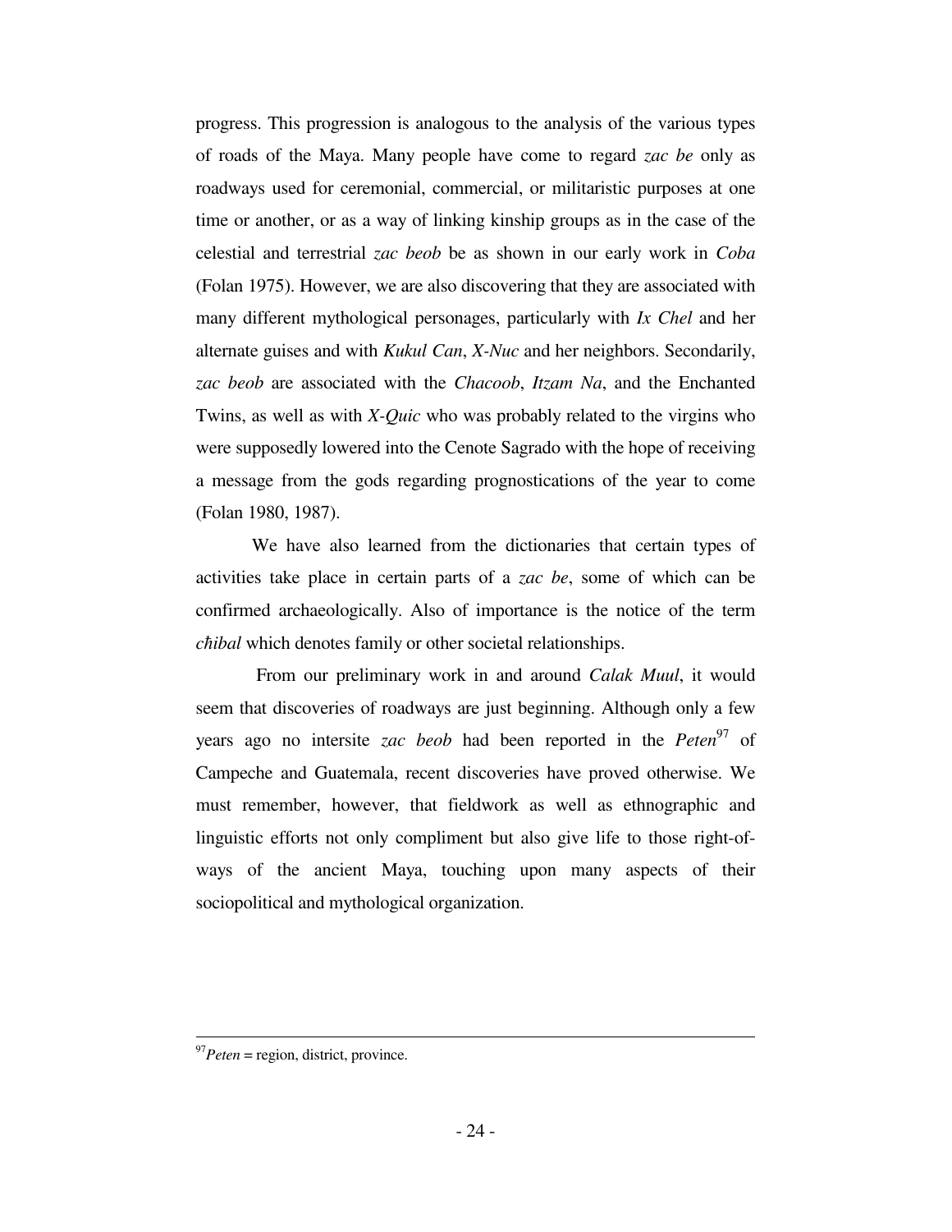progress. This progression is analogous to the analysis of the various types of roads of the Maya. Many people have come to regard *zac be* only as roadways used for ceremonial, commercial, or militaristic purposes at one time or another, or as a way of linking kinship groups as in the case of the celestial and terrestrial *zac beob* be as shown in our early work in *Coba* (Folan 1975). However, we are also discovering that they are associated with many different mythological personages, particularly with *Ix Chel* and her alternate guises and with *Kukul Can*, *X-Nuc* and her neighbors. Secondarily, *zac beob* are associated with the *Chacoob*, *Itzam Na*, and the Enchanted Twins, as well as with *X-Quic* who was probably related to the virgins who were supposedly lowered into the Cenote Sagrado with the hope of receiving a message from the gods regarding prognostications of the year to come (Folan 1980, 1987).

We have also learned from the dictionaries that certain types of activities take place in certain parts of a *zac be*, some of which can be confirmed archaeologically. Also of importance is the notice of the term *cħibal* which denotes family or other societal relationships.

From our preliminary work in and around *Calak Muul*, it would seem that discoveries of roadways are just beginning. Although only a few years ago no intersite *zac beob* had been reported in the *Peten*[97] of Campeche and Guatemala, recent discoveries have proved otherwise. We must remember, however, that fieldwork as well as ethnographic and linguistic efforts not only compliment but also give life to those right-of-ways of the ancient Maya, touching upon many aspects of their sociopolitical and mythological organization.

---

[97] *Peten* = region, district, province.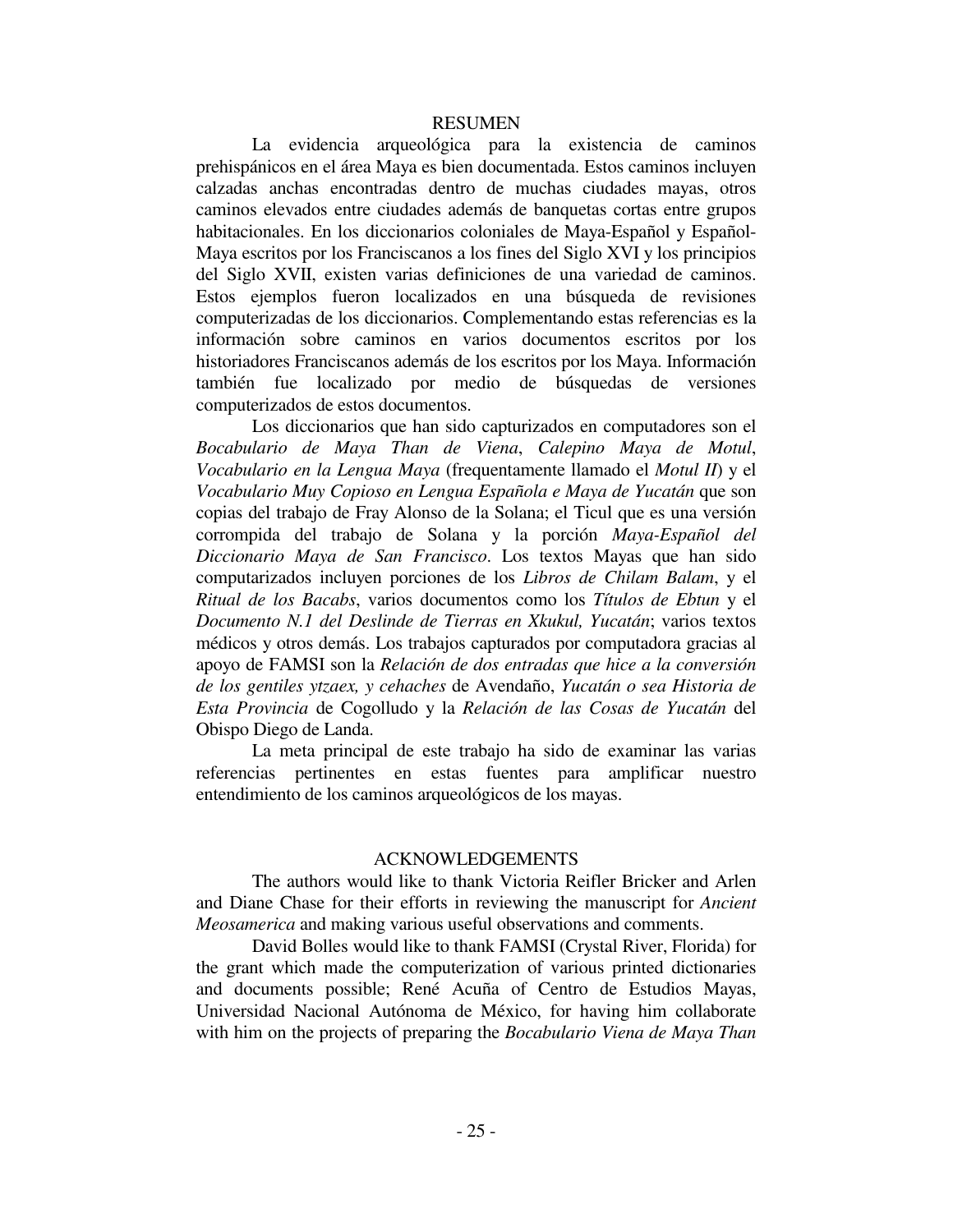## RESUMEN

La evidencia arqueológica para la existencia de caminos prehispánicos en el área Maya es bien documentada. Estos caminos incluyen calzadas anchas encontradas dentro de muchas ciudades mayas, otros caminos elevados entre ciudades además de banquetas cortas entre grupos habitacionales. En los diccionarios coloniales de Maya-Español y Español-Maya escritos por los Franciscanos a los fines del Siglo XVI y los principios del Siglo XVII, existen varias definiciones de una variedad de caminos. Estos ejemplos fueron localizados en una búsqueda de revisiones computerizadas de los diccionarios. Complementando estas referencias es la información sobre caminos en varios documentos escritos por los historiadores Franciscanos además de los escritos por los Maya. Información también fue localizado por medio de búsquedas de versiones computerizados de estos documentos.

Los diccionarios que han sido capturizados en computadores son el *Bocabulario de Maya Than de Viena*, *Calepino Maya de Motul*, *Vocabulario en la Lengua Maya* (frequentamente llamado el *Motul II*) y el *Vocabulario Muy Copioso en Lengua Española e Maya de Yucatán* que son copias del trabajo de Fray Alonso de la Solana; el Ticul que es una versión corrompida del trabajo de Solana y la porción *Maya-Español del Diccionario Maya de San Francisco*. Los textos Mayas que han sido computarizados incluyen porciones de los *Libros de Chilam Balam*, y el *Ritual de los Bacabs*, varios documentos como los *Títulos de Ebtun* y el *Documento N.1 del Deslinde de Tierras en Xkukul, Yucatán*; varios textos médicos y otros demás. Los trabajos capturados por computadora gracias al apoyo de FAMSI son la *Relación de dos entradas que hice a la conversión de los gentiles ytzaex, y cehaches* de Avendaño, *Yucatán o sea Historia de Esta Provincia* de Cogolludo y la *Relación de las Cosas de Yucatán* del Obispo Diego de Landa.

La meta principal de este trabajo ha sido de examinar las varias referencias pertinentes en estas fuentes para amplificar nuestro entendimiento de los caminos arqueológicos de los mayas.

## ACKNOWLEDGEMENTS

The authors would like to thank Victoria Reifler Bricker and Arlen and Diane Chase for their efforts in reviewing the manuscript for *Ancient Meosamerica* and making various useful observations and comments.

David Bolles would like to thank FAMSI (Crystal River, Florida) for the grant which made the computerization of various printed dictionaries and documents possible; René Acuña of Centro de Estudios Mayas, Universidad Nacional Autónoma de México, for having him collaborate with him on the projects of preparing the *Bocabulario Viena de Maya Than*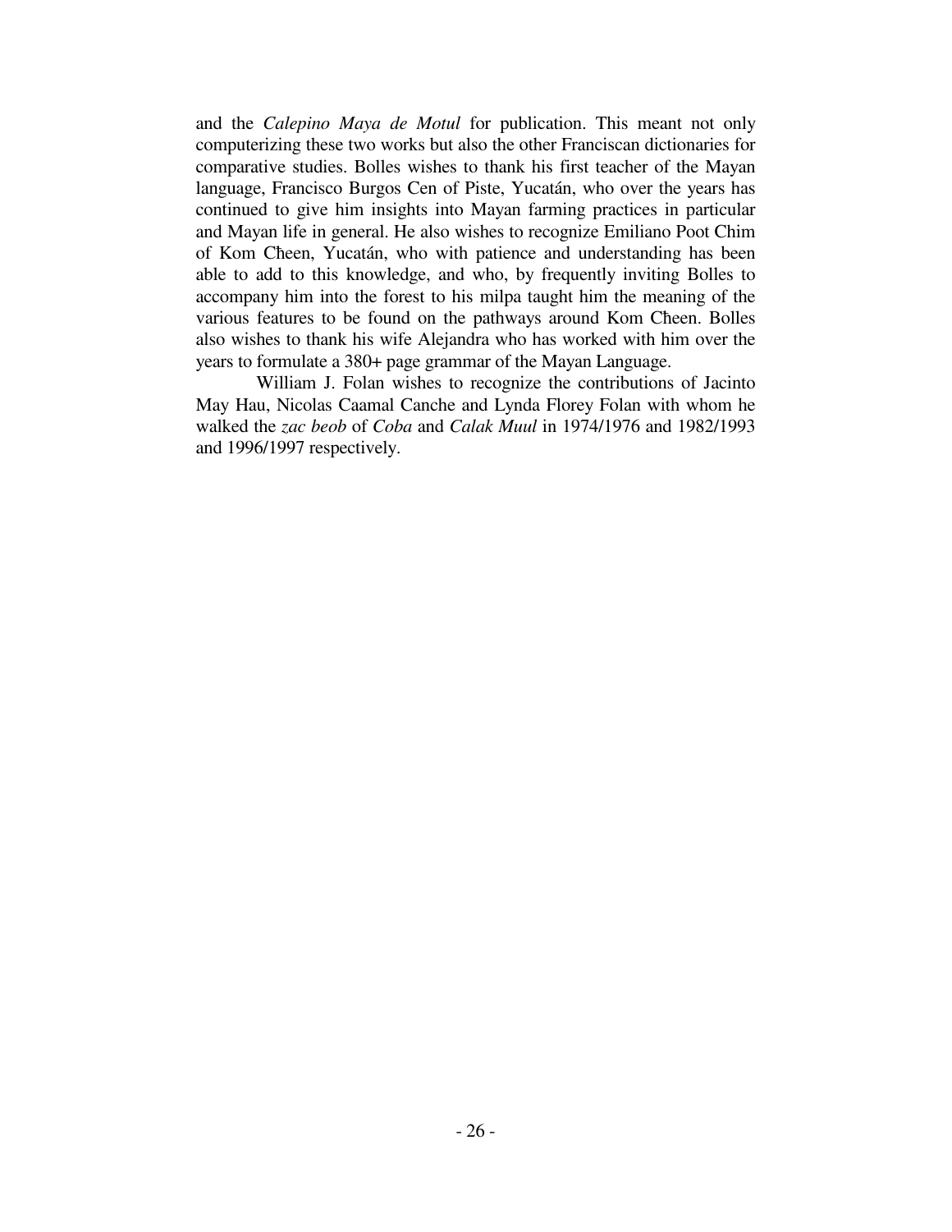and the *Calepino Maya de Motul* for publication. This meant not only computerizing these two works but also the other Franciscan dictionaries for comparative studies. Bolles wishes to thank his first teacher of the Mayan language, Francisco Burgos Cen of Piste, Yucatán, who over the years has continued to give him insights into Mayan farming practices in particular and Mayan life in general. He also wishes to recognize Emiliano Poot Chim of Kom Cħeen, Yucatán, who with patience and understanding has been able to add to this knowledge, and who, by frequently inviting Bolles to accompany him into the forest to his milpa taught him the meaning of the various features to be found on the pathways around Kom Cħeen. Bolles also wishes to thank his wife Alejandra who has worked with him over the years to formulate a 380+ page grammar of the Mayan Language.

William J. Folan wishes to recognize the contributions of Jacinto May Hau, Nicolas Caamal Canche and Lynda Florey Folan with whom he walked the *zac beob* of *Coba* and *Calak Muul* in 1974/1976 and 1982/1993 and 1996/1997 respectively.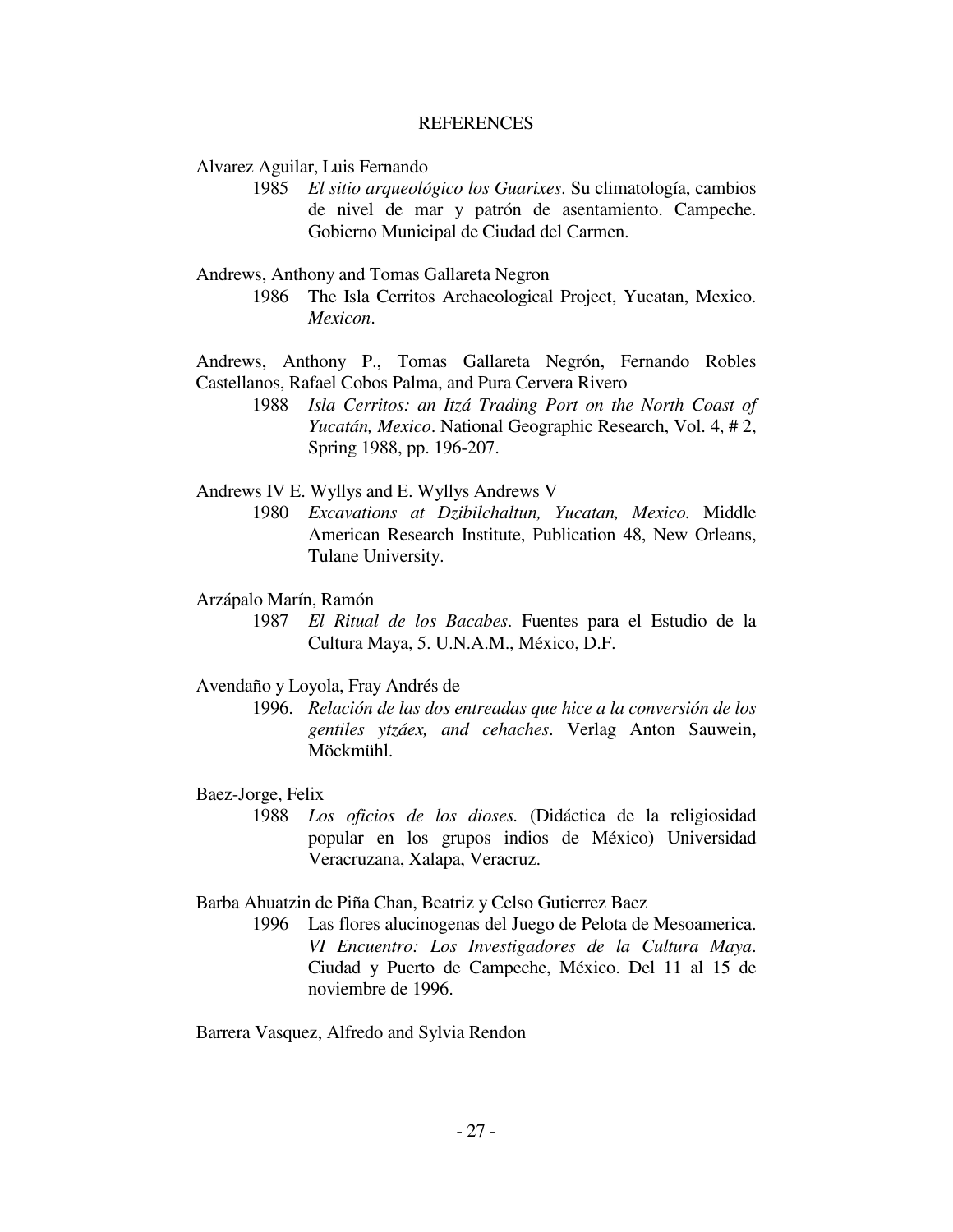# REFERENCES

Alvarez Aguilar, Luis Fernando

1985 *El sitio arqueológico los Guarixes*. Su climatología, cambios de nivel de mar y patrón de asentamiento. Campeche. Gobierno Municipal de Ciudad del Carmen.

Andrews, Anthony and Tomas Gallareta Negron

1986 The Isla Cerritos Archaeological Project, Yucatan, Mexico. *Mexicon*.

Andrews, Anthony P., Tomas Gallareta Negrón, Fernando Robles Castellanos, Rafael Cobos Palma, and Pura Cervera Rivero

1988 *Isla Cerritos: an Itzá Trading Port on the North Coast of Yucatán, Mexico*. National Geographic Research, Vol. 4, # 2, Spring 1988, pp. 196-207.

Andrews IV E. Wyllys and E. Wyllys Andrews V

1980 *Excavations at Dzibilchaltun, Yucatan, Mexico.* Middle American Research Institute, Publication 48, New Orleans, Tulane University.

Arzápalo Marín, Ramón

1987 *El Ritual de los Bacabes*. Fuentes para el Estudio de la Cultura Maya, 5. U.N.A.M., México, D.F.

Avendaño y Loyola, Fray Andrés de

1996. *Relación de las dos entreadas que hice a la conversión de los gentiles ytzáex, and cehaches*. Verlag Anton Sauwein, Möckmühl.

Baez-Jorge, Felix

1988 *Los oficios de los dioses.* (Didáctica de la religiosidad popular en los grupos indios de México) Universidad Veracruzana, Xalapa, Veracruz.

Barba Ahuatzin de Piña Chan, Beatriz y Celso Gutierrez Baez

1996 Las flores alucinogenas del Juego de Pelota de Mesoamerica. *VI Encuentro: Los Investigadores de la Cultura Maya*. Ciudad y Puerto de Campeche, México. Del 11 al 15 de noviembre de 1996.

Barrera Vasquez, Alfredo and Sylvia Rendon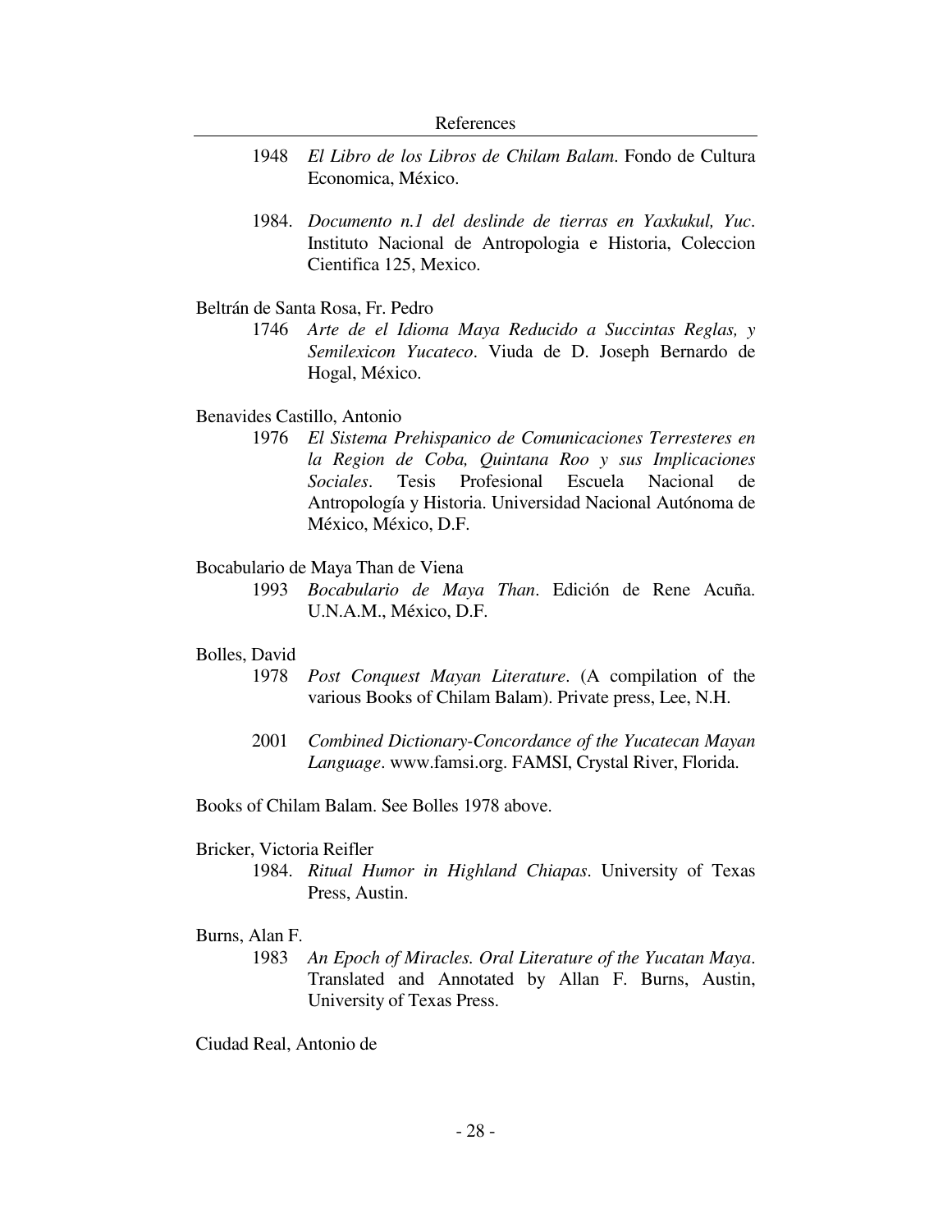1948 *El Libro de los Libros de Chilam Balam*. Fondo de Cultura Economica, México.

1984. *Documento n.1 del deslinde de tierras en Yaxkukul, Yuc*. Instituto Nacional de Antropologia e Historia, Coleccion Cientifica 125, Mexico.

Beltrán de Santa Rosa, Fr. Pedro

1746 *Arte de el Idioma Maya Reducido a Succintas Reglas, y Semilexicon Yucateco*. Viuda de D. Joseph Bernardo de Hogal, México.

Benavides Castillo, Antonio

1976 *El Sistema Prehispanico de Comunicaciones Terresteres en la Region de Coba, Quintana Roo y sus Implicaciones Sociales*. Tesis Profesional Escuela Nacional de Antropología y Historia. Universidad Nacional Autónoma de México, México, D.F.

Bocabulario de Maya Than de Viena

1993 *Bocabulario de Maya Than*. Edición de Rene Acuña. U.N.A.M., México, D.F.

Bolles, David

1978 *Post Conquest Mayan Literature*. (A compilation of the various Books of Chilam Balam). Private press, Lee, N.H.

2001 *Combined Dictionary-Concordance of the Yucatecan Mayan Language*. www.famsi.org. FAMSI, Crystal River, Florida.

Books of Chilam Balam. See Bolles 1978 above.

Bricker, Victoria Reifler

1984. *Ritual Humor in Highland Chiapas*. University of Texas Press, Austin.

Burns, Alan F.

1983 *An Epoch of Miracles. Oral Literature of the Yucatan Maya*. Translated and Annotated by Allan F. Burns, Austin, University of Texas Press.

Ciudad Real, Antonio de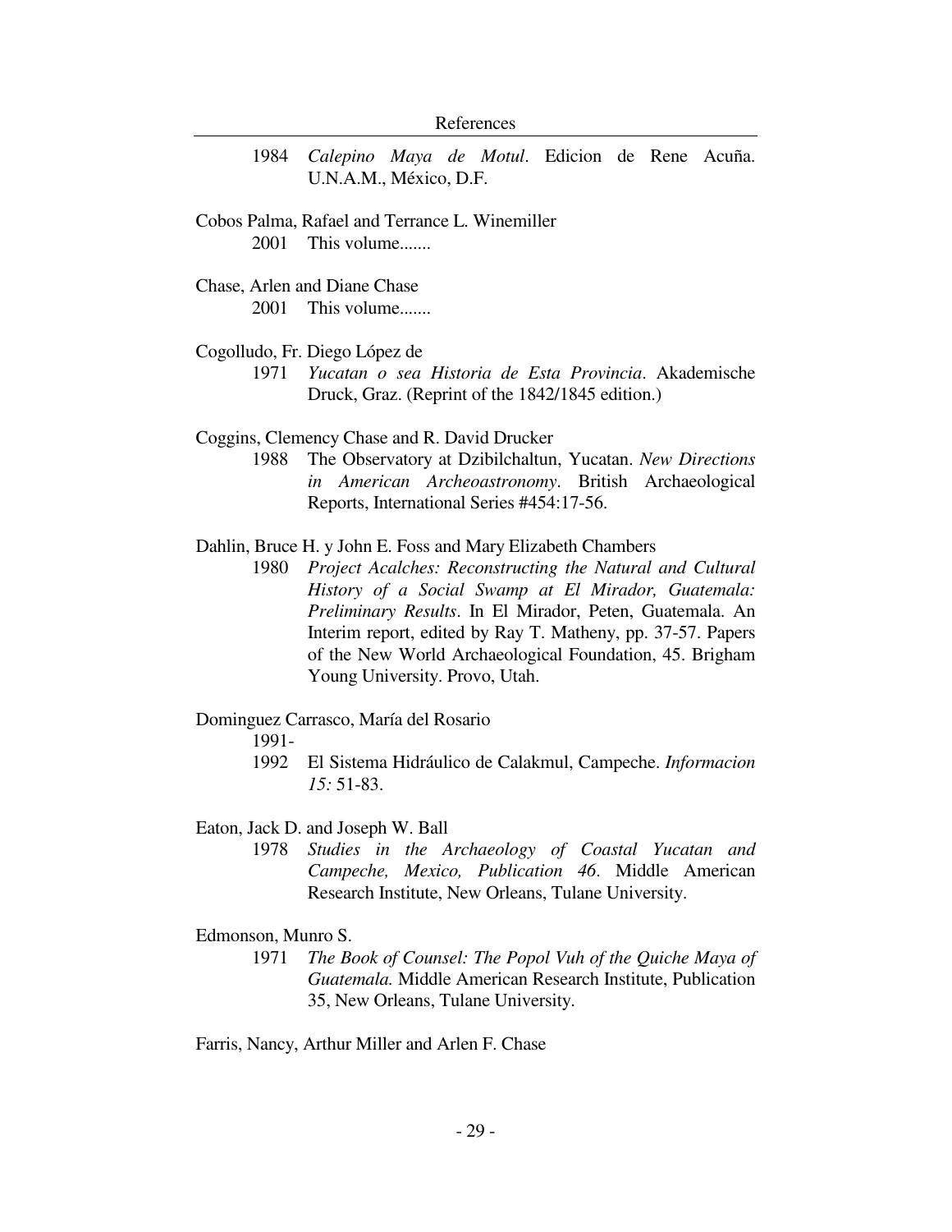1984 *Calepino Maya de Motul*. Edicion de Rene Acuña. U.N.A.M., México, D.F.

Cobos Palma, Rafael and Terrance L. Winemiller

2001 This volume.......

Chase, Arlen and Diane Chase

2001 This volume.......

Cogolludo, Fr. Diego López de

1971 *Yucatan o sea Historia de Esta Provincia*. Akademische Druck, Graz. (Reprint of the 1842/1845 edition.)

Coggins, Clemency Chase and R. David Drucker

1988 The Observatory at Dzibilchaltun, Yucatan. *New Directions in American Archeoastronomy*. British Archaeological Reports, International Series #454:17-56.

Dahlin, Bruce H. y John E. Foss and Mary Elizabeth Chambers

1980 *Project Acalches: Reconstructing the Natural and Cultural History of a Social Swamp at El Mirador, Guatemala: Preliminary Results*. In El Mirador, Peten, Guatemala. An Interim report, edited by Ray T. Matheny, pp. 37-57. Papers of the New World Archaeological Foundation, 45. Brigham Young University. Provo, Utah.

Dominguez Carrasco, María del Rosario

1991-
1992 El Sistema Hidráulico de Calakmul, Campeche. *Informacion 15:* 51-83.

Eaton, Jack D. and Joseph W. Ball

1978 *Studies in the Archaeology of Coastal Yucatan and Campeche, Mexico, Publication 46*. Middle American Research Institute, New Orleans, Tulane University.

Edmonson, Munro S.

1971 *The Book of Counsel: The Popol Vuh of the Quiche Maya of Guatemala.* Middle American Research Institute, Publication 35, New Orleans, Tulane University.

Farris, Nancy, Arthur Miller and Arlen F. Chase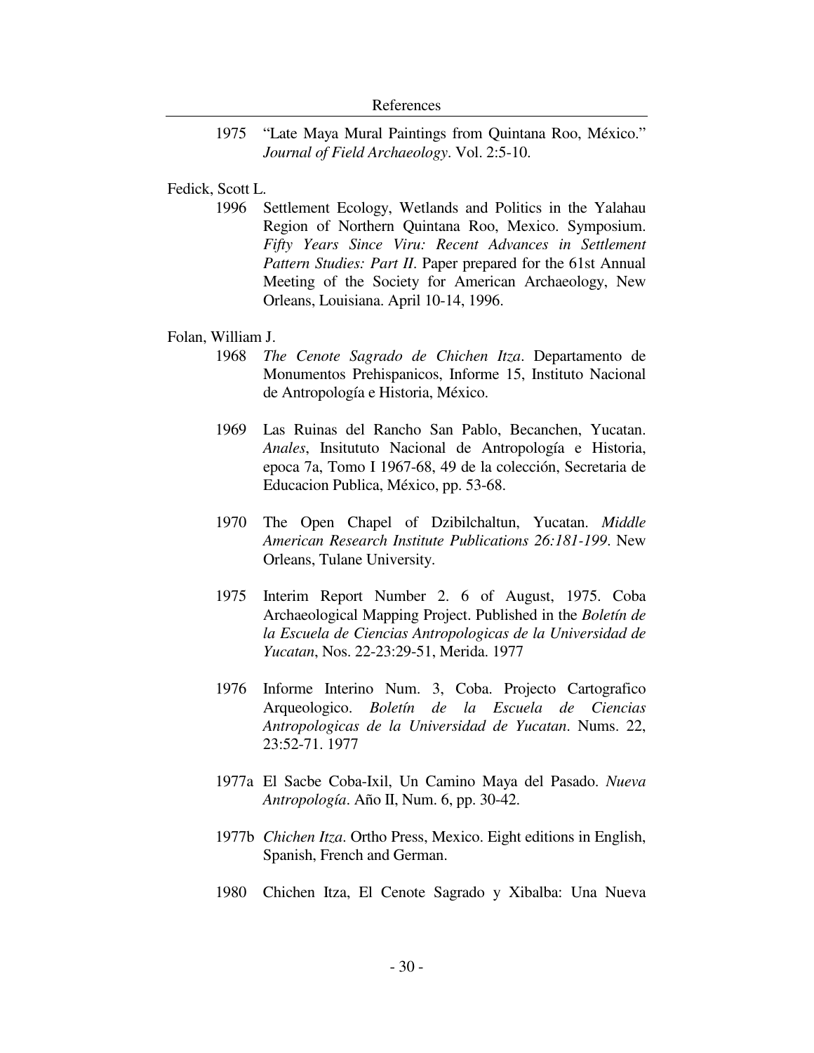1975 "Late Maya Mural Paintings from Quintana Roo, México." *Journal of Field Archaeology*. Vol. 2:5-10.

Fedick, Scott L.

1996 Settlement Ecology, Wetlands and Politics in the Yalahau Region of Northern Quintana Roo, Mexico. Symposium. *Fifty Years Since Viru: Recent Advances in Settlement Pattern Studies: Part II*. Paper prepared for the 61st Annual Meeting of the Society for American Archaeology, New Orleans, Louisiana. April 10-14, 1996.

Folan, William J.

1968 *The Cenote Sagrado de Chichen Itza*. Departamento de Monumentos Prehispanicos, Informe 15, Instituto Nacional de Antropología e Historia, México.

1969 Las Ruinas del Rancho San Pablo, Becanchen, Yucatan. *Anales*, Insitututo Nacional de Antropología e Historia, epoca 7a, Tomo I 1967-68, 49 de la colección, Secretaria de Educacion Publica, México, pp. 53-68.

1970 The Open Chapel of Dzibilchaltun, Yucatan. *Middle American Research Institute Publications 26:181-199*. New Orleans, Tulane University.

1975 Interim Report Number 2. 6 of August, 1975. Coba Archaeological Mapping Project. Published in the *Boletín de la Escuela de Ciencias Antropologicas de la Universidad de Yucatan*, Nos. 22-23:29-51, Merida. 1977

1976 Informe Interino Num. 3, Coba. Projecto Cartografico Arqueologico. *Boletín de la Escuela de Ciencias Antropologicas de la Universidad de Yucatan*. Nums. 22, 23:52-71. 1977

1977a El Sacbe Coba-Ixil, Un Camino Maya del Pasado. *Nueva Antropología*. Año II, Num. 6, pp. 30-42.

1977b *Chichen Itza*. Ortho Press, Mexico. Eight editions in English, Spanish, French and German.

1980 Chichen Itza, El Cenote Sagrado y Xibalba: Una Nueva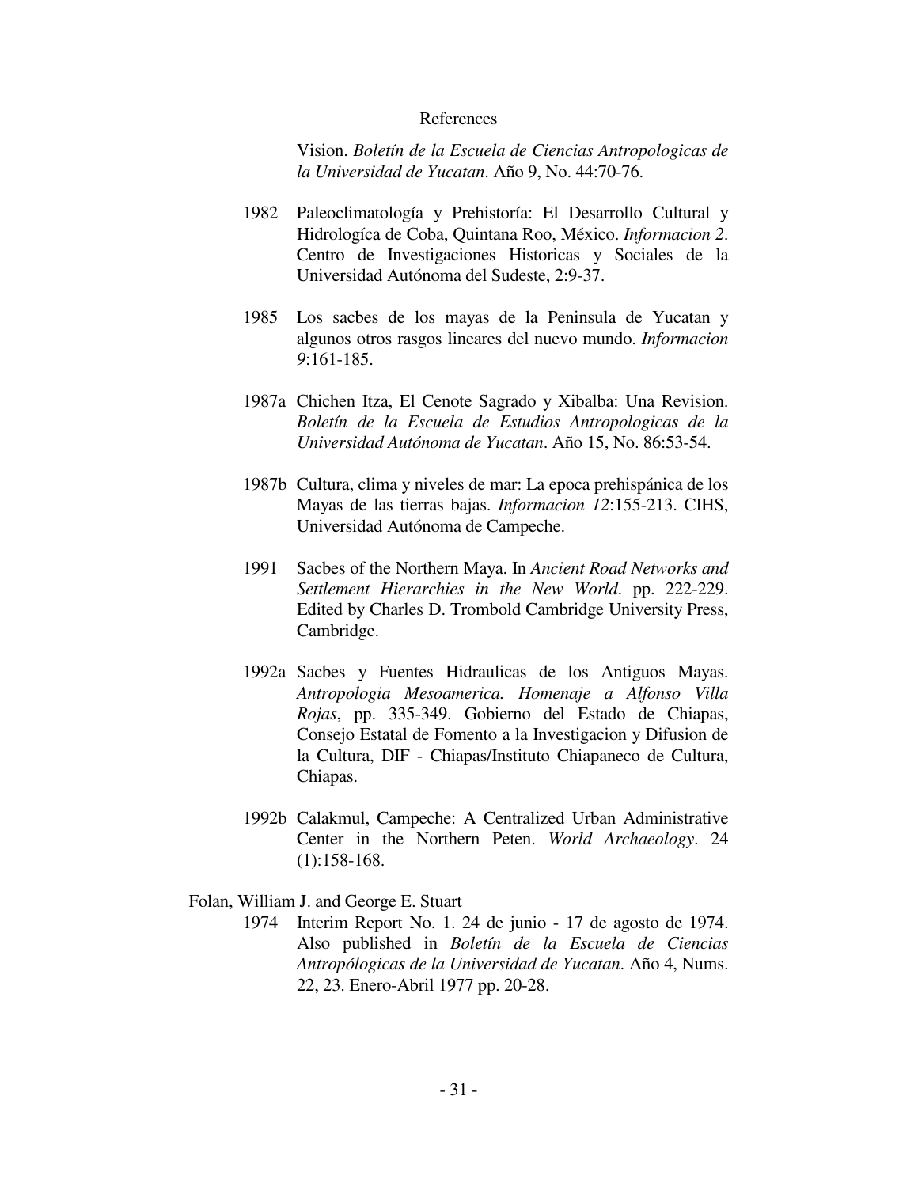Vision. *Boletín de la Escuela de Ciencias Antropologicas de la Universidad de Yucatan*. Año 9, No. 44:70-76.

1982 Paleoclimatología y Prehistoría: El Desarrollo Cultural y Hidrologíca de Coba, Quintana Roo, México. *Informacion 2*. Centro de Investigaciones Historicas y Sociales de la Universidad Autónoma del Sudeste, 2:9-37.

1985 Los sacbes de los mayas de la Peninsula de Yucatan y algunos otros rasgos lineares del nuevo mundo. *Informacion 9*:161-185.

1987a Chichen Itza, El Cenote Sagrado y Xibalba: Una Revision. *Boletín de la Escuela de Estudios Antropologicas de la Universidad Autónoma de Yucatan*. Año 15, No. 86:53-54.

1987b Cultura, clima y niveles de mar: La epoca prehispánica de los Mayas de las tierras bajas. *Informacion 12*:155-213. CIHS, Universidad Autónoma de Campeche.

1991 Sacbes of the Northern Maya. In *Ancient Road Networks and Settlement Hierarchies in the New World*. pp. 222-229. Edited by Charles D. Trombold Cambridge University Press, Cambridge.

1992a Sacbes y Fuentes Hidraulicas de los Antiguos Mayas. *Antropologia Mesoamerica. Homenaje a Alfonso Villa Rojas*, pp. 335-349. Gobierno del Estado de Chiapas, Consejo Estatal de Fomento a la Investigacion y Difusion de la Cultura, DIF - Chiapas/Instituto Chiapaneco de Cultura, Chiapas.

1992b Calakmul, Campeche: A Centralized Urban Administrative Center in the Northern Peten. *World Archaeology*. 24 (1):158-168.

Folan, William J. and George E. Stuart

1974 Interim Report No. 1. 24 de junio - 17 de agosto de 1974. Also published in *Boletín de la Escuela de Ciencias Antropólogicas de la Universidad de Yucatan*. Año 4, Nums. 22, 23. Enero-Abril 1977 pp. 20-28.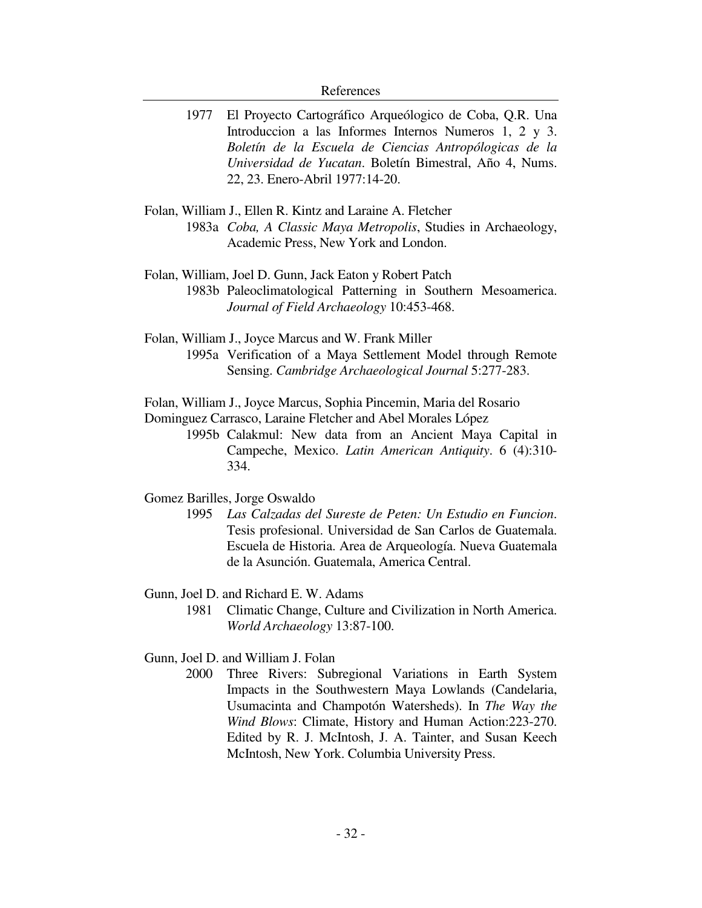1977 El Proyecto Cartográfico Arqueólogico de Coba, Q.R. Una Introduccion a las Informes Internos Numeros 1, 2 y 3. *Boletín de la Escuela de Ciencias Antropólogicas de la Universidad de Yucatan*. Boletín Bimestral, Año 4, Nums. 22, 23. Enero-Abril 1977:14-20.

Folan, William J., Ellen R. Kintz and Laraine A. Fletcher
1983a *Coba, A Classic Maya Metropolis*, Studies in Archaeology, Academic Press, New York and London.

Folan, William, Joel D. Gunn, Jack Eaton y Robert Patch
1983b Paleoclimatological Patterning in Southern Mesoamerica. *Journal of Field Archaeology* 10:453-468.

Folan, William J., Joyce Marcus and W. Frank Miller
1995a Verification of a Maya Settlement Model through Remote Sensing. *Cambridge Archaeological Journal* 5:277-283.

Folan, William J., Joyce Marcus, Sophia Pincemin, Maria del Rosario Dominguez Carrasco, Laraine Fletcher and Abel Morales López
1995b Calakmul: New data from an Ancient Maya Capital in Campeche, Mexico. *Latin American Antiquity*. 6 (4):310-334.

Gomez Barilles, Jorge Oswaldo
1995 *Las Calzadas del Sureste de Peten: Un Estudio en Funcion*. Tesis profesional. Universidad de San Carlos de Guatemala. Escuela de Historia. Area de Arqueología. Nueva Guatemala de la Asunción. Guatemala, America Central.

Gunn, Joel D. and Richard E. W. Adams
1981 Climatic Change, Culture and Civilization in North America. *World Archaeology* 13:87-100.

Gunn, Joel D. and William J. Folan
2000 Three Rivers: Subregional Variations in Earth System Impacts in the Southwestern Maya Lowlands (Candelaria, Usumacinta and Champotón Watersheds). In *The Way the Wind Blows*: Climate, History and Human Action:223-270. Edited by R. J. McIntosh, J. A. Tainter, and Susan Keech McIntosh, New York. Columbia University Press.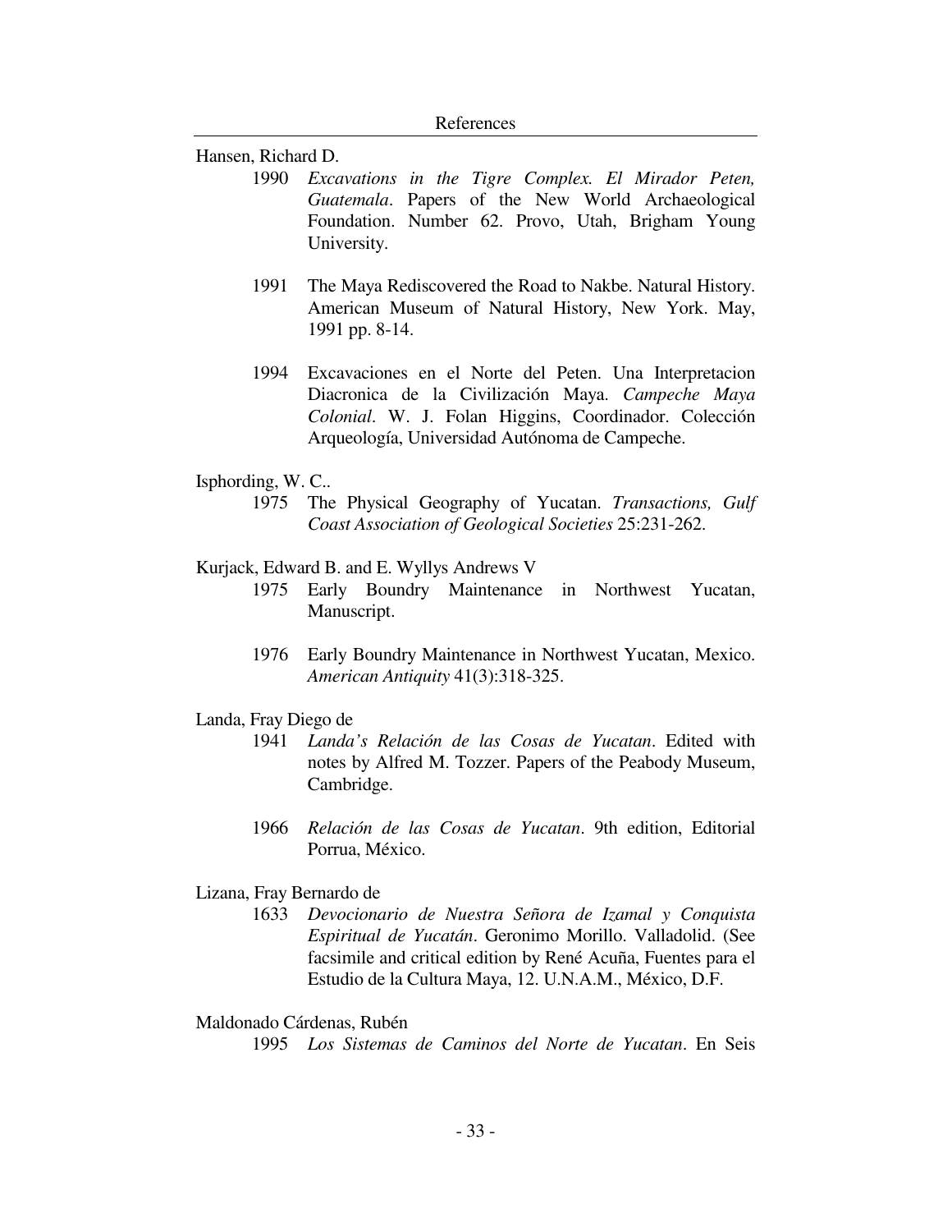Hansen, Richard D.

1990 *Excavations in the Tigre Complex. El Mirador Peten, Guatemala*. Papers of the New World Archaeological Foundation. Number 62. Provo, Utah, Brigham Young University.

1991 The Maya Rediscovered the Road to Nakbe. Natural History. American Museum of Natural History, New York. May, 1991 pp. 8-14.

1994 Excavaciones en el Norte del Peten. Una Interpretacion Diacronica de la Civilización Maya. *Campeche Maya Colonial*. W. J. Folan Higgins, Coordinador. Colección Arqueología, Universidad Autónoma de Campeche.

Isphording, W. C..

1975 The Physical Geography of Yucatan. *Transactions, Gulf Coast Association of Geological Societies* 25:231-262.

Kurjack, Edward B. and E. Wyllys Andrews V

1975 Early Boundry Maintenance in Northwest Yucatan, Manuscript.

1976 Early Boundry Maintenance in Northwest Yucatan, Mexico. *American Antiquity* 41(3):318-325.

Landa, Fray Diego de

1941 *Landa's Relación de las Cosas de Yucatan*. Edited with notes by Alfred M. Tozzer. Papers of the Peabody Museum, Cambridge.

1966 *Relación de las Cosas de Yucatan*. 9th edition, Editorial Porrua, México.

Lizana, Fray Bernardo de

1633 *Devocionario de Nuestra Señora de Izamal y Conquista Espiritual de Yucatán*. Geronimo Morillo. Valladolid. (See facsimile and critical edition by René Acuña, Fuentes para el Estudio de la Cultura Maya, 12. U.N.A.M., México, D.F.

Maldonado Cárdenas, Rubén

1995 *Los Sistemas de Caminos del Norte de Yucatan*. En Seis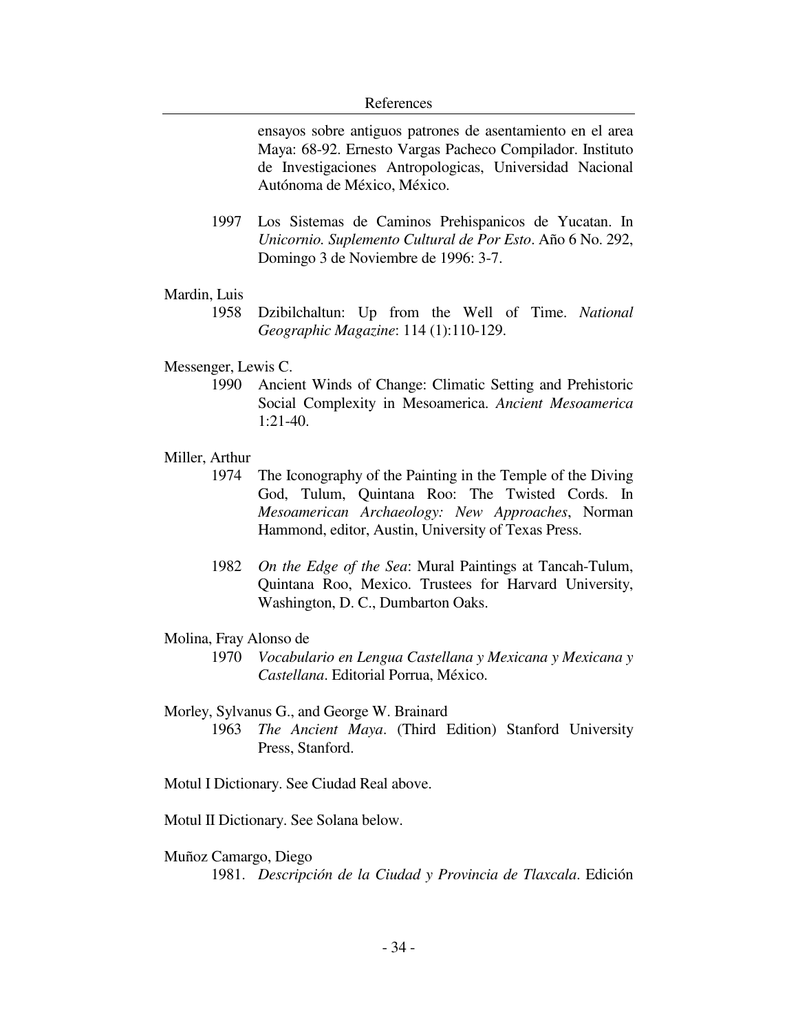ensayos sobre antiguos patrones de asentamiento en el area Maya: 68-92. Ernesto Vargas Pacheco Compilador. Instituto de Investigaciones Antropologicas, Universidad Nacional Autónoma de México, México.

1997 Los Sistemas de Caminos Prehispanicos de Yucatan. In *Unicornio. Suplemento Cultural de Por Esto*. Año 6 No. 292, Domingo 3 de Noviembre de 1996: 3-7.

Mardin, Luis

1958 Dzibilchaltun: Up from the Well of Time. *National Geographic Magazine*: 114 (1):110-129.

Messenger, Lewis C.

1990 Ancient Winds of Change: Climatic Setting and Prehistoric Social Complexity in Mesoamerica. *Ancient Mesoamerica* 1:21-40.

Miller, Arthur

1974 The Iconography of the Painting in the Temple of the Diving God, Tulum, Quintana Roo: The Twisted Cords. In *Mesoamerican Archaeology: New Approaches*, Norman Hammond, editor, Austin, University of Texas Press.

1982 *On the Edge of the Sea*: Mural Paintings at Tancah-Tulum, Quintana Roo, Mexico. Trustees for Harvard University, Washington, D. C., Dumbarton Oaks.

Molina, Fray Alonso de

1970 *Vocabulario en Lengua Castellana y Mexicana y Mexicana y Castellana*. Editorial Porrua, México.

Morley, Sylvanus G., and George W. Brainard

1963 *The Ancient Maya*. (Third Edition) Stanford University Press, Stanford.

Motul I Dictionary. See Ciudad Real above.

Motul II Dictionary. See Solana below.

Muñoz Camargo, Diego

1981. *Descripción de la Ciudad y Provincia de Tlaxcala*. Edición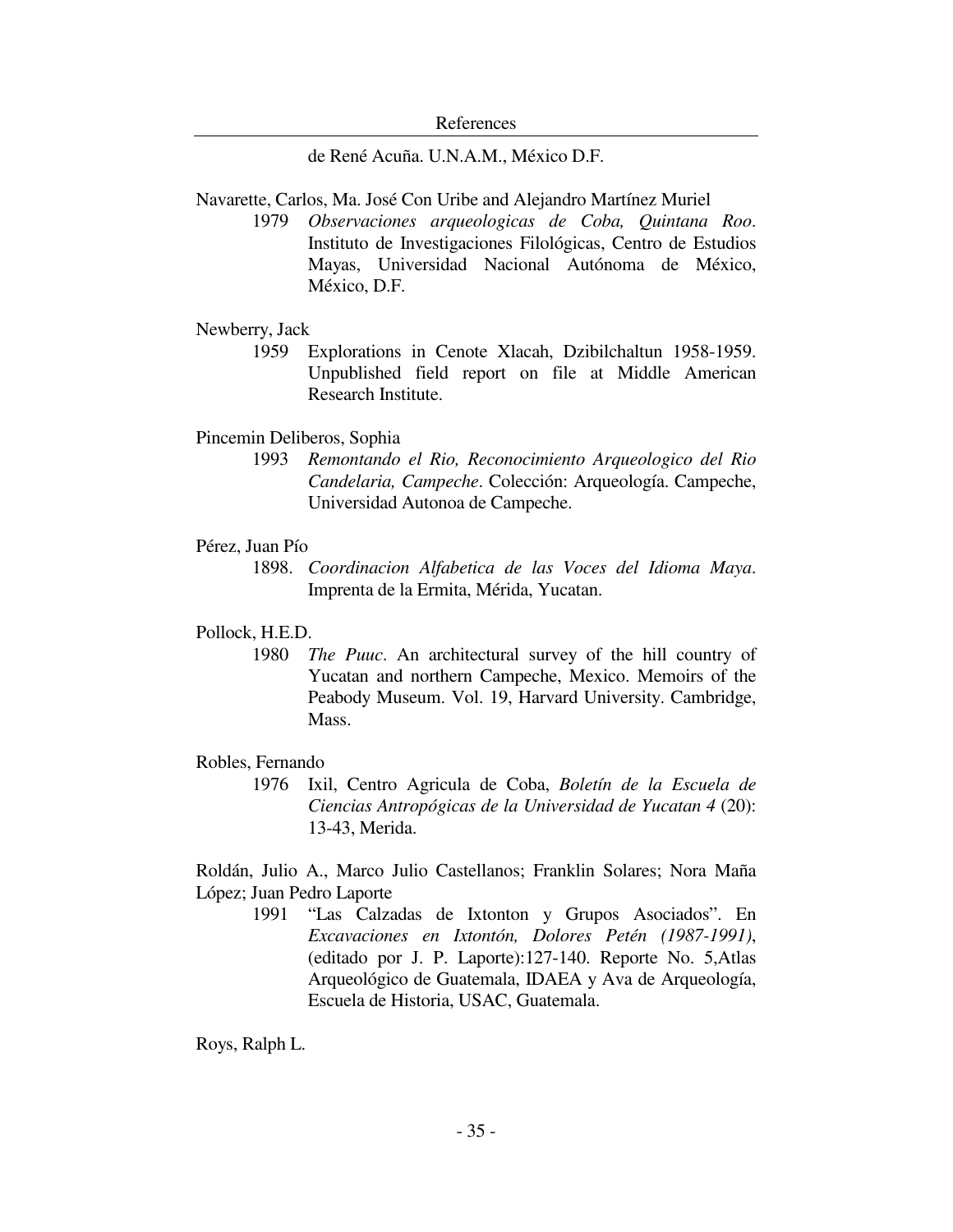de René Acuña. U.N.A.M., México D.F.

Navarette, Carlos, Ma. José Con Uribe and Alejandro Martínez Muriel

1979 *Observaciones arqueologicas de Coba, Quintana Roo*. Instituto de Investigaciones Filológicas, Centro de Estudios Mayas, Universidad Nacional Autónoma de México, México, D.F.

Newberry, Jack

1959 Explorations in Cenote Xlacah, Dzibilchaltun 1958-1959. Unpublished field report on file at Middle American Research Institute.

Pincemin Deliberos, Sophia

1993 *Remontando el Rio, Reconocimiento Arqueologico del Rio Candelaria, Campeche*. Colección: Arqueología. Campeche, Universidad Autonoa de Campeche.

Pérez, Juan Pío

1898. *Coordinacion Alfabetica de las Voces del Idioma Maya*. Imprenta de la Ermita, Mérida, Yucatan.

Pollock, H.E.D.

1980 *The Puuc*. An architectural survey of the hill country of Yucatan and northern Campeche, Mexico. Memoirs of the Peabody Museum. Vol. 19, Harvard University. Cambridge, Mass.

Robles, Fernando

1976 Ixil, Centro Agricula de Coba, *Boletín de la Escuela de Ciencias Antropógicas de la Universidad de Yucatan 4* (20): 13-43, Merida.

Roldán, Julio A., Marco Julio Castellanos; Franklin Solares; Nora Maña López; Juan Pedro Laporte

1991 "Las Calzadas de Ixtonton y Grupos Asociados". En *Excavaciones en Ixtontón, Dolores Petén (1987-1991)*, (editado por J. P. Laporte):127-140. Reporte No. 5,Atlas Arqueológico de Guatemala, IDAEA y Ava de Arqueología, Escuela de Historia, USAC, Guatemala.

Roys, Ralph L.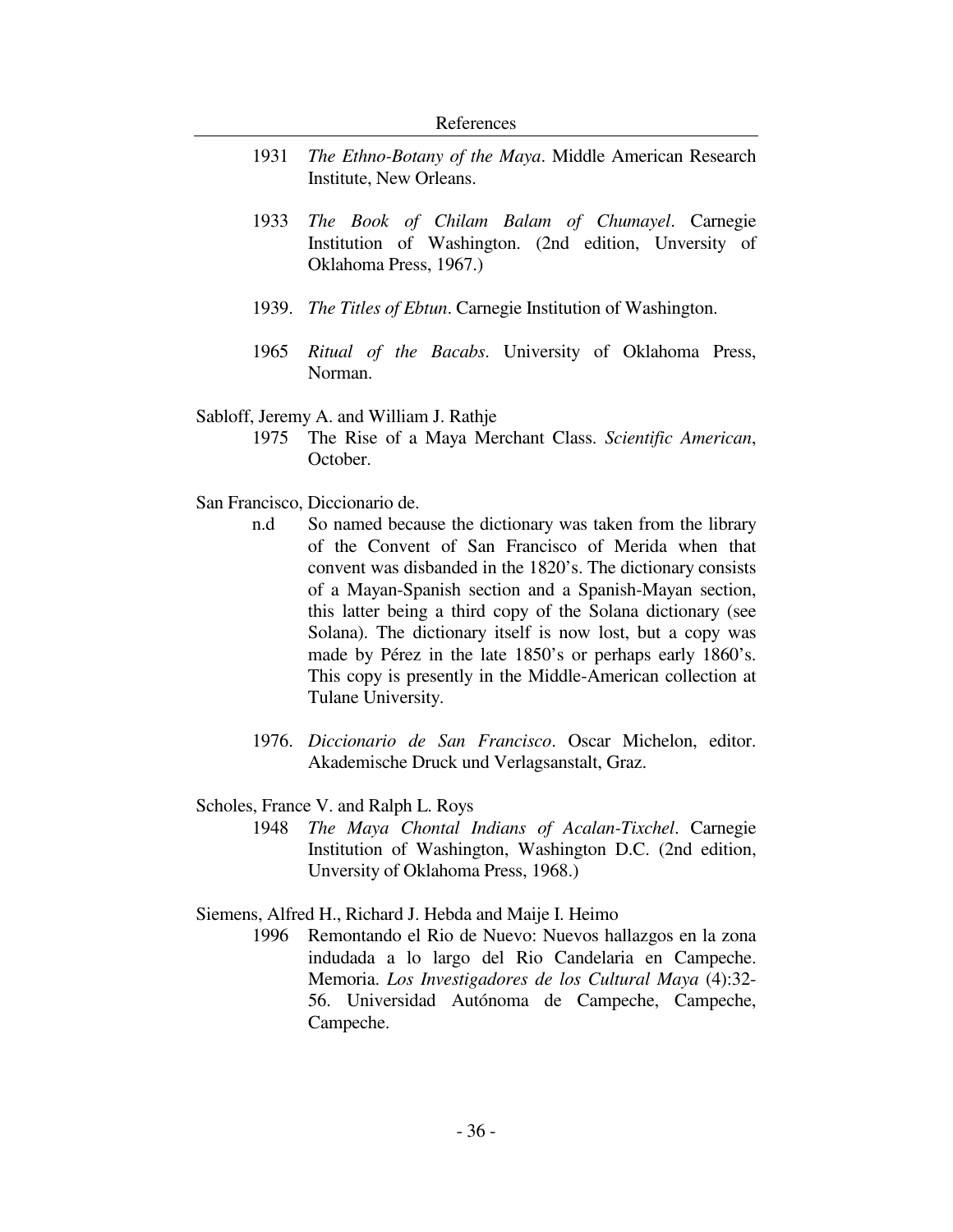1931 *The Ethno-Botany of the Maya*. Middle American Research Institute, New Orleans.

1933 *The Book of Chilam Balam of Chumayel*. Carnegie Institution of Washington. (2nd edition, Unversity of Oklahoma Press, 1967.)

1939. *The Titles of Ebtun*. Carnegie Institution of Washington.

1965 *Ritual of the Bacabs*. University of Oklahoma Press, Norman.

Sabloff, Jeremy A. and William J. Rathje

1975 The Rise of a Maya Merchant Class. *Scientific American*, October.

San Francisco, Diccionario de.

n.d So named because the dictionary was taken from the library of the Convent of San Francisco of Merida when that convent was disbanded in the 1820's. The dictionary consists of a Mayan-Spanish section and a Spanish-Mayan section, this latter being a third copy of the Solana dictionary (see Solana). The dictionary itself is now lost, but a copy was made by Pérez in the late 1850's or perhaps early 1860's. This copy is presently in the Middle-American collection at Tulane University.

1976. *Diccionario de San Francisco*. Oscar Michelon, editor. Akademische Druck und Verlagsanstalt, Graz.

Scholes, France V. and Ralph L. Roys

1948 *The Maya Chontal Indians of Acalan-Tixchel*. Carnegie Institution of Washington, Washington D.C. (2nd edition, Unversity of Oklahoma Press, 1968.)

Siemens, Alfred H., Richard J. Hebda and Maije I. Heimo

1996 Remontando el Rio de Nuevo: Nuevos hallazgos en la zona indudada a lo largo del Rio Candelaria en Campeche. Memoria. *Los Investigadores de los Cultural Maya* (4):32-56. Universidad Autónoma de Campeche, Campeche, Campeche.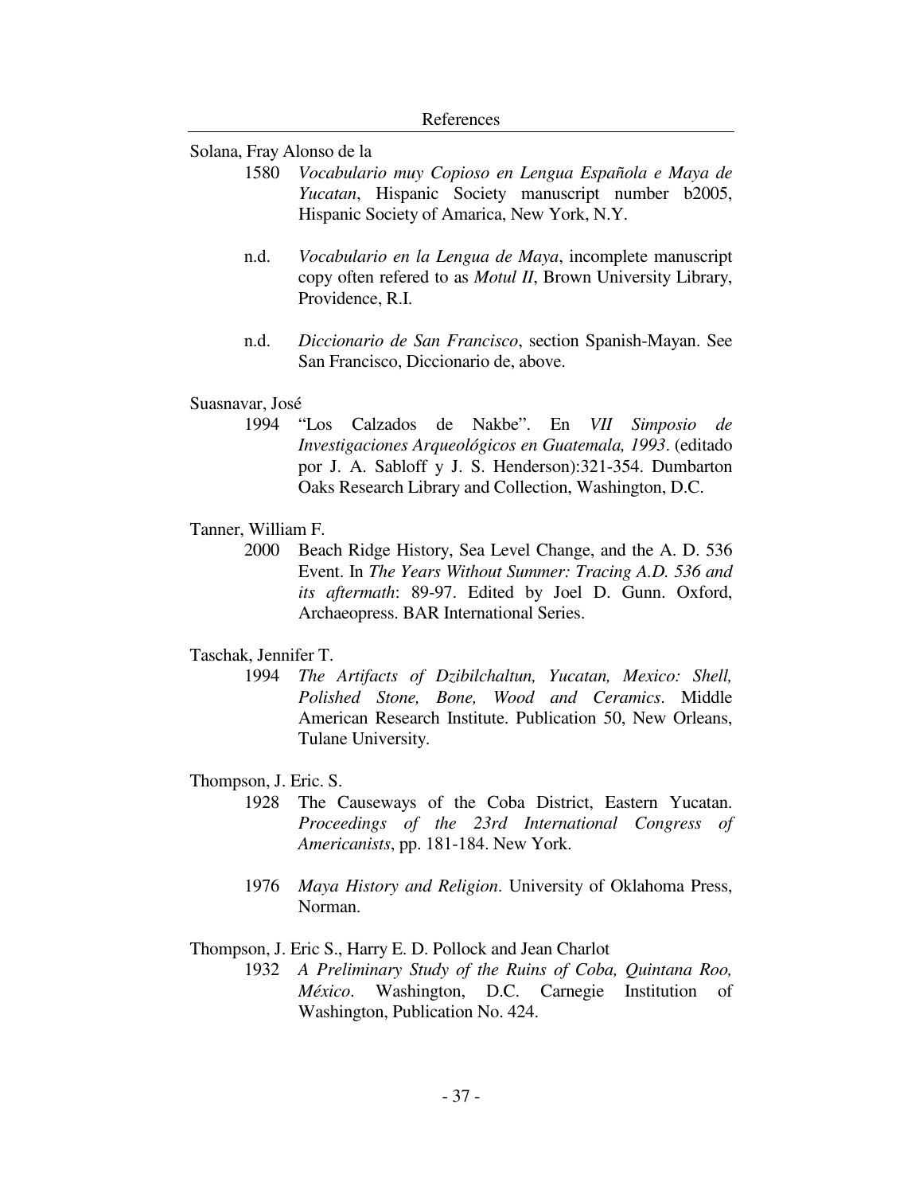Solana, Fray Alonso de la

1580 *Vocabulario muy Copioso en Lengua Española e Maya de Yucatan*, Hispanic Society manuscript number b2005, Hispanic Society of Amarica, New York, N.Y.

n.d. *Vocabulario en la Lengua de Maya*, incomplete manuscript copy often refered to as *Motul II*, Brown University Library, Providence, R.I.

n.d. *Diccionario de San Francisco*, section Spanish-Mayan. See San Francisco, Diccionario de, above.

Suasnavar, José

1994 "Los Calzados de Nakbe". En *VII Simposio de Investigaciones Arqueológicos en Guatemala, 1993*. (editado por J. A. Sabloff y J. S. Henderson):321-354. Dumbarton Oaks Research Library and Collection, Washington, D.C.

Tanner, William F.

2000 Beach Ridge History, Sea Level Change, and the A. D. 536 Event. In *The Years Without Summer: Tracing A.D. 536 and its aftermath*: 89-97. Edited by Joel D. Gunn. Oxford, Archaeopress. BAR International Series.

Taschak, Jennifer T.

1994 *The Artifacts of Dzibilchaltun, Yucatan, Mexico: Shell, Polished Stone, Bone, Wood and Ceramics*. Middle American Research Institute. Publication 50, New Orleans, Tulane University.

Thompson, J. Eric. S.

1928 The Causeways of the Coba District, Eastern Yucatan. *Proceedings of the 23rd International Congress of Americanists*, pp. 181-184. New York.

1976 *Maya History and Religion*. University of Oklahoma Press, Norman.

Thompson, J. Eric S., Harry E. D. Pollock and Jean Charlot

1932 *A Preliminary Study of the Ruins of Coba, Quintana Roo, México*. Washington, D.C. Carnegie Institution of Washington, Publication No. 424.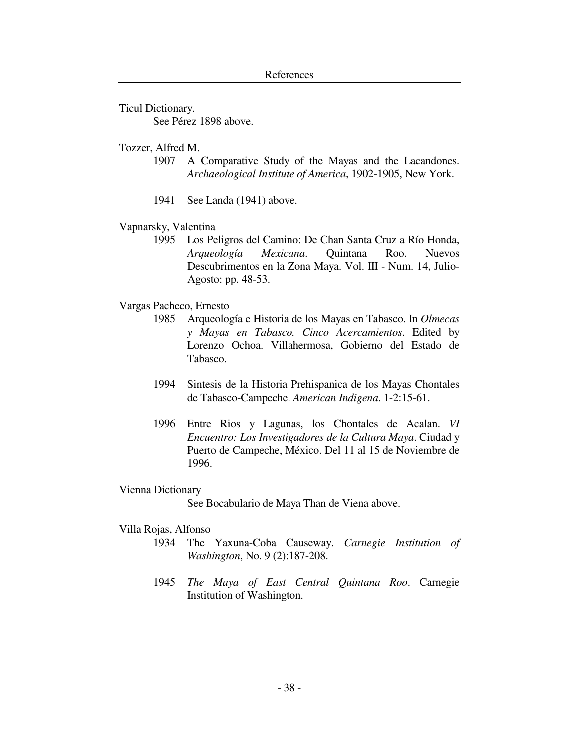Ticul Dictionary.
See Pérez 1898 above.

Tozzer, Alfred M.

1907 A Comparative Study of the Mayas and the Lacandones. *Archaeological Institute of America*, 1902-1905, New York.

1941 See Landa (1941) above.

Vapnarsky, Valentina

1995 Los Peligros del Camino: De Chan Santa Cruz a Río Honda, *Arqueología Mexicana*. Quintana Roo. Nuevos Descubrimentos en la Zona Maya. Vol. III - Num. 14, Julio-Agosto: pp. 48-53.

Vargas Pacheco, Ernesto

1985 Arqueología e Historia de los Mayas en Tabasco. In *Olmecas y Mayas en Tabasco. Cinco Acercamientos*. Edited by Lorenzo Ochoa. Villahermosa, Gobierno del Estado de Tabasco.

1994 Sintesis de la Historia Prehispanica de los Mayas Chontales de Tabasco-Campeche. *American Indigena*. 1-2:15-61.

1996 Entre Rios y Lagunas, los Chontales de Acalan. *VI Encuentro: Los Investigadores de la Cultura Maya*. Ciudad y Puerto de Campeche, México. Del 11 al 15 de Noviembre de 1996.

Vienna Dictionary

See Bocabulario de Maya Than de Viena above.

Villa Rojas, Alfonso

1934 The Yaxuna-Coba Causeway. *Carnegie Institution of Washington*, No. 9 (2):187-208.

1945 *The Maya of East Central Quintana Roo*. Carnegie Institution of Washington.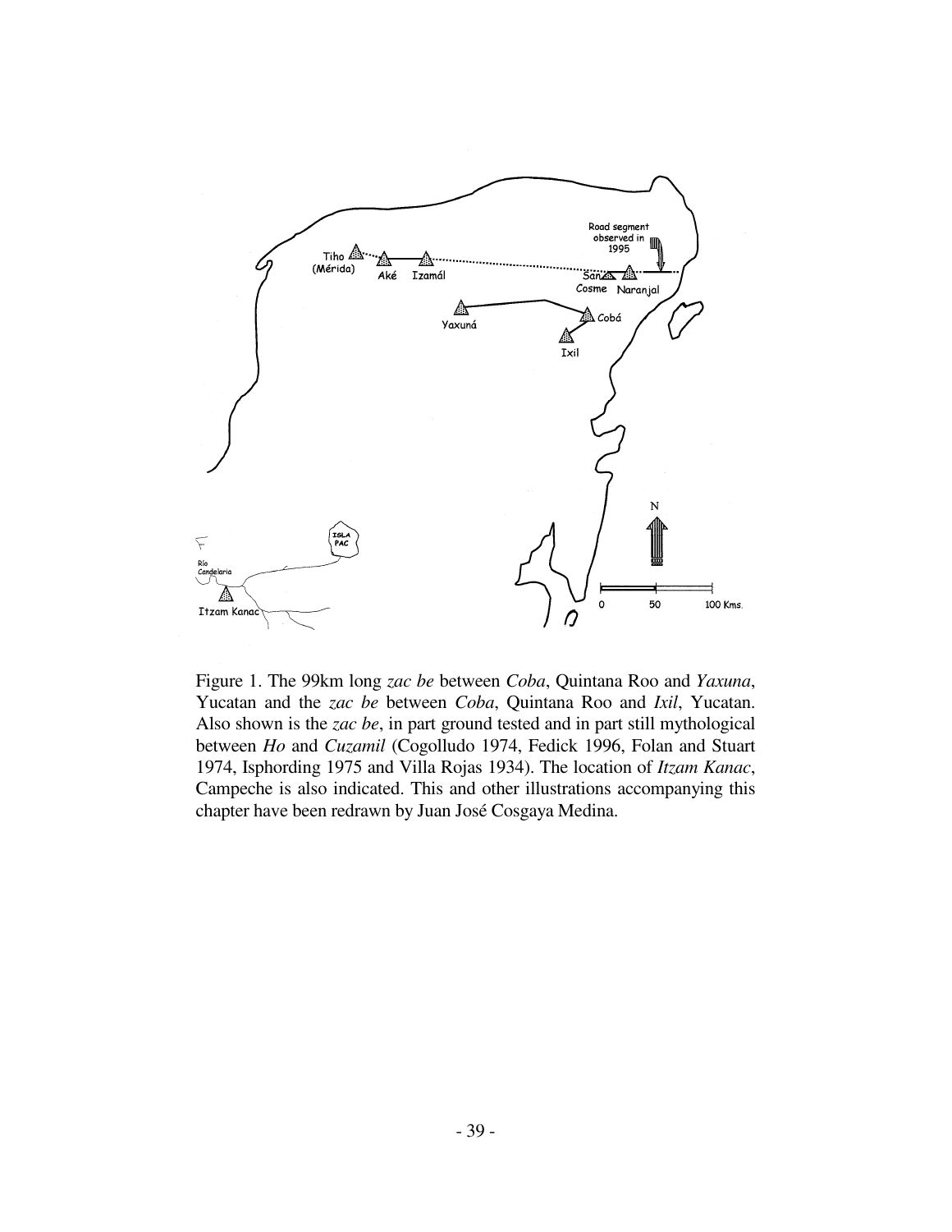Figure 1. The 99km long *zac be* between *Coba*, Quintana Roo and *Yaxuna*, Yucatan and the *zac be* between *Coba*, Quintana Roo and *Ixil*, Yucatan. Also shown is the *zac be*, in part ground tested and in part still mythological between *Ho* and *Cuzamil* (Cogolludo 1974, Fedick 1996, Folan and Stuart 1974, Isphording 1975 and Villa Rojas 1934). The location of *Itzam Kanac*, Campeche is also indicated. This and other illustrations accompanying this chapter have been redrawn by Juan José Cosgaya Medina.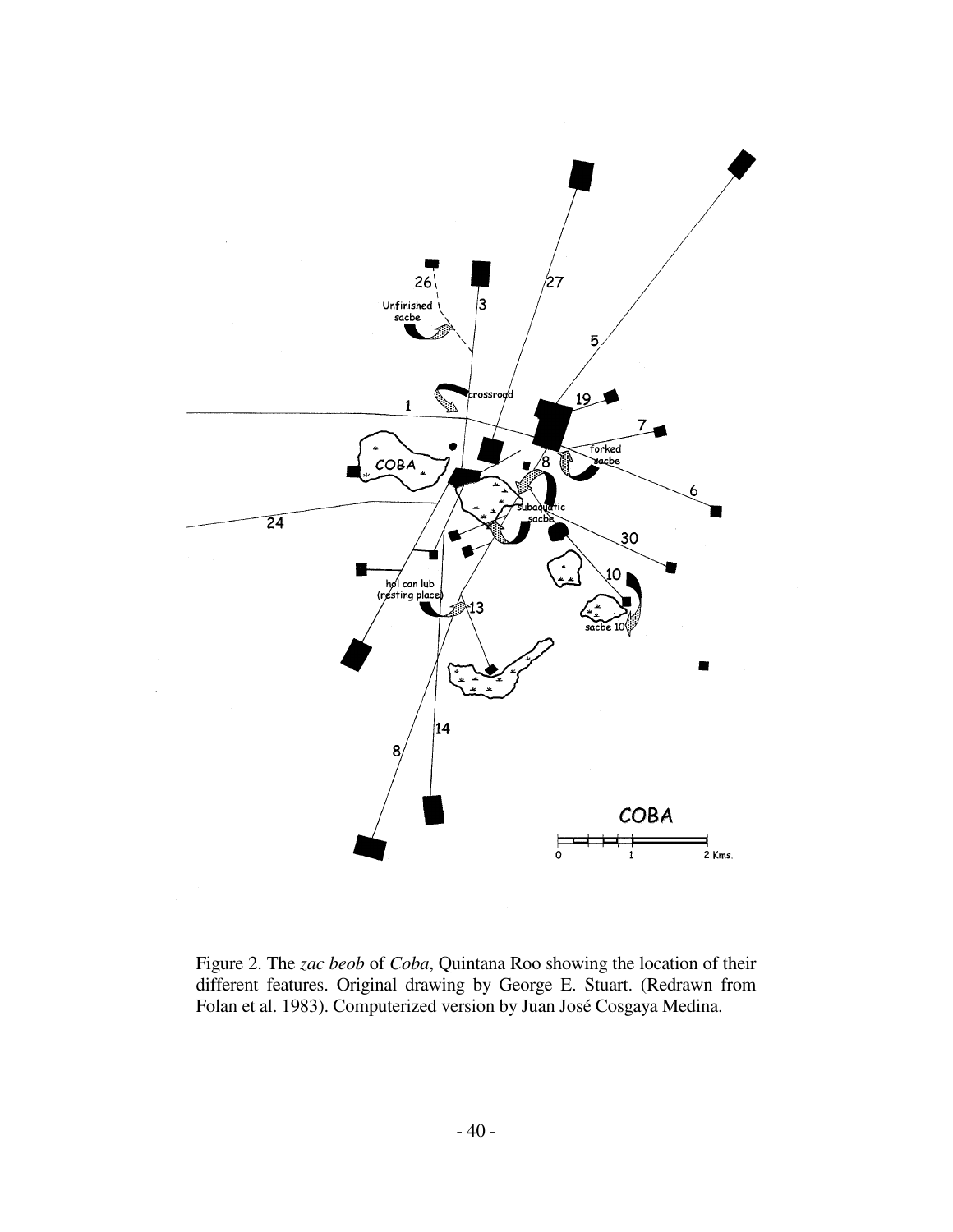Figure 2. The *zac beob* of *Coba*, Quintana Roo showing the location of their different features. Original drawing by George E. Stuart. (Redrawn from Folan et al. 1983). Computerized version by Juan José Cosgaya Medina.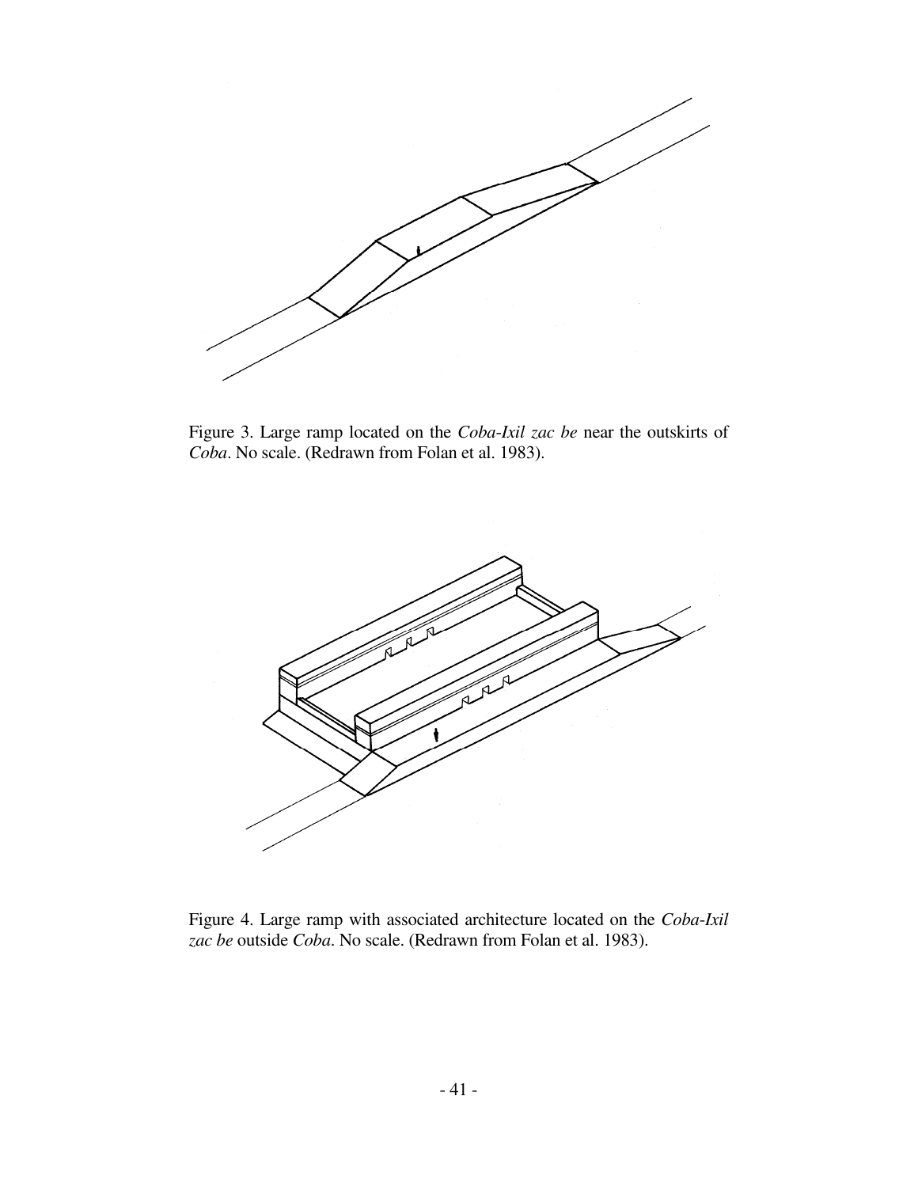Figure 3. Large ramp located on the *Coba-Ixil zac be* near the outskirts of *Coba*. No scale. (Redrawn from Folan et al. 1983).

Figure 4. Large ramp with associated architecture located on the *Coba-Ixil zac be* outside *Coba*. No scale. (Redrawn from Folan et al. 1983).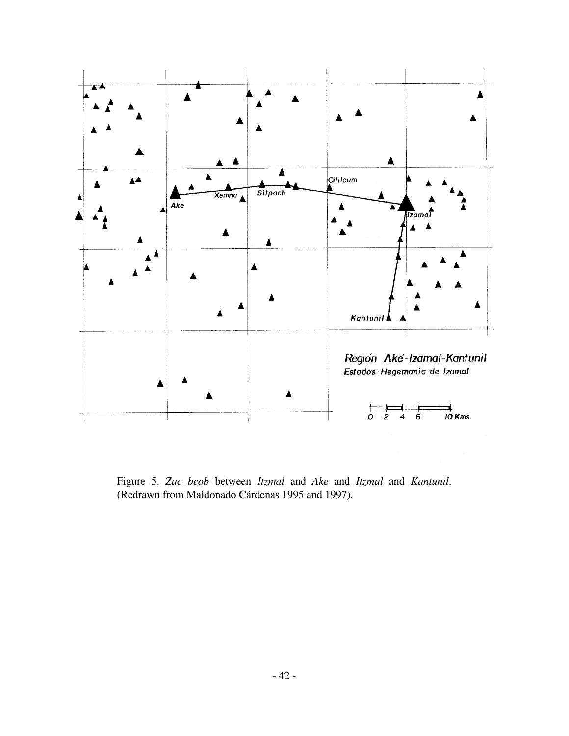Figure 5. *Zac beob* between *Itzmal* and *Ake* and *Itzmal* and *Kantunil*. (Redrawn from Maldonado Cárdenas 1995 and 1997).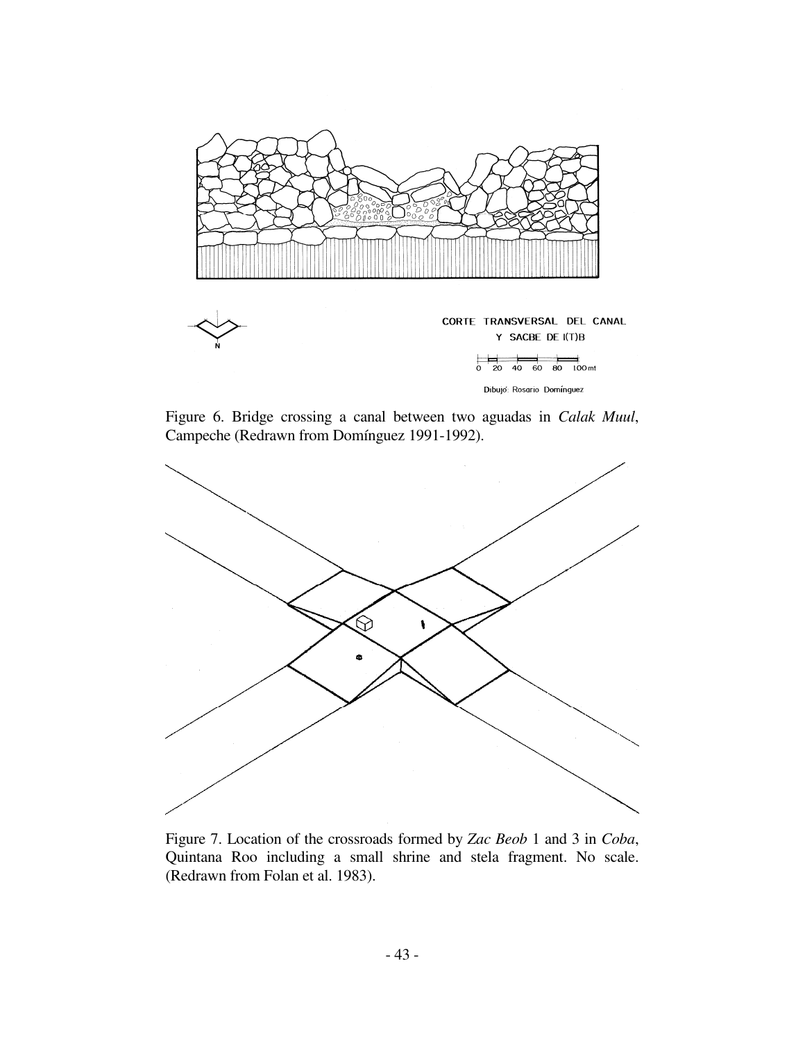CORTE TRANSVERSAL DEL CANAL
Y SACBE DE I(T)B

0 20 40 60 80 100 mt

Dibujó: Rosario Domínguez

Figure 6. Bridge crossing a canal between two aguadas in *Calak Muul*, Campeche (Redrawn from Domínguez 1991-1992).

Figure 7. Location of the crossroads formed by *Zac Beob* 1 and 3 in *Coba*, Quintana Roo including a small shrine and stela fragment. No scale. (Redrawn from Folan et al. 1983).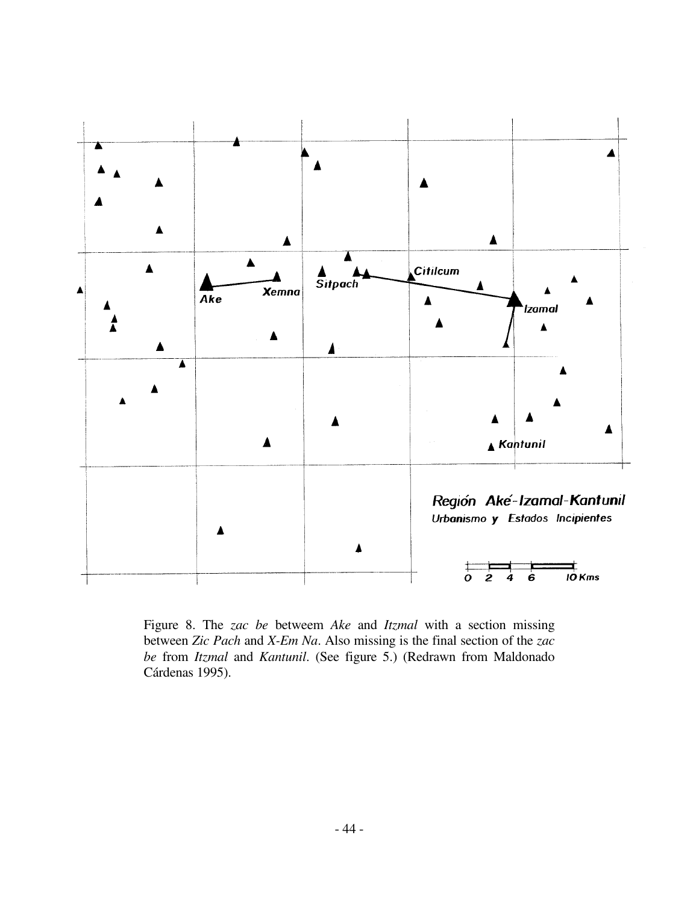Figure 8. The *zac be* betweem *Ake* and *Itzmal* with a section missing between *Zic Pach* and *X-Em Na*. Also missing is the final section of the *zac be* from *Itzmal* and *Kantunil*. (See figure 5.) (Redrawn from Maldonado Cárdenas 1995).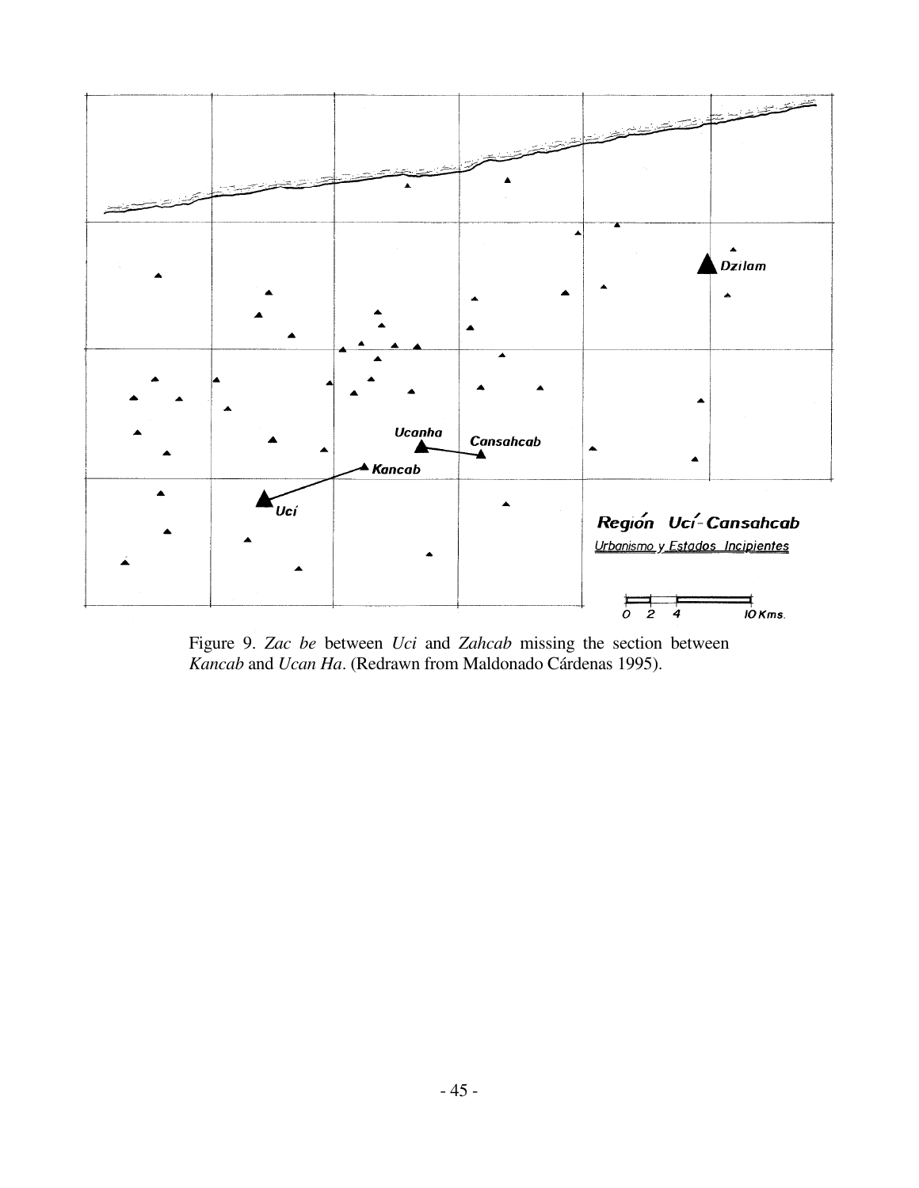Figure 9. *Zac be* between *Uci* and *Zahcab* missing the section between *Kancab* and *Ucan Ha*. (Redrawn from Maldonado Cárdenas 1995).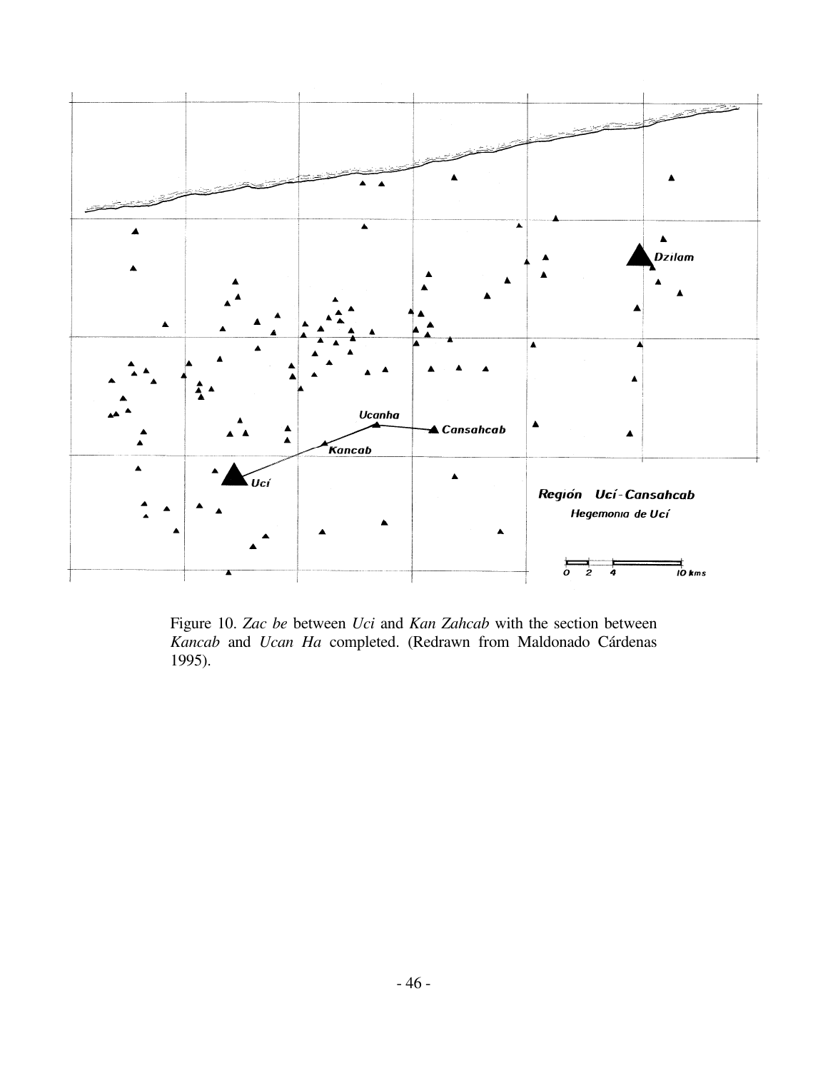Figure 10. *Zac be* between *Uci* and *Kan Zahcab* with the section between *Kancab* and *Ucan Ha* completed. (Redrawn from Maldonado Cárdenas 1995).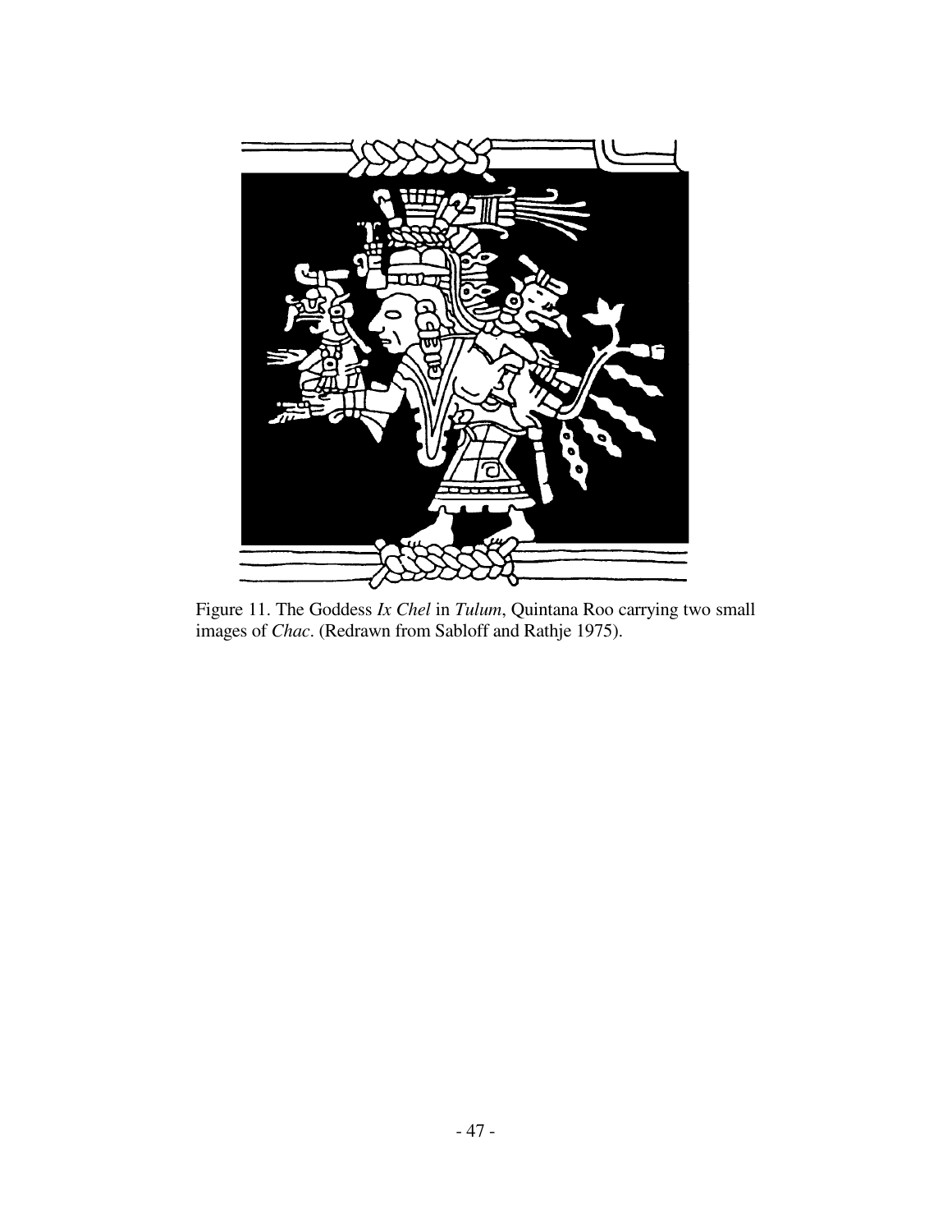Figure 11. The Goddess *Ix Chel* in *Tulum*, Quintana Roo carrying two small images of *Chac*. (Redrawn from Sabloff and Rathje 1975).